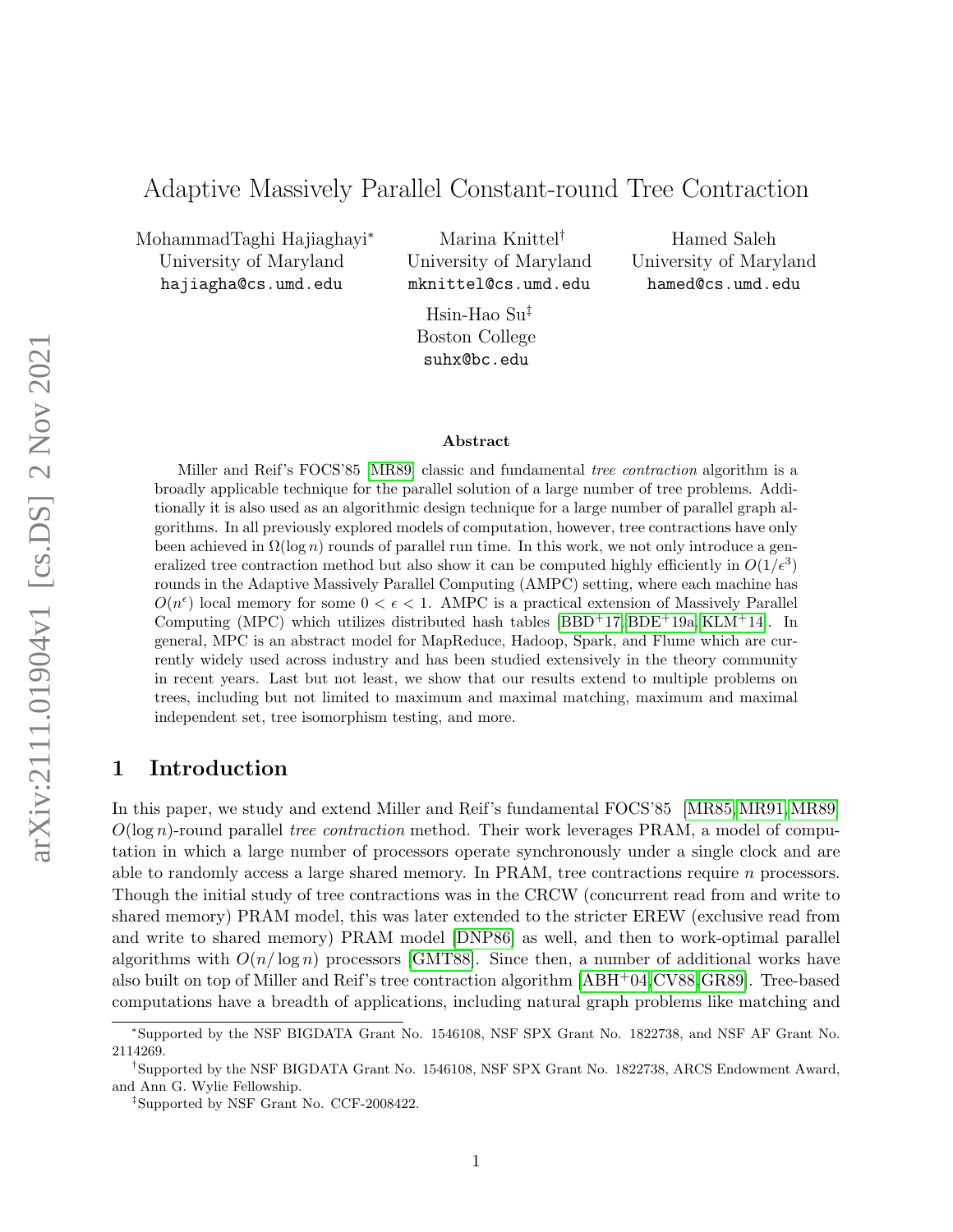# Adaptive Massively Parallel Constant-round Tree Contraction

MohammadTaghi Hajiaghayi[*]
University of Maryland
hajiagha@cs.umd.edu

Marina Knittel[†]
University of Maryland
mknittel@cs.umd.edu

Hamed Saleh
University of Maryland
hamed@cs.umd.edu

Hsin-Hao Su[‡]
Boston College
suhx@bc.edu

### Abstract

Miller and Reif's FOCS'85 [MR89] classic and fundamental *tree contraction* algorithm is a broadly applicable technique for the parallel solution of a large number of tree problems. Additionally it is also used as an algorithmic design technique for a large number of parallel graph algorithms. In all previously explored models of computation, however, tree contractions have only been achieved in $\Omega(\log n)$ rounds of parallel run time. In this work, we not only introduce a generalized tree contraction method but also show it can be computed highly efficiently in $O(1/\epsilon^3)$ rounds in the Adaptive Massively Parallel Computing (AMPC) setting, where each machine has $O(n^\epsilon)$ local memory for some $0 < \epsilon < 1$. AMPC is a practical extension of Massively Parallel Computing (MPC) which utilizes distributed hash tables [BBD+17, BDE+19a, KLM+14]. In general, MPC is an abstract model for MapReduce, Hadoop, Spark, and Flume which are currently widely used across industry and has been studied extensively in the theory community in recent years. Last but not least, we show that our results extend to multiple problems on trees, including but not limited to maximum and maximal matching, maximum and maximal independent set, tree isomorphism testing, and more.

## 1 Introduction

In this paper, we study and extend Miller and Reif's fundamental FOCS'85 [MR85, MR91, MR89] $O(\log n)$-round parallel *tree contraction* method. Their work leverages PRAM, a model of computation in which a large number of processors operate synchronously under a single clock and are able to randomly access a large shared memory. In PRAM, tree contractions require $n$ processors. Though the initial study of tree contractions was in the CRCW (concurrent read from and write to shared memory) PRAM model, this was later extended to the stricter EREW (exclusive read from and write to shared memory) PRAM model [DNP86] as well, and then to work-optimal parallel algorithms with $O(n/\log n)$ processors [GMT88]. Since then, a number of additional works have also built on top of Miller and Reif's tree contraction algorithm [ABH+04, CV88, GR89]. Tree-based computations have a breadth of applications, including natural graph problems like matching and

---

[*] Supported by the NSF BIGDATA Grant No. 1546108, NSF SPX Grant No. 1822738, and NSF AF Grant No. 2114269.

[†] Supported by the NSF BIGDATA Grant No. 1546108, NSF SPX Grant No. 1822738, ARCS Endowment Award, and Ann G. Wylie Fellowship.

[‡] Supported by NSF Grant No. CCF-2008422.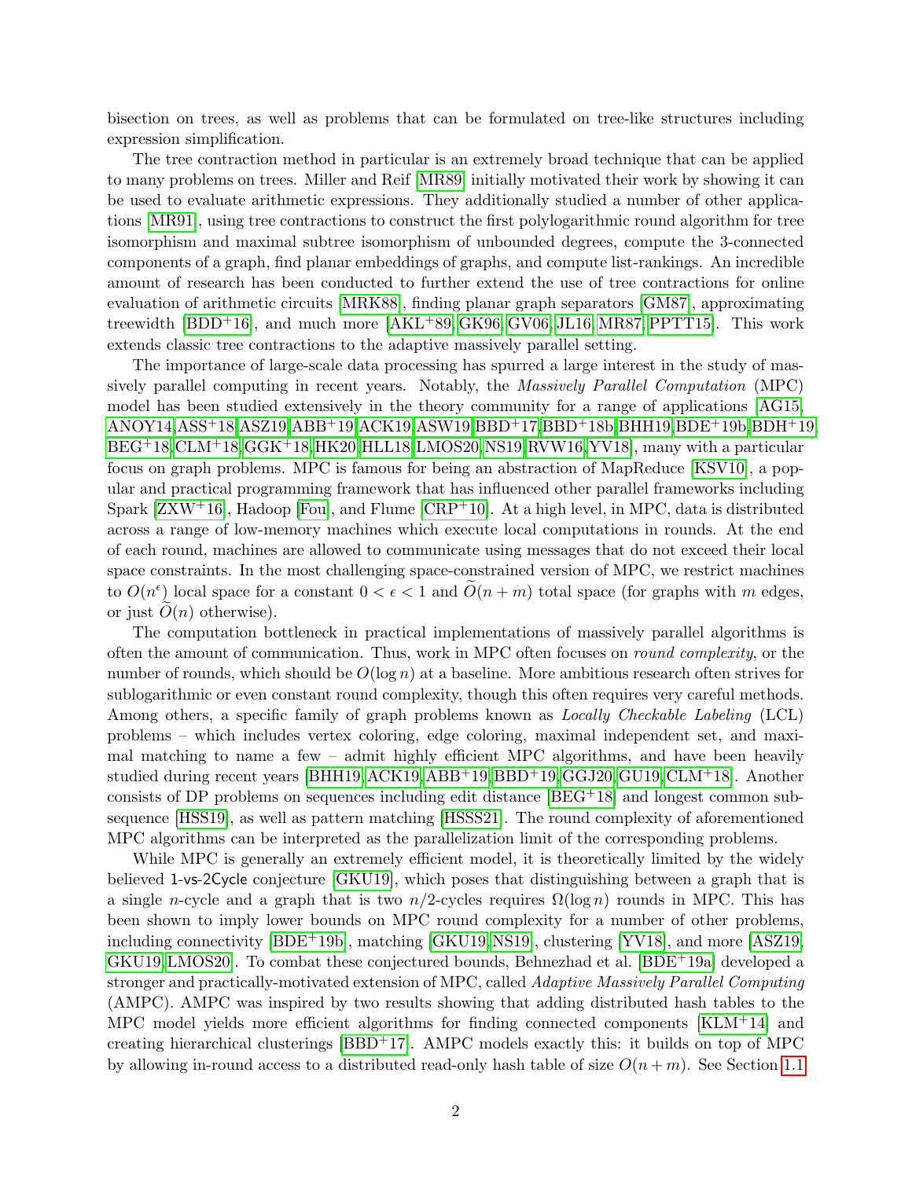bisection on trees, as well as problems that can be formulated on tree-like structures including expression simplification.

The tree contraction method in particular is an extremely broad technique that can be applied to many problems on trees. Miller and Reif [MR89] initially motivated their work by showing it can be used to evaluate arithmetic expressions. They additionally studied a number of other applications [MR91], using tree contractions to construct the first polylogarithmic round algorithm for tree isomorphism and maximal subtree isomorphism of unbounded degrees, compute the 3-connected components of a graph, find planar embeddings of graphs, and compute list-rankings. An incredible amount of research has been conducted to further extend the use of tree contractions for online evaluation of arithmetic circuits [MRK88], finding planar graph separators [GM87], approximating treewidth [BDD+16], and much more [AKL+89, GK96, GV06, JL16, MR87, PPTT15]. This work extends classic tree contractions to the adaptive massively parallel setting.

The importance of large-scale data processing has spurred a large interest in the study of massively parallel computing in recent years. Notably, the *Massively Parallel Computation* (MPC) model has been studied extensively in the theory community for a range of applications [AG15, ANOY14, ASS+18, ASZ19, ABB+19, ACK19, ASW19, BBD+17, BBD+18b, BHH19, BDE+19b, BDH+19, BEG+18, CLM+18, GGK+18, HK20, HLL18, LMOS20, NS19, RVW16, YV18], many with a particular focus on graph problems. MPC is famous for being an abstraction of MapReduce [KSV10], a popular and practical programming framework that has influenced other parallel frameworks including Spark [ZXW+16], Hadoop [Fou], and Flume [CRP+10]. At a high level, in MPC, data is distributed across a range of low-memory machines which execute local computations in rounds. At the end of each round, machines are allowed to communicate using messages that do not exceed their local space constraints. In the most challenging space-constrained version of MPC, we restrict machines to $O(n^\epsilon)$ local space for a constant $0 < \epsilon < 1$ and $\widetilde{O}(n+m)$ total space (for graphs with $m$ edges, or just $\widetilde{O}(n)$ otherwise).

The computation bottleneck in practical implementations of massively parallel algorithms is often the amount of communication. Thus, work in MPC often focuses on *round complexity*, or the number of rounds, which should be $O(\log n)$ at a baseline. More ambitious research often strives for sublogarithmic or even constant round complexity, though this often requires very careful methods. Among others, a specific family of graph problems known as *Locally Checkable Labeling* (LCL) problems – which includes vertex coloring, edge coloring, maximal independent set, and maximal matching to name a few – admit highly efficient MPC algorithms, and have been heavily studied during recent years [BHH19, ACK19, ABB+19, BBD+19, GGJ20, GU19, CLM+18]. Another consists of DP problems on sequences including edit distance [BEG+18] and longest common subsequence [HSS19], as well as pattern matching [HSSS21]. The round complexity of aforementioned MPC algorithms can be interpreted as the parallelization limit of the corresponding problems.

While MPC is generally an extremely efficient model, it is theoretically limited by the widely believed 1-vs-2Cycle conjecture [GKU19], which poses that distinguishing between a graph that is a single $n$-cycle and a graph that is two $n/2$-cycles requires $\Omega(\log n)$ rounds in MPC. This has been shown to imply lower bounds on MPC round complexity for a number of other problems, including connectivity [BDE+19b], matching [GKU19, NS19], clustering [YV18], and more [ASZ19, GKU19, LMOS20]. To combat these conjectured bounds, Behnezhad et al. [BDE+19a] developed a stronger and practically-motivated extension of MPC, called *Adaptive Massively Parallel Computing* (AMPC). AMPC was inspired by two results showing that adding distributed hash tables to the MPC model yields more efficient algorithms for finding connected components [KLM+14] and creating hierarchical clusterings [BBD+17]. AMPC models exactly this: it builds on top of MPC by allowing in-round access to a distributed read-only hash table of size $O(n+m)$. See Section 1.1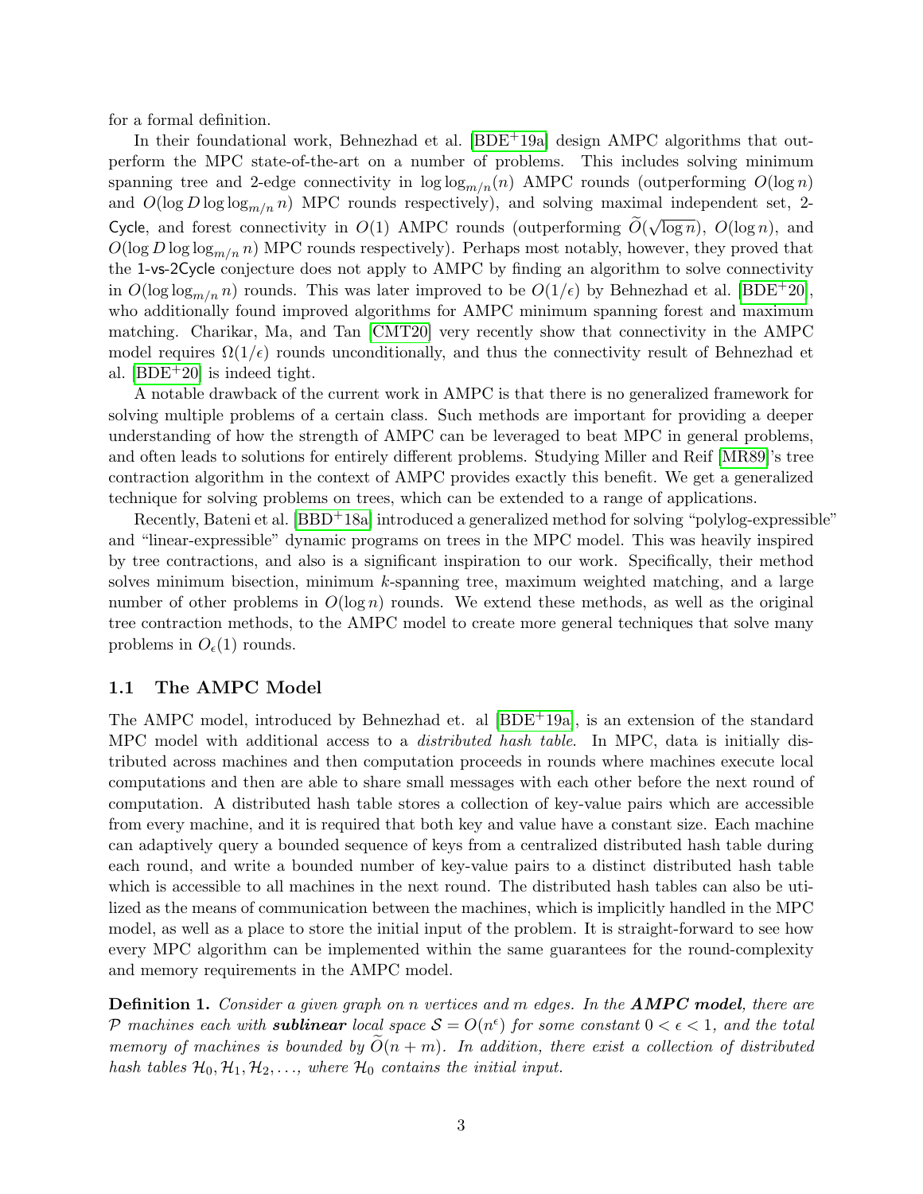for a formal definition.

In their foundational work, Behnezhad et al. [BDE+19a] design AMPC algorithms that outperform the MPC state-of-the-art on a number of problems. This includes solving minimum spanning tree and 2-edge connectivity in $\log\log_{m/n}(n)$ AMPC rounds (outperforming $O(\log n)$ and $O(\log D \log\log_{m/n} n)$ MPC rounds respectively), and solving maximal independent set, 2-Cycle, and forest connectivity in $O(1)$ AMPC rounds (outperforming $\widetilde{O}(\sqrt{\log n})$, $O(\log n)$, and $O(\log D \log\log_{m/n} n)$ MPC rounds respectively). Perhaps most notably, however, they proved that the 1-vs-2Cycle conjecture does not apply to AMPC by finding an algorithm to solve connectivity in $O(\log\log_{m/n} n)$ rounds. This was later improved to be $O(1/\epsilon)$ by Behnezhad et al. [BDE+20], who additionally found improved algorithms for AMPC minimum spanning forest and maximum matching. Charikar, Ma, and Tan [CMT20] very recently show that connectivity in the AMPC model requires $\Omega(1/\epsilon)$ rounds unconditionally, and thus the connectivity result of Behnezhad et al. [BDE+20] is indeed tight.

A notable drawback of the current work in AMPC is that there is no generalized framework for solving multiple problems of a certain class. Such methods are important for providing a deeper understanding of how the strength of AMPC can be leveraged to beat MPC in general problems, and often leads to solutions for entirely different problems. Studying Miller and Reif [MR89]'s tree contraction algorithm in the context of AMPC provides exactly this benefit. We get a generalized technique for solving problems on trees, which can be extended to a range of applications.

Recently, Bateni et al. [BBD+18a] introduced a generalized method for solving "polylog-expressible" and "linear-expressible" dynamic programs on trees in the MPC model. This was heavily inspired by tree contractions, and also is a significant inspiration to our work. Specifically, their method solves minimum bisection, minimum $k$-spanning tree, maximum weighted matching, and a large number of other problems in $O(\log n)$ rounds. We extend these methods, as well as the original tree contraction methods, to the AMPC model to create more general techniques that solve many problems in $O_\epsilon(1)$ rounds.

## 1.1 The AMPC Model

The AMPC model, introduced by Behnezhad et. al [BDE+19a], is an extension of the standard MPC model with additional access to a *distributed hash table*. In MPC, data is initially distributed across machines and then computation proceeds in rounds where machines execute local computations and then are able to share small messages with each other before the next round of computation. A distributed hash table stores a collection of key-value pairs which are accessible from every machine, and it is required that both key and value have a constant size. Each machine can adaptively query a bounded sequence of keys from a centralized distributed hash table during each round, and write a bounded number of key-value pairs to a distinct distributed hash table which is accessible to all machines in the next round. The distributed hash tables can also be utilized as the means of communication between the machines, which is implicitly handled in the MPC model, as well as a place to store the initial input of the problem. It is straight-forward to see how every MPC algorithm can be implemented within the same guarantees for the round-complexity and memory requirements in the AMPC model.

**Definition 1.** *Consider a given graph on $n$ vertices and $m$ edges. In the **AMPC model**, there are $\mathcal{P}$ machines each with **sublinear** local space $\mathcal{S} = O(n^\epsilon)$ for some constant $0 < \epsilon < 1$, and the total memory of machines is bounded by $\widetilde{O}(n+m)$. In addition, there exist a collection of distributed hash tables $\mathcal{H}_0, \mathcal{H}_1, \mathcal{H}_2, \ldots$, where $\mathcal{H}_0$ contains the initial input.*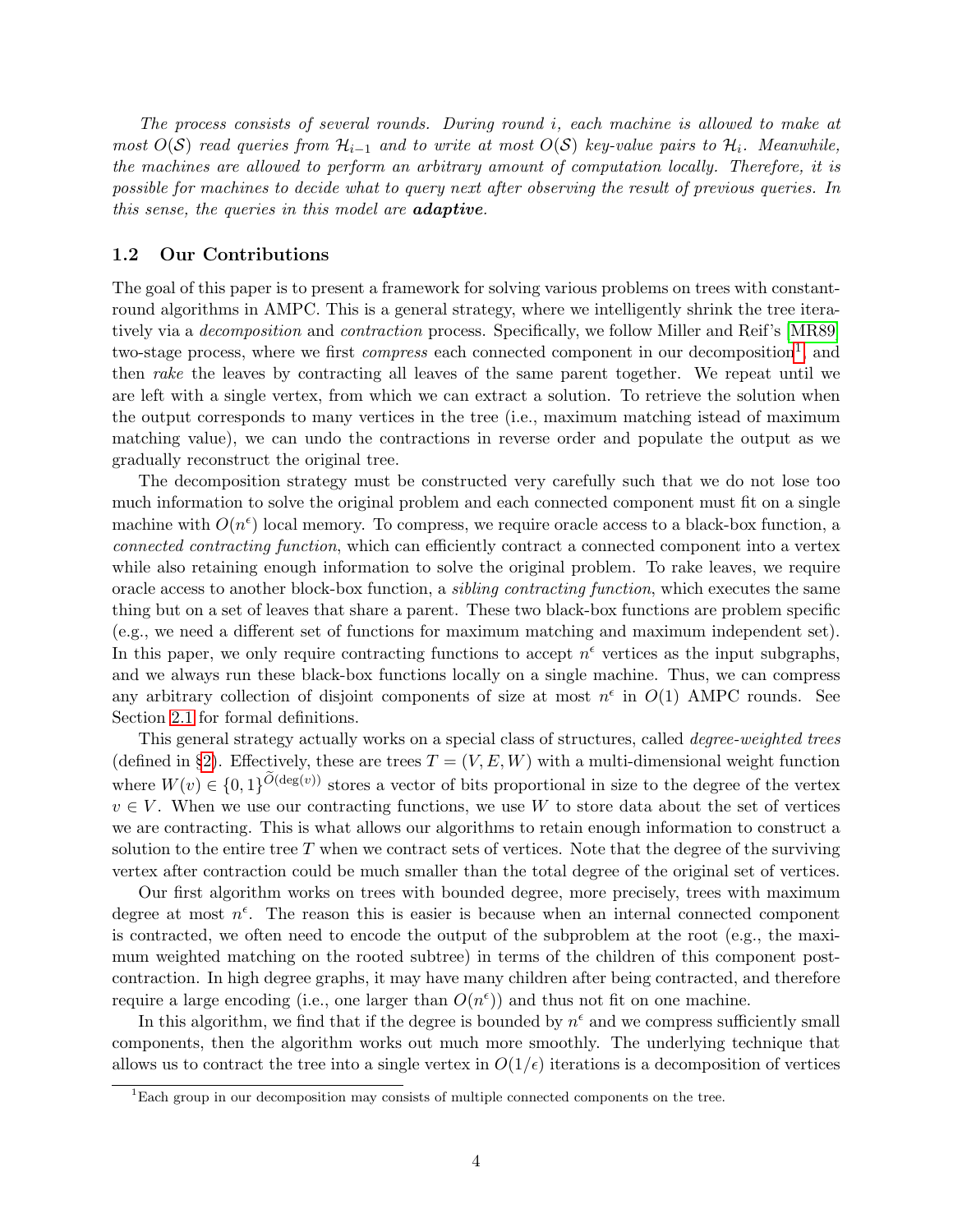*The process consists of several rounds. During round $i$, each machine is allowed to make at most $O(\mathcal{S})$ read queries from $\mathcal{H}_{i-1}$ and to write at most $O(\mathcal{S})$ key-value pairs to $\mathcal{H}_i$. Meanwhile, the machines are allowed to perform an arbitrary amount of computation locally. Therefore, it is possible for machines to decide what to query next after observing the result of previous queries. In this sense, the queries in this model are* ***adaptive****.*

### 1.2 Our Contributions

The goal of this paper is to present a framework for solving various problems on trees with constant-round algorithms in AMPC. This is a general strategy, where we intelligently shrink the tree iteratively via a *decomposition* and *contraction* process. Specifically, we follow Miller and Reif's [MR89] two-stage process, where we first *compress* each connected component in our decomposition[1], and then *rake* the leaves by contracting all leaves of the same parent together. We repeat until we are left with a single vertex, from which we can extract a solution. To retrieve the solution when the output corresponds to many vertices in the tree (i.e., maximum matching istead of maximum matching value), we can undo the contractions in reverse order and populate the output as we gradually reconstruct the original tree.

The decomposition strategy must be constructed very carefully such that we do not lose too much information to solve the original problem and each connected component must fit on a single machine with $O(n^\epsilon)$ local memory. To compress, we require oracle access to a black-box function, a *connected contracting function*, which can efficiently contract a connected component into a vertex while also retaining enough information to solve the original problem. To rake leaves, we require oracle access to another block-box function, a *sibling contracting function*, which executes the same thing but on a set of leaves that share a parent. These two black-box functions are problem specific (e.g., we need a different set of functions for maximum matching and maximum independent set). In this paper, we only require contracting functions to accept $n^\epsilon$ vertices as the input subgraphs, and we always run these black-box functions locally on a single machine. Thus, we can compress any arbitrary collection of disjoint components of size at most $n^\epsilon$ in $O(1)$ AMPC rounds. See Section 2.1 for formal definitions.

This general strategy actually works on a special class of structures, called *degree-weighted trees* (defined in §2). Effectively, these are trees $T = (V, E, W)$ with a multi-dimensional weight function where $W(v) \in \{0,1\}^{\widetilde{O}(\deg(v))}$ stores a vector of bits proportional in size to the degree of the vertex $v \in V$. When we use our contracting functions, we use $W$ to store data about the set of vertices we are contracting. This is what allows our algorithms to retain enough information to construct a solution to the entire tree $T$ when we contract sets of vertices. Note that the degree of the surviving vertex after contraction could be much smaller than the total degree of the original set of vertices.

Our first algorithm works on trees with bounded degree, more precisely, trees with maximum degree at most $n^\epsilon$. The reason this is easier is because when an internal connected component is contracted, we often need to encode the output of the subproblem at the root (e.g., the maximum weighted matching on the rooted subtree) in terms of the children of this component post-contraction. In high degree graphs, it may have many children after being contracted, and therefore require a large encoding (i.e., one larger than $O(n^\epsilon)$) and thus not fit on one machine.

In this algorithm, we find that if the degree is bounded by $n^\epsilon$ and we compress sufficiently small components, then the algorithm works out much more smoothly. The underlying technique that allows us to contract the tree into a single vertex in $O(1/\epsilon)$ iterations is a decomposition of vertices

[1] Each group in our decomposition may consists of multiple connected components on the tree.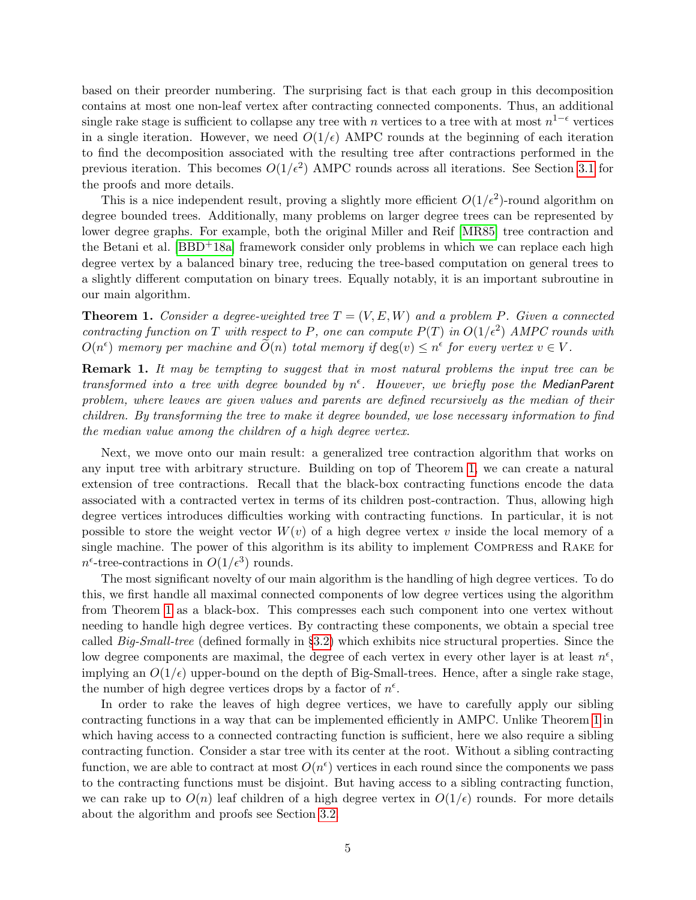based on their preorder numbering. The surprising fact is that each group in this decomposition contains at most one non-leaf vertex after contracting connected components. Thus, an additional single rake stage is sufficient to collapse any tree with $n$ vertices to a tree with at most $n^{1-\epsilon}$ vertices in a single iteration. However, we need $O(1/\epsilon)$ AMPC rounds at the beginning of each iteration to find the decomposition associated with the resulting tree after contractions performed in the previous iteration. This becomes $O(1/\epsilon^2)$ AMPC rounds across all iterations. See Section 3.1 for the proofs and more details.

This is a nice independent result, proving a slightly more efficient $O(1/\epsilon^2)$-round algorithm on degree bounded trees. Additionally, many problems on larger degree trees can be represented by lower degree graphs. For example, both the original Miller and Reif [MR85] tree contraction and the Betani et al. [BBD+18a] framework consider only problems in which we can replace each high degree vertex by a balanced binary tree, reducing the tree-based computation on general trees to a slightly different computation on binary trees. Equally notably, it is an important subroutine in our main algorithm.

**Theorem 1.** *Consider a degree-weighted tree $T = (V, E, W)$ and a problem $P$. Given a connected contracting function on $T$ with respect to $P$, one can compute $P(T)$ in $O(1/\epsilon^2)$ AMPC rounds with $O(n^\epsilon)$ memory per machine and $\widetilde{O}(n)$ total memory if $\deg(v) \leq n^\epsilon$ for every vertex $v \in V$.*

**Remark 1.** *It may be tempting to suggest that in most natural problems the input tree can be transformed into a tree with degree bounded by $n^\epsilon$. However, we briefly pose the MedianParent problem, where leaves are given values and parents are defined recursively as the median of their children. By transforming the tree to make it degree bounded, we lose necessary information to find the median value among the children of a high degree vertex.*

Next, we move onto our main result: a generalized tree contraction algorithm that works on any input tree with arbitrary structure. Building on top of Theorem 1, we can create a natural extension of tree contractions. Recall that the black-box contracting functions encode the data associated with a contracted vertex in terms of its children post-contraction. Thus, allowing high degree vertices introduces difficulties working with contracting functions. In particular, it is not possible to store the weight vector $W(v)$ of a high degree vertex $v$ inside the local memory of a single machine. The power of this algorithm is its ability to implement Compress and Rake for $n^\epsilon$-tree-contractions in $O(1/\epsilon^3)$ rounds.

The most significant novelty of our main algorithm is the handling of high degree vertices. To do this, we first handle all maximal connected components of low degree vertices using the algorithm from Theorem 1 as a black-box. This compresses each such component into one vertex without needing to handle high degree vertices. By contracting these components, we obtain a special tree called *Big-Small-tree* (defined formally in §3.2) which exhibits nice structural properties. Since the low degree components are maximal, the degree of each vertex in every other layer is at least $n^\epsilon$, implying an $O(1/\epsilon)$ upper-bound on the depth of Big-Small-trees. Hence, after a single rake stage, the number of high degree vertices drops by a factor of $n^\epsilon$.

In order to rake the leaves of high degree vertices, we have to carefully apply our sibling contracting functions in a way that can be implemented efficiently in AMPC. Unlike Theorem 1 in which having access to a connected contracting function is sufficient, here we also require a sibling contracting function. Consider a star tree with its center at the root. Without a sibling contracting function, we are able to contract at most $O(n^\epsilon)$ vertices in each round since the components we pass to the contracting functions must be disjoint. But having access to a sibling contracting function, we can rake up to $O(n)$ leaf children of a high degree vertex in $O(1/\epsilon)$ rounds. For more details about the algorithm and proofs see Section 3.2.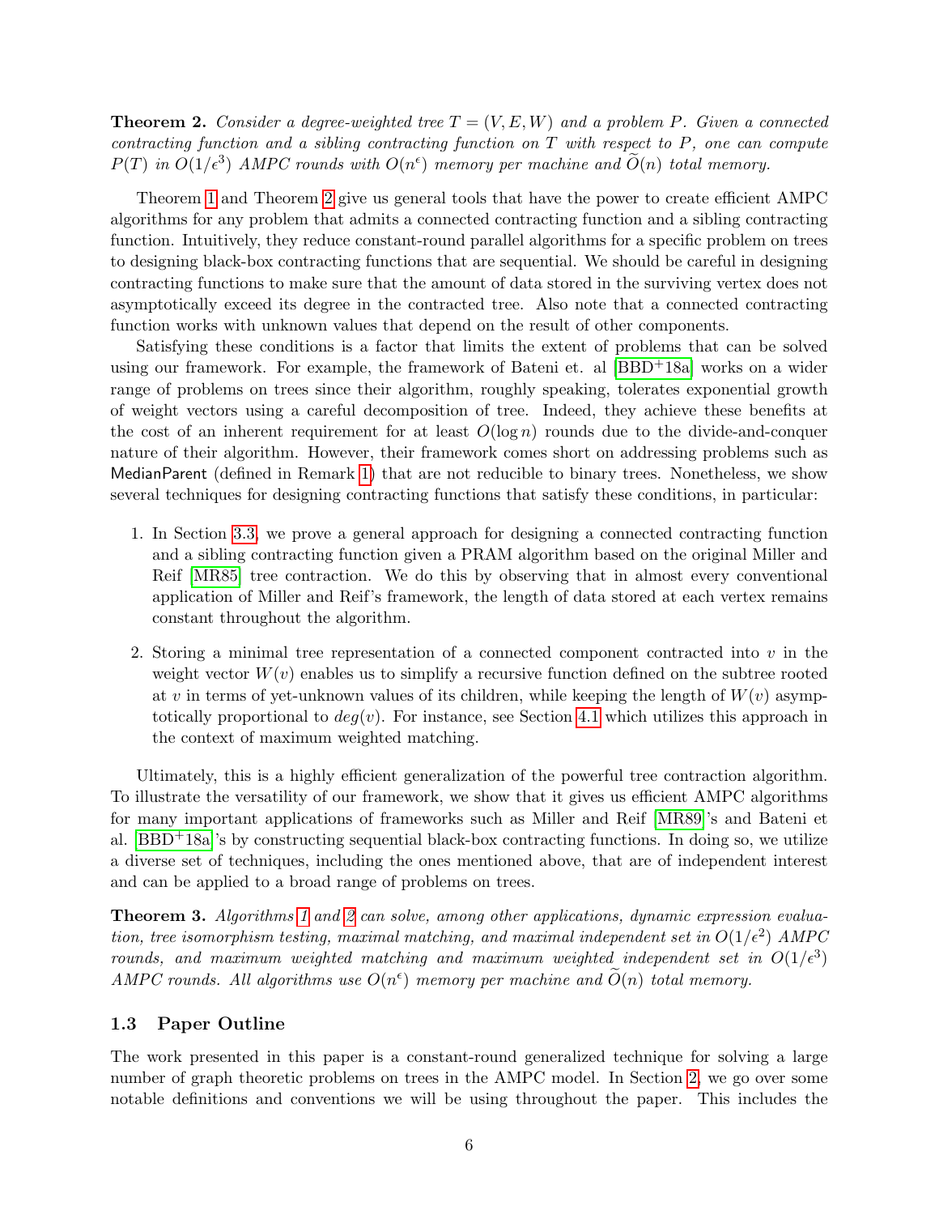**Theorem 2.** *Consider a degree-weighted tree $T = (V, E, W)$ and a problem $P$. Given a connected contracting function and a sibling contracting function on $T$ with respect to $P$, one can compute $P(T)$ in $O(1/\epsilon^3)$ AMPC rounds with $O(n^\epsilon)$ memory per machine and $\widetilde{O}(n)$ total memory.*

Theorem 1 and Theorem 2 give us general tools that have the power to create efficient AMPC algorithms for any problem that admits a connected contracting function and a sibling contracting function. Intuitively, they reduce constant-round parallel algorithms for a specific problem on trees to designing black-box contracting functions that are sequential. We should be careful in designing contracting functions to make sure that the amount of data stored in the surviving vertex does not asymptotically exceed its degree in the contracted tree. Also note that a connected contracting function works with unknown values that depend on the result of other components.

Satisfying these conditions is a factor that limits the extent of problems that can be solved using our framework. For example, the framework of Bateni et. al [BBD+18a] works on a wider range of problems on trees since their algorithm, roughly speaking, tolerates exponential growth of weight vectors using a careful decomposition of tree. Indeed, they achieve these benefits at the cost of an inherent requirement for at least $O(\log n)$ rounds due to the divide-and-conquer nature of their algorithm. However, their framework comes short on addressing problems such as MedianParent (defined in Remark 1) that are not reducible to binary trees. Nonetheless, we show several techniques for designing contracting functions that satisfy these conditions, in particular:

1. In Section 3.3, we prove a general approach for designing a connected contracting function and a sibling contracting function given a PRAM algorithm based on the original Miller and Reif [MR85] tree contraction. We do this by observing that in almost every conventional application of Miller and Reif's framework, the length of data stored at each vertex remains constant throughout the algorithm.

2. Storing a minimal tree representation of a connected component contracted into $v$ in the weight vector $W(v)$ enables us to simplify a recursive function defined on the subtree rooted at $v$ in terms of yet-unknown values of its children, while keeping the length of $W(v)$ asymptotically proportional to $deg(v)$. For instance, see Section 4.1 which utilizes this approach in the context of maximum weighted matching.

Ultimately, this is a highly efficient generalization of the powerful tree contraction algorithm. To illustrate the versatility of our framework, we show that it gives us efficient AMPC algorithms for many important applications of frameworks such as Miller and Reif [MR89]'s and Bateni et al. [BBD+18a]'s by constructing sequential black-box contracting functions. In doing so, we utilize a diverse set of techniques, including the ones mentioned above, that are of independent interest and can be applied to a broad range of problems on trees.

**Theorem 3.** *Algorithms 1 and 2 can solve, among other applications, dynamic expression evaluation, tree isomorphism testing, maximal matching, and maximal independent set in $O(1/\epsilon^2)$ AMPC rounds, and maximum weighted matching and maximum weighted independent set in $O(1/\epsilon^3)$ AMPC rounds. All algorithms use $O(n^\epsilon)$ memory per machine and $\widetilde{O}(n)$ total memory.*

### 1.3 Paper Outline

The work presented in this paper is a constant-round generalized technique for solving a large number of graph theoretic problems on trees in the AMPC model. In Section 2, we go over some notable definitions and conventions we will be using throughout the paper. This includes the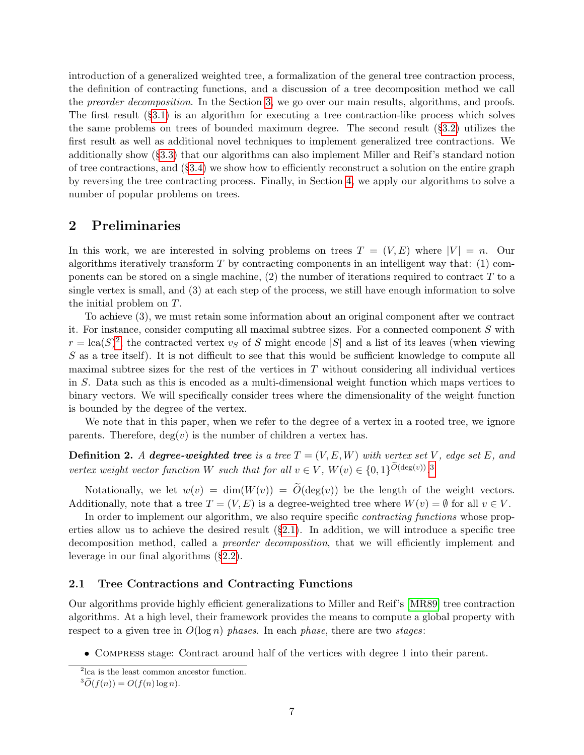introduction of a generalized weighted tree, a formalization of the general tree contraction process, the definition of contracting functions, and a discussion of a tree decomposition method we call the *preorder decomposition*. In the Section 3, we go over our main results, algorithms, and proofs. The first result (§3.1) is an algorithm for executing a tree contraction-like process which solves the same problems on trees of bounded maximum degree. The second result (§3.2) utilizes the first result as well as additional novel techniques to implement generalized tree contractions. We additionally show (§3.3) that our algorithms can also implement Miller and Reif's standard notion of tree contractions, and (§3.4) we show how to efficiently reconstruct a solution on the entire graph by reversing the tree contracting process. Finally, in Section 4, we apply our algorithms to solve a number of popular problems on trees.

## 2 Preliminaries

In this work, we are interested in solving problems on trees $T = (V, E)$ where $|V| = n$. Our algorithms iteratively transform $T$ by contracting components in an intelligent way that: (1) components can be stored on a single machine, (2) the number of iterations required to contract $T$ to a single vertex is small, and (3) at each step of the process, we still have enough information to solve the initial problem on $T$.

To achieve (3), we must retain some information about an original component after we contract it. For instance, consider computing all maximal subtree sizes. For a connected component $S$ with $r = \mathrm{lca}(S)$[2], the contracted vertex $v_S$ of $S$ might encode $|S|$ and a list of its leaves (when viewing $S$ as a tree itself). It is not difficult to see that this would be sufficient knowledge to compute all maximal subtree sizes for the rest of the vertices in $T$ without considering all individual vertices in $S$. Data such as this is encoded as a multi-dimensional weight function which maps vertices to binary vectors. We will specifically consider trees where the dimensionality of the weight function is bounded by the degree of the vertex.

We note that in this paper, when we refer to the degree of a vertex in a rooted tree, we ignore parents. Therefore, $\deg(v)$ is the number of children a vertex has.

**Definition 2.** *A **degree-weighted tree** is a tree $T = (V, E, W)$ with vertex set $V$, edge set $E$, and vertex weight vector function $W$ such that for all $v \in V$, $W(v) \in \{0, 1\}^{\widetilde{O}(\deg(v))}$.*[3]

Notationally, we let $w(v) = \dim(W(v)) = \widetilde{O}(\deg(v))$ be the length of the weight vectors. Additionally, note that a tree $T = (V, E)$ is a degree-weighted tree where $W(v) = \emptyset$ for all $v \in V$.

In order to implement our algorithm, we also require specific *contracting functions* whose properties allow us to achieve the desired result (§2.1). In addition, we will introduce a specific tree decomposition method, called a *preorder decomposition*, that we will efficiently implement and leverage in our final algorithms (§2.2).

### 2.1 Tree Contractions and Contracting Functions

Our algorithms provide highly efficient generalizations to Miller and Reif's [MR89] tree contraction algorithms. At a high level, their framework provides the means to compute a global property with respect to a given tree in $O(\log n)$ *phases*. In each *phase*, there are two *stages*:

- Compress stage: Contract around half of the vertices with degree 1 into their parent.

[2] lca is the least common ancestor function.

[3] $\widetilde{O}(f(n)) = O(f(n) \log n)$.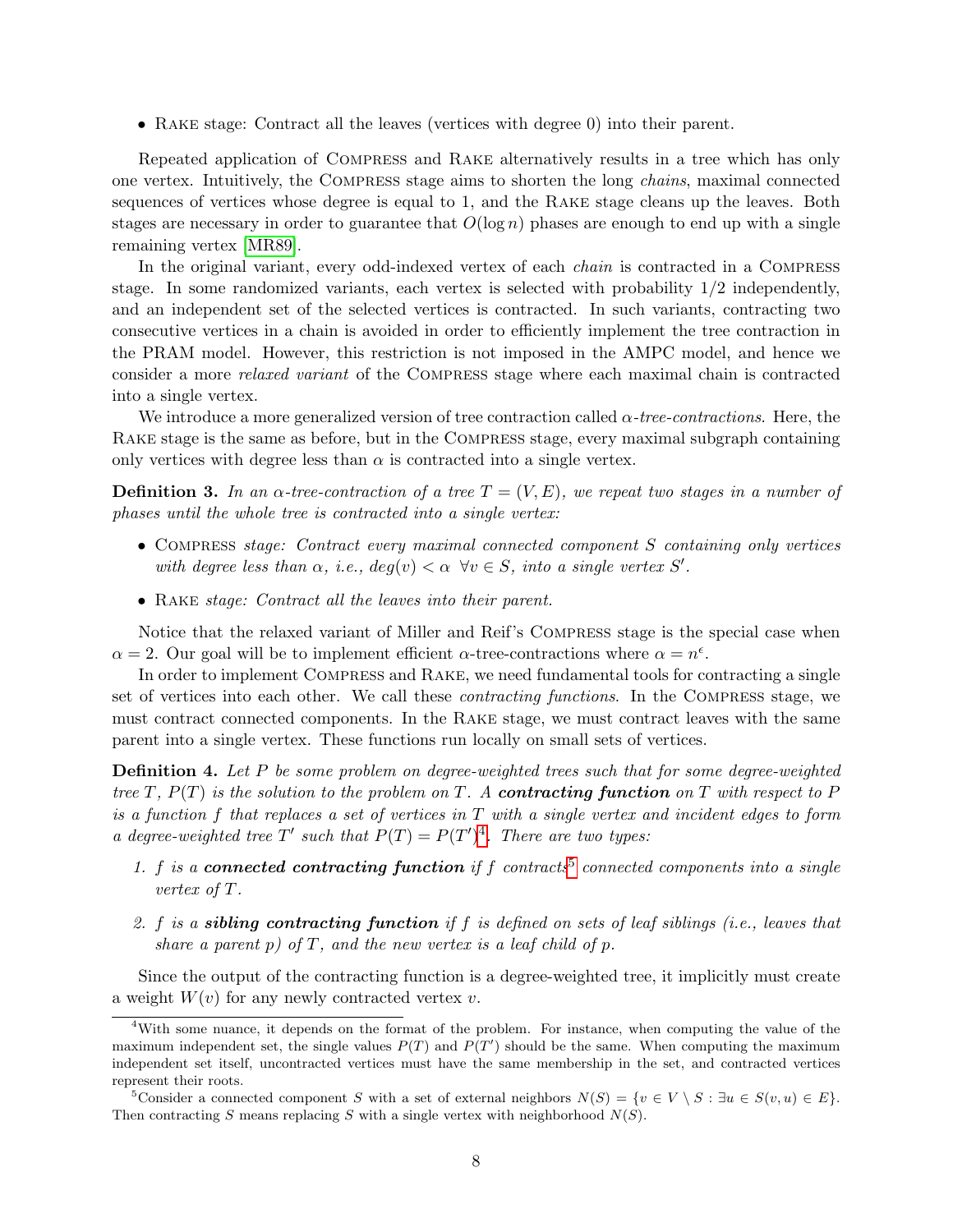- Rake stage: Contract all the leaves (vertices with degree 0) into their parent.

Repeated application of Compress and Rake alternatively results in a tree which has only one vertex. Intuitively, the Compress stage aims to shorten the long *chains*, maximal connected sequences of vertices whose degree is equal to 1, and the Rake stage cleans up the leaves. Both stages are necessary in order to guarantee that $O(\log n)$ phases are enough to end up with a single remaining vertex [MR89].

In the original variant, every odd-indexed vertex of each *chain* is contracted in a Compress stage. In some randomized variants, each vertex is selected with probability 1/2 independently, and an independent set of the selected vertices is contracted. In such variants, contracting two consecutive vertices in a chain is avoided in order to efficiently implement the tree contraction in the PRAM model. However, this restriction is not imposed in the AMPC model, and hence we consider a more *relaxed variant* of the Compress stage where each maximal chain is contracted into a single vertex.

We introduce a more generalized version of tree contraction called $\alpha$*-tree-contractions*. Here, the Rake stage is the same as before, but in the Compress stage, every maximal subgraph containing only vertices with degree less than $\alpha$ is contracted into a single vertex.

**Definition 3.** *In an $\alpha$-tree-contraction of a tree $T = (V, E)$, we repeat two stages in a number of phases until the whole tree is contracted into a single vertex:*

- Compress *stage: Contract every maximal connected component $S$ containing only vertices with degree less than $\alpha$, i.e., $deg(v) < \alpha \;\; \forall v \in S$, into a single vertex $S'$.*
- Rake *stage: Contract all the leaves into their parent.*

Notice that the relaxed variant of Miller and Reif's Compress stage is the special case when $\alpha = 2$. Our goal will be to implement efficient $\alpha$-tree-contractions where $\alpha = n^{\epsilon}$.

In order to implement Compress and Rake, we need fundamental tools for contracting a single set of vertices into each other. We call these *contracting functions*. In the Compress stage, we must contract connected components. In the Rake stage, we must contract leaves with the same parent into a single vertex. These functions run locally on small sets of vertices.

**Definition 4.** *Let $P$ be some problem on degree-weighted trees such that for some degree-weighted tree $T$, $P(T)$ is the solution to the problem on $T$. A* ***contracting function*** *on $T$ with respect to $P$ is a function $f$ that replaces a set of vertices in $T$ with a single vertex and incident edges to form a degree-weighted tree $T'$ such that $P(T) = P(T')$[4]. There are two types:*

1. *$f$ is a* ***connected contracting function*** *if $f$ contracts[5] connected components into a single vertex of $T$.*
2. *$f$ is a* ***sibling contracting function*** *if $f$ is defined on sets of leaf siblings (i.e., leaves that share a parent $p$) of $T$, and the new vertex is a leaf child of $p$.*

Since the output of the contracting function is a degree-weighted tree, it implicitly must create a weight $W(v)$ for any newly contracted vertex $v$.

[4] With some nuance, it depends on the format of the problem. For instance, when computing the value of the maximum independent set, the single values $P(T)$ and $P(T')$ should be the same. When computing the maximum independent set itself, uncontracted vertices must have the same membership in the set, and contracted vertices represent their roots.

[5] Consider a connected component $S$ with a set of external neighbors $N(S) = \{v \in V \setminus S : \exists u \in S (v, u) \in E\}$. Then contracting $S$ means replacing $S$ with a single vertex with neighborhood $N(S)$.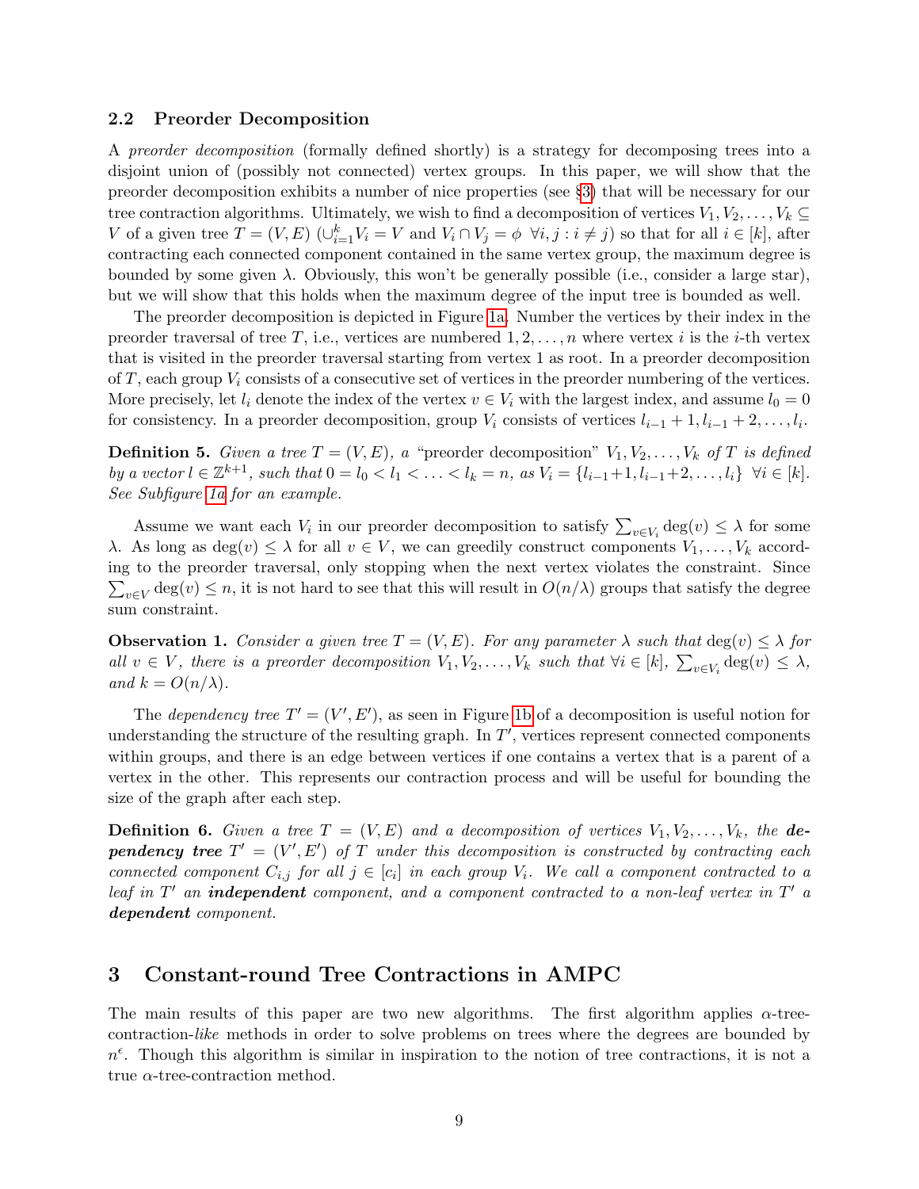### 2.2 Preorder Decomposition

A *preorder decomposition* (formally defined shortly) is a strategy for decomposing trees into a disjoint union of (possibly not connected) vertex groups. In this paper, we will show that the preorder decomposition exhibits a number of nice properties (see §3) that will be necessary for our tree contraction algorithms. Ultimately, we wish to find a decomposition of vertices $V_1, V_2, \ldots, V_k \subseteq V$ of a given tree $T = (V, E)$ ($\cup_{i=1}^{k} V_i = V$ and $V_i \cap V_j = \phi \;\; \forall i, j : i \neq j$) so that for all $i \in [k]$, after contracting each connected component contained in the same vertex group, the maximum degree is bounded by some given $\lambda$. Obviously, this won't be generally possible (i.e., consider a large star), but we will show that this holds when the maximum degree of the input tree is bounded as well.

The preorder decomposition is depicted in Figure 1a. Number the vertices by their index in the preorder traversal of tree $T$, i.e., vertices are numbered $1, 2, \ldots, n$ where vertex $i$ is the $i$-th vertex that is visited in the preorder traversal starting from vertex 1 as root. In a preorder decomposition of $T$, each group $V_i$ consists of a consecutive set of vertices in the preorder numbering of the vertices. More precisely, let $l_i$ denote the index of the vertex $v \in V_i$ with the largest index, and assume $l_0 = 0$ for consistency. In a preorder decomposition, group $V_i$ consists of vertices $l_{i-1}+1, l_{i-1}+2, \ldots, l_i$.

**Definition 5.** *Given a tree $T = (V, E)$, a "preorder decomposition" $V_1, V_2, \ldots, V_k$ of $T$ is defined by a vector $l \in \mathbb{Z}^{k+1}$, such that $0 = l_0 < l_1 < \ldots < l_k = n$, as $V_i = \{l_{i-1}+1, l_{i-1}+2, \ldots, l_i\}$ $\forall i \in [k]$. See Subfigure 1a for an example.*

Assume we want each $V_i$ in our preorder decomposition to satisfy $\sum_{v \in V_i} \deg(v) \leq \lambda$ for some $\lambda$. As long as $\deg(v) \leq \lambda$ for all $v \in V$, we can greedily construct components $V_1, \ldots, V_k$ according to the preorder traversal, only stopping when the next vertex violates the constraint. Since $\sum_{v \in V} \deg(v) \leq n$, it is not hard to see that this will result in $O(n/\lambda)$ groups that satisfy the degree sum constraint.

**Observation 1.** *Consider a given tree $T = (V, E)$. For any parameter $\lambda$ such that $\deg(v) \leq \lambda$ for all $v \in V$, there is a preorder decomposition $V_1, V_2, \ldots, V_k$ such that $\forall i \in [k]$, $\sum_{v \in V_i} \deg(v) \leq \lambda$, and $k = O(n/\lambda)$.*

The *dependency tree* $T' = (V', E')$, as seen in Figure 1b of a decomposition is useful notion for understanding the structure of the resulting graph. In $T'$, vertices represent connected components within groups, and there is an edge between vertices if one contains a vertex that is a parent of a vertex in the other. This represents our contraction process and will be useful for bounding the size of the graph after each step.

**Definition 6.** *Given a tree $T = (V, E)$ and a decomposition of vertices $V_1, V_2, \ldots, V_k$, the* ***dependency tree*** *$T' = (V', E')$ of $T$ under this decomposition is constructed by contracting each connected component $C_{i,j}$ for all $j \in [c_i]$ in each group $V_i$. We call a component contracted to a leaf in $T'$ an* ***independent*** *component, and a component contracted to a non-leaf vertex in $T'$ a* ***dependent*** *component.*

## 3 Constant-round Tree Contractions in AMPC

The main results of this paper are two new algorithms. The first algorithm applies $\alpha$-tree-contraction-*like* methods in order to solve problems on trees where the degrees are bounded by $n^{\epsilon}$. Though this algorithm is similar in inspiration to the notion of tree contractions, it is not a true $\alpha$-tree-contraction method.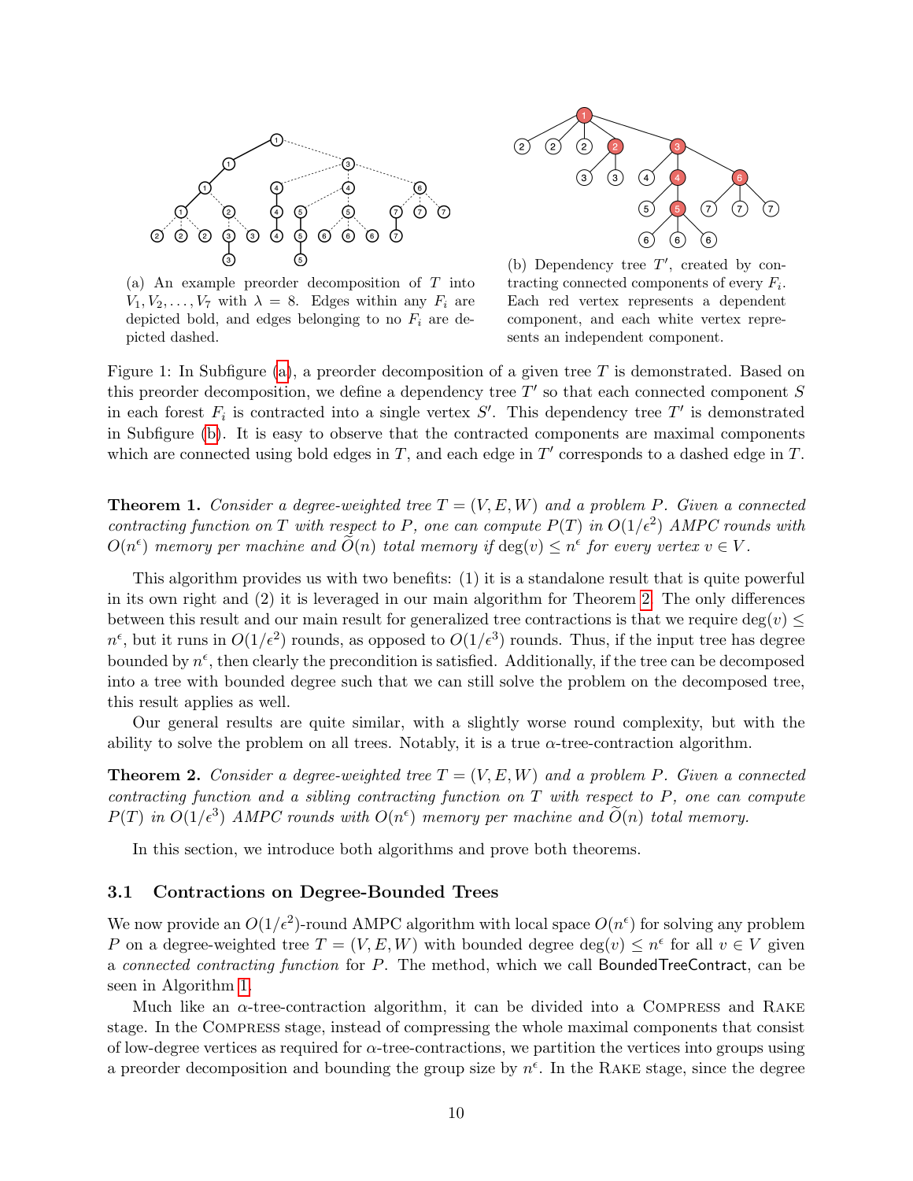(a) An example preorder decomposition of $T$ into $V_1, V_2, \ldots, V_7$ with $\lambda = 8$. Edges within any $F_i$ are depicted bold, and edges belonging to no $F_i$ are depicted dashed.

(b) Dependency tree $T'$, created by contracting connected components of every $F_i$. Each red vertex represents a dependent component, and each white vertex represents an independent component.

Figure 1: In Subfigure (a), a preorder decomposition of a given tree $T$ is demonstrated. Based on this preorder decomposition, we define a dependency tree $T'$ so that each connected component $S$ in each forest $F_i$ is contracted into a single vertex $S'$. This dependency tree $T'$ is demonstrated in Subfigure (b). It is easy to observe that the contracted components are maximal components which are connected using bold edges in $T$, and each edge in $T'$ corresponds to a dashed edge in $T$.

**Theorem 1.** *Consider a degree-weighted tree $T = (V, E, W)$ and a problem $P$. Given a connected contracting function on $T$ with respect to $P$, one can compute $P(T)$ in $O(1/\epsilon^2)$ AMPC rounds with $O(n^\epsilon)$ memory per machine and $\widetilde{O}(n)$ total memory if $\deg(v) \leq n^\epsilon$ for every vertex $v \in V$.*

This algorithm provides us with two benefits: (1) it is a standalone result that is quite powerful in its own right and (2) it is leveraged in our main algorithm for Theorem 2. The only differences between this result and our main result for generalized tree contractions is that we require $\deg(v) \leq n^\epsilon$, but it runs in $O(1/\epsilon^2)$ rounds, as opposed to $O(1/\epsilon^3)$ rounds. Thus, if the input tree has degree bounded by $n^\epsilon$, then clearly the precondition is satisfied. Additionally, if the tree can be decomposed into a tree with bounded degree such that we can still solve the problem on the decomposed tree, this result applies as well.

Our general results are quite similar, with a slightly worse round complexity, but with the ability to solve the problem on all trees. Notably, it is a true $\alpha$-tree-contraction algorithm.

**Theorem 2.** *Consider a degree-weighted tree $T = (V, E, W)$ and a problem $P$. Given a connected contracting function and a sibling contracting function on $T$ with respect to $P$, one can compute $P(T)$ in $O(1/\epsilon^3)$ AMPC rounds with $O(n^\epsilon)$ memory per machine and $\widetilde{O}(n)$ total memory.*

In this section, we introduce both algorithms and prove both theorems.

### 3.1 Contractions on Degree-Bounded Trees

We now provide an $O(1/\epsilon^2)$-round AMPC algorithm with local space $O(n^\epsilon)$ for solving any problem $P$ on a degree-weighted tree $T = (V, E, W)$ with bounded degree $\deg(v) \leq n^\epsilon$ for all $v \in V$ given a *connected contracting function* for $P$. The method, which we call BoundedTreeContract, can be seen in Algorithm 1.

Much like an $\alpha$-tree-contraction algorithm, it can be divided into a Compress and Rake stage. In the Compress stage, instead of compressing the whole maximal components that consist of low-degree vertices as required for $\alpha$-tree-contractions, we partition the vertices into groups using a preorder decomposition and bounding the group size by $n^\epsilon$. In the Rake stage, since the degree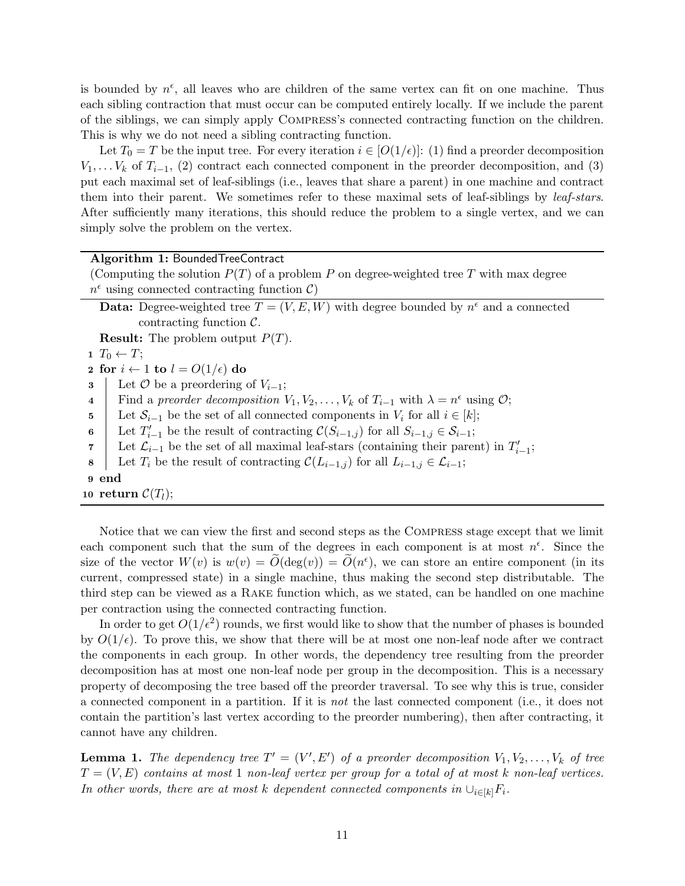is bounded by $n^\epsilon$, all leaves who are children of the same vertex can fit on one machine. Thus each sibling contraction that must occur can be computed entirely locally. If we include the parent of the siblings, we can simply apply COMPRESS's connected contracting function on the children. This is why we do not need a sibling contracting function.

Let $T_0 = T$ be the input tree. For every iteration $i \in [O(1/\epsilon)]$: (1) find a preorder decomposition $V_1, \ldots V_k$ of $T_{i-1}$, (2) contract each connected component in the preorder decomposition, and (3) put each maximal set of leaf-siblings (i.e., leaves that share a parent) in one machine and contract them into their parent. We sometimes refer to these maximal sets of leaf-siblings by *leaf-stars*. After sufficiently many iterations, this should reduce the problem to a single vertex, and we can simply solve the problem on the vertex.

---

**Algorithm 1:** BoundedTreeContract

(Computing the solution $P(T)$ of a problem $P$ on degree-weighted tree $T$ with max degree $n^\epsilon$ using connected contracting function $\mathcal{C}$)

---

**Data:** Degree-weighted tree $T = (V, E, W)$ with degree bounded by $n^\epsilon$ and a connected contracting function $\mathcal{C}$.

**Result:** The problem output $P(T)$.

```
1  T_0 ← T;
2  for i ← 1 to l = O(1/ε) do
3      Let O be a preordering of V_{i-1};
4      Find a preorder decomposition V_1, V_2, ..., V_k of T_{i-1} with λ = n^ε using O;
5      Let S_{i-1} be the set of all connected components in V_i for all i ∈ [k];
6      Let T'_{i-1} be the result of contracting C(S_{i-1,j}) for all S_{i-1,j} ∈ S_{i-1};
7      Let L_{i-1} be the set of all maximal leaf-stars (containing their parent) in T'_{i-1};
8      Let T_i be the result of contracting C(L_{i-1,j}) for all L_{i-1,j} ∈ L_{i-1};
9  end
10 return C(T_l);
```

---

Notice that we can view the first and second steps as the COMPRESS stage except that we limit each component such that the sum of the degrees in each component is at most $n^\epsilon$. Since the size of the vector $W(v)$ is $w(v) = \widetilde{O}(\deg(v)) = \widetilde{O}(n^\epsilon)$, we can store an entire component (in its current, compressed state) in a single machine, thus making the second step distributable. The third step can be viewed as a RAKE function which, as we stated, can be handled on one machine per contraction using the connected contracting function.

In order to get $O(1/\epsilon^2)$ rounds, we first would like to show that the number of phases is bounded by $O(1/\epsilon)$. To prove this, we show that there will be at most one non-leaf node after we contract the components in each group. In other words, the dependency tree resulting from the preorder decomposition has at most one non-leaf node per group in the decomposition. This is a necessary property of decomposing the tree based off the preorder traversal. To see why this is true, consider a connected component in a partition. If it is *not* the last connected component (i.e., it does not contain the partition's last vertex according to the preorder numbering), then after contracting, it cannot have any children.

**Lemma 1.** *The dependency tree $T' = (V', E')$ of a preorder decomposition $V_1, V_2, \ldots, V_k$ of tree $T = (V, E)$ contains at most 1 non-leaf vertex per group for a total of at most $k$ non-leaf vertices. In other words, there are at most $k$ dependent connected components in $\cup_{i \in [k]} F_i$.*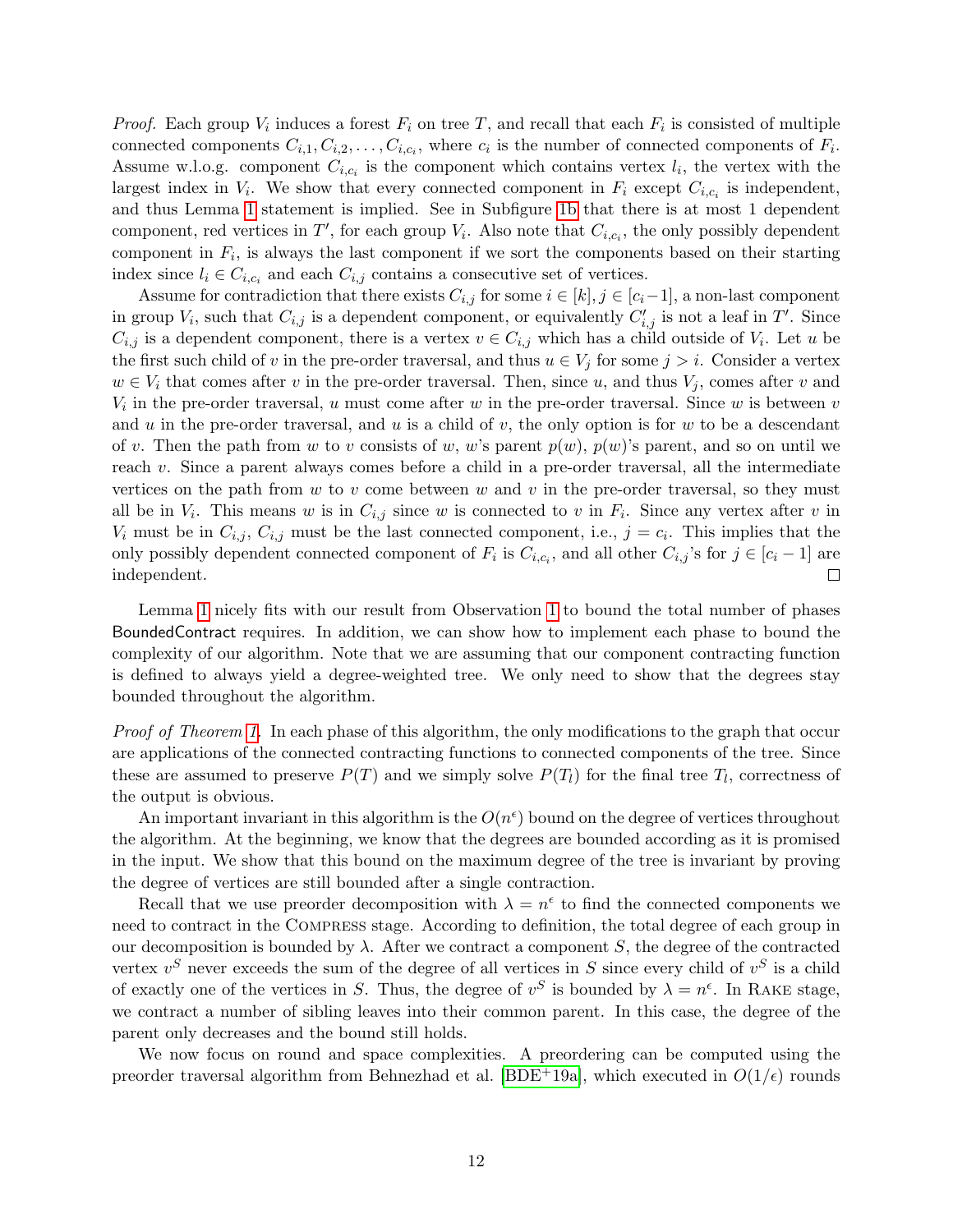*Proof.* Each group $V_i$ induces a forest $F_i$ on tree $T$, and recall that each $F_i$ is consisted of multiple connected components $C_{i,1}, C_{i,2}, \ldots, C_{i,c_i}$, where $c_i$ is the number of connected components of $F_i$. Assume w.l.o.g. component $C_{i,c_i}$ is the component which contains vertex $l_i$, the vertex with the largest index in $V_i$. We show that every connected component in $F_i$ except $C_{i,c_i}$ is independent, and thus Lemma 1 statement is implied. See in Subfigure 1b that there is at most 1 dependent component, red vertices in $T'$, for each group $V_i$. Also note that $C_{i,c_i}$, the only possibly dependent component in $F_i$, is always the last component if we sort the components based on their starting index since $l_i \in C_{i,c_i}$ and each $C_{i,j}$ contains a consecutive set of vertices.

Assume for contradiction that there exists $C_{i,j}$ for some $i \in [k], j \in [c_i - 1]$, a non-last component in group $V_i$, such that $C_{i,j}$ is a dependent component, or equivalently $C'_{i,j}$ is not a leaf in $T'$. Since $C_{i,j}$ is a dependent component, there is a vertex $v \in C_{i,j}$ which has a child outside of $V_i$. Let $u$ be the first such child of $v$ in the pre-order traversal, and thus $u \in V_j$ for some $j > i$. Consider a vertex $w \in V_i$ that comes after $v$ in the pre-order traversal. Then, since $u$, and thus $V_j$, comes after $v$ and $V_i$ in the pre-order traversal, $u$ must come after $w$ in the pre-order traversal. Since $w$ is between $v$ and $u$ in the pre-order traversal, and $u$ is a child of $v$, the only option is for $w$ to be a descendant of $v$. Then the path from $w$ to $v$ consists of $w$, $w$'s parent $p(w)$, $p(w)$'s parent, and so on until we reach $v$. Since a parent always comes before a child in a pre-order traversal, all the intermediate vertices on the path from $w$ to $v$ come between $w$ and $v$ in the pre-order traversal, so they must all be in $V_i$. This means $w$ is in $C_{i,j}$ since $w$ is connected to $v$ in $F_i$. Since any vertex after $v$ in $V_i$ must be in $C_{i,j}$, $C_{i,j}$ must be the last connected component, i.e., $j = c_i$. This implies that the only possibly dependent connected component of $F_i$ is $C_{i,c_i}$, and all other $C_{i,j}$'s for $j \in [c_i - 1]$ are independent. $\square$

Lemma 1 nicely fits with our result from Observation 1 to bound the total number of phases BoundedContract requires. In addition, we can show how to implement each phase to bound the complexity of our algorithm. Note that we are assuming that our component contracting function is defined to always yield a degree-weighted tree. We only need to show that the degrees stay bounded throughout the algorithm.

*Proof of Theorem 1.* In each phase of this algorithm, the only modifications to the graph that occur are applications of the connected contracting functions to connected components of the tree. Since these are assumed to preserve $P(T)$ and we simply solve $P(T_l)$ for the final tree $T_l$, correctness of the output is obvious.

An important invariant in this algorithm is the $O(n^\epsilon)$ bound on the degree of vertices throughout the algorithm. At the beginning, we know that the degrees are bounded according as it is promised in the input. We show that this bound on the maximum degree of the tree is invariant by proving the degree of vertices are still bounded after a single contraction.

Recall that we use preorder decomposition with $\lambda = n^\epsilon$ to find the connected components we need to contract in the Compress stage. According to definition, the total degree of each group in our decomposition is bounded by $\lambda$. After we contract a component $S$, the degree of the contracted vertex $v^S$ never exceeds the sum of the degree of all vertices in $S$ since every child of $v^S$ is a child of exactly one of the vertices in $S$. Thus, the degree of $v^S$ is bounded by $\lambda = n^\epsilon$. In Rake stage, we contract a number of sibling leaves into their common parent. In this case, the degree of the parent only decreases and the bound still holds.

We now focus on round and space complexities. A preordering can be computed using the preorder traversal algorithm from Behnezhad et al. [BDE+19a], which executed in $O(1/\epsilon)$ rounds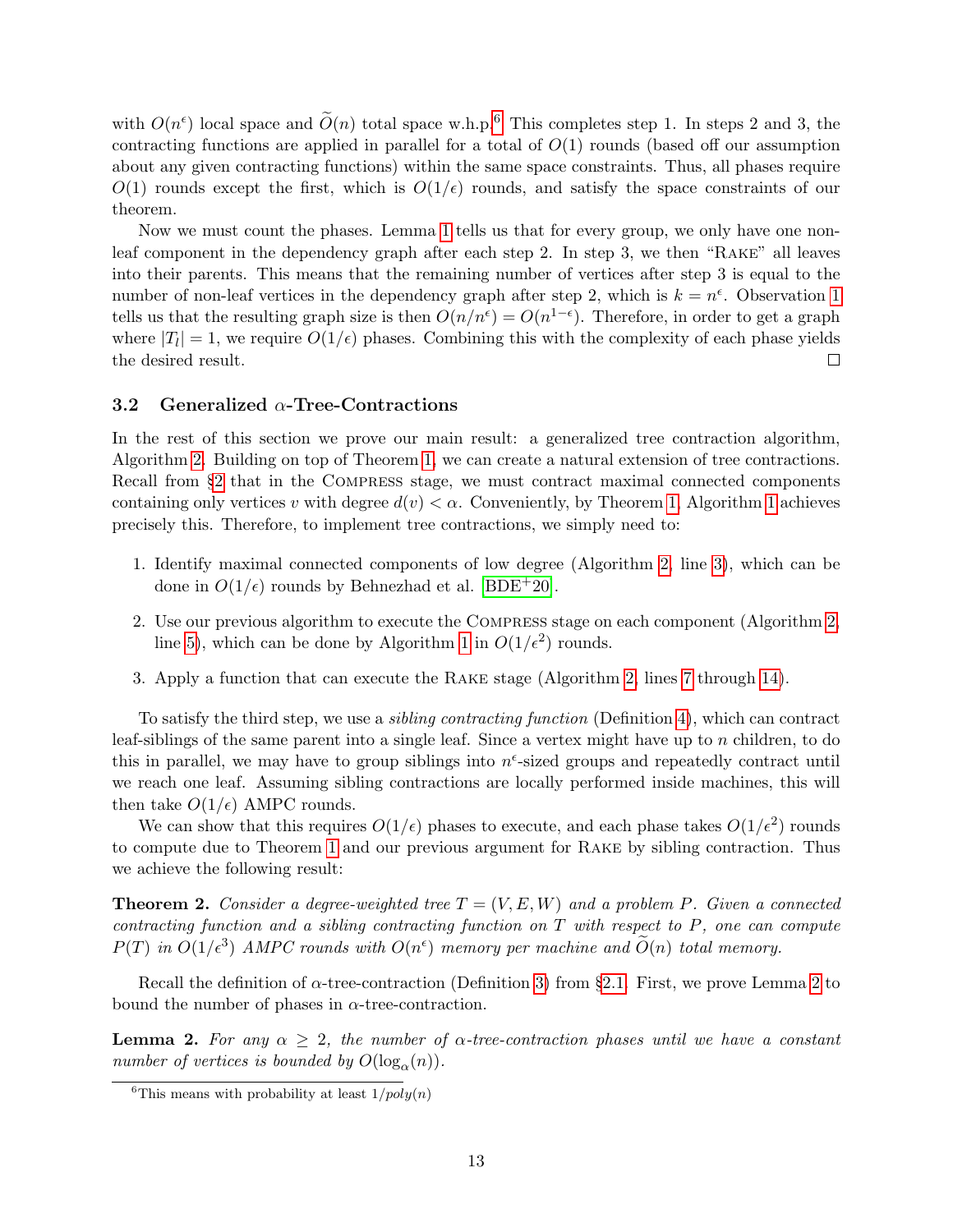with $O(n^\epsilon)$ local space and $\widetilde{O}(n)$ total space w.h.p.[6] This completes step 1. In steps 2 and 3, the contracting functions are applied in parallel for a total of $O(1)$ rounds (based off our assumption about any given contracting functions) within the same space constraints. Thus, all phases require $O(1)$ rounds except the first, which is $O(1/\epsilon)$ rounds, and satisfy the space constraints of our theorem.

Now we must count the phases. Lemma 1 tells us that for every group, we only have one non-leaf component in the dependency graph after each step 2. In step 3, we then "Rake" all leaves into their parents. This means that the remaining number of vertices after step 3 is equal to the number of non-leaf vertices in the dependency graph after step 2, which is $k = n^\epsilon$. Observation 1 tells us that the resulting graph size is then $O(n/n^\epsilon) = O(n^{1-\epsilon})$. Therefore, in order to get a graph where $|T_l| = 1$, we require $O(1/\epsilon)$ phases. Combining this with the complexity of each phase yields the desired result. □

### 3.2 Generalized $\alpha$-Tree-Contractions

In the rest of this section we prove our main result: a generalized tree contraction algorithm, Algorithm 2. Building on top of Theorem 1, we can create a natural extension of tree contractions. Recall from §2 that in the Compress stage, we must contract maximal connected components containing only vertices $v$ with degree $d(v) < \alpha$. Conveniently, by Theorem 1, Algorithm 1 achieves precisely this. Therefore, to implement tree contractions, we simply need to:

1. Identify maximal connected components of low degree (Algorithm 2, line 3), which can be done in $O(1/\epsilon)$ rounds by Behnezhad et al. [BDE+20].
2. Use our previous algorithm to execute the Compress stage on each component (Algorithm 2, line 5), which can be done by Algorithm 1 in $O(1/\epsilon^2)$ rounds.
3. Apply a function that can execute the Rake stage (Algorithm 2, lines 7 through 14).

To satisfy the third step, we use a *sibling contracting function* (Definition 4), which can contract leaf-siblings of the same parent into a single leaf. Since a vertex might have up to $n$ children, to do this in parallel, we may have to group siblings into $n^\epsilon$-sized groups and repeatedly contract until we reach one leaf. Assuming sibling contractions are locally performed inside machines, this will then take $O(1/\epsilon)$ AMPC rounds.

We can show that this requires $O(1/\epsilon)$ phases to execute, and each phase takes $O(1/\epsilon^2)$ rounds to compute due to Theorem 1 and our previous argument for Rake by sibling contraction. Thus we achieve the following result:

**Theorem 2.** *Consider a degree-weighted tree $T = (V, E, W)$ and a problem $P$. Given a connected contracting function and a sibling contracting function on $T$ with respect to $P$, one can compute $P(T)$ in $O(1/\epsilon^3)$ AMPC rounds with $O(n^\epsilon)$ memory per machine and $\widetilde{O}(n)$ total memory.*

Recall the definition of $\alpha$-tree-contraction (Definition 3) from §2.1. First, we prove Lemma 2 to bound the number of phases in $\alpha$-tree-contraction.

**Lemma 2.** *For any $\alpha \geq 2$, the number of $\alpha$-tree-contraction phases until we have a constant number of vertices is bounded by $O(\log_\alpha(n))$.*

[6] This means with probability at least $1/poly(n)$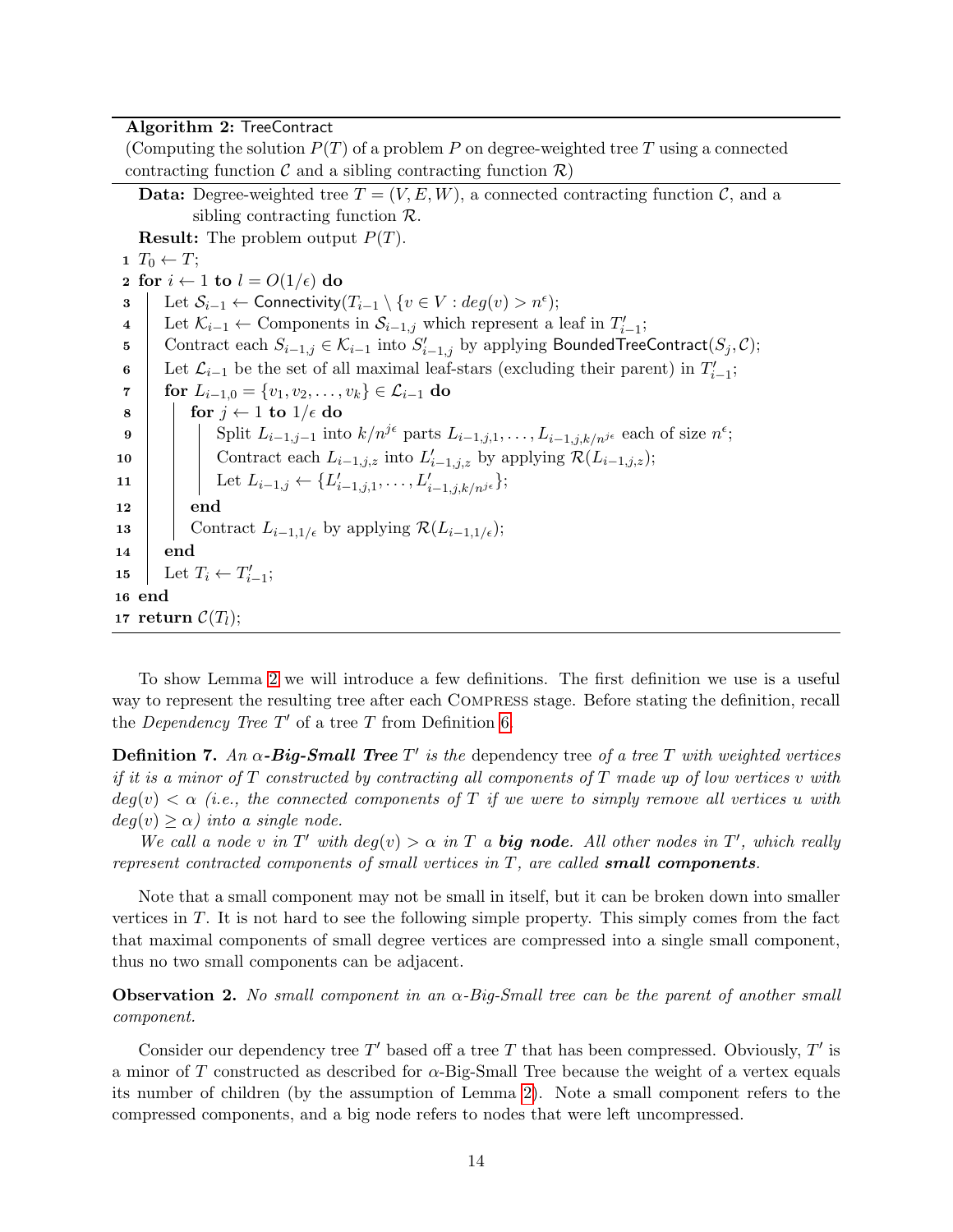**Algorithm 2:** TreeContract

(Computing the solution $P(T)$ of a problem $P$ on degree-weighted tree $T$ using a connected contracting function $\mathcal{C}$ and a sibling contracting function $\mathcal{R}$)

**Data:** Degree-weighted tree $T = (V, E, W)$, a connected contracting function $\mathcal{C}$, and a sibling contracting function $\mathcal{R}$.

**Result:** The problem output $P(T)$.

```
1  T_0 ← T;
2  for i ← 1 to l = O(1/ε) do
3      Let S_{i-1} ← Connectivity(T_{i-1} \ {v ∈ V : deg(v) > n^ε});
4      Let K_{i-1} ← Components in S_{i-1,j} which represent a leaf in T'_{i-1};
5      Contract each S_{i-1,j} ∈ K_{i-1} into S'_{i-1,j} by applying BoundedTreeContract(S_j, C);
6      Let L_{i-1} be the set of all maximal leaf-stars (excluding their parent) in T'_{i-1};
7      for L_{i-1,0} = {v_1, v_2, ..., v_k} ∈ L_{i-1} do
8          for j ← 1 to 1/ε do
9              Split L_{i-1,j-1} into k/n^{jε} parts L_{i-1,j,1}, ..., L_{i-1,j,k/n^{jε}} each of size n^ε;
10             Contract each L_{i-1,j,z} into L'_{i-1,j,z} by applying R(L_{i-1,j,z});
11             Let L_{i-1,j} ← {L'_{i-1,j,1}, ..., L'_{i-1,j,k/n^{jε}}};
12         end
13         Contract L_{i-1,1/ε} by applying R(L_{i-1,1/ε});
14     end
15     Let T_i ← T'_{i-1};
16 end
17 return C(T_l);
```

To show Lemma 2 we will introduce a few definitions. The first definition we use is a useful way to represent the resulting tree after each Compress stage. Before stating the definition, recall the *Dependency Tree* $T'$ of a tree $T$ from Definition 6.

**Definition 7.** *An $\alpha$-**Big-Small Tree** $T'$ is the* dependency tree *of a tree $T$ with weighted vertices if it is a minor of $T$ constructed by contracting all components of $T$ made up of low vertices $v$ with $deg(v) < \alpha$ (i.e., the connected components of $T$ if we were to simply remove all vertices $u$ with $deg(v) \geq \alpha$) into a single node.*

*We call a node $v$ in $T'$ with $deg(v) > \alpha$ in $T$ a **big node**. All other nodes in $T'$, which really represent contracted components of small vertices in $T$, are called **small components**.*

Note that a small component may not be small in itself, but it can be broken down into smaller vertices in $T$. It is not hard to see the following simple property. This simply comes from the fact that maximal components of small degree vertices are compressed into a single small component, thus no two small components can be adjacent.

**Observation 2.** *No small component in an $\alpha$-Big-Small tree can be the parent of another small component.*

Consider our dependency tree $T'$ based off a tree $T$ that has been compressed. Obviously, $T'$ is a minor of $T$ constructed as described for $\alpha$-Big-Small Tree because the weight of a vertex equals its number of children (by the assumption of Lemma 2). Note a small component refers to the compressed components, and a big node refers to nodes that were left uncompressed.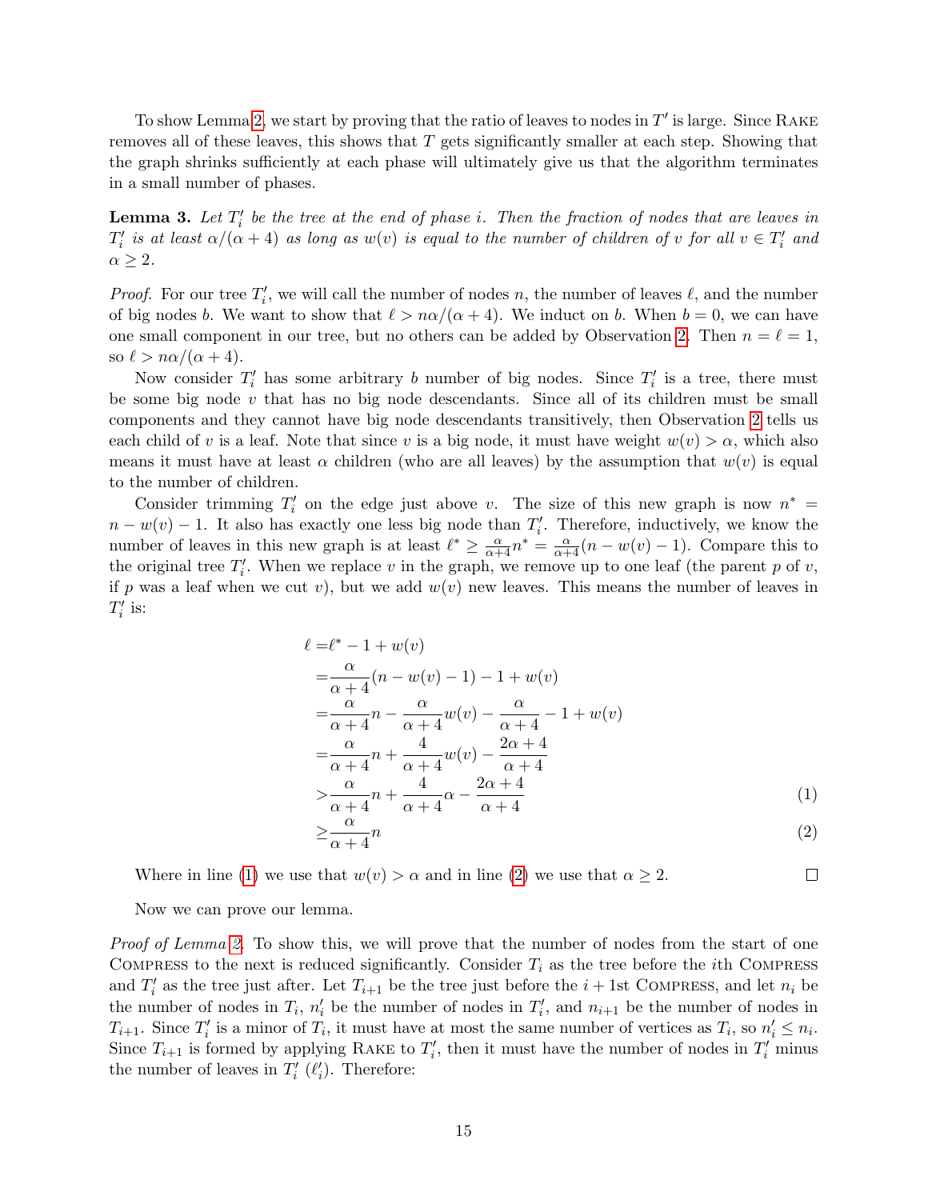To show Lemma 2, we start by proving that the ratio of leaves to nodes in $T'$ is large. Since RAKE removes all of these leaves, this shows that $T$ gets significantly smaller at each step. Showing that the graph shrinks sufficiently at each phase will ultimately give us that the algorithm terminates in a small number of phases.

**Lemma 3.** *Let $T'_i$ be the tree at the end of phase $i$. Then the fraction of nodes that are leaves in $T'_i$ is at least $\alpha/(\alpha+4)$ as long as $w(v)$ is equal to the number of children of $v$ for all $v \in T'_i$ and $\alpha \geq 2$.*

*Proof.* For our tree $T'_i$, we will call the number of nodes $n$, the number of leaves $\ell$, and the number of big nodes $b$. We want to show that $\ell > n\alpha/(\alpha+4)$. We induct on $b$. When $b = 0$, we can have one small component in our tree, but no others can be added by Observation 2. Then $n = \ell = 1$, so $\ell > n\alpha/(\alpha+4)$.

Now consider $T'_i$ has some arbitrary $b$ number of big nodes. Since $T'_i$ is a tree, there must be some big node $v$ that has no big node descendants. Since all of its children must be small components and they cannot have big node descendants transitively, then Observation 2 tells us each child of $v$ is a leaf. Note that since $v$ is a big node, it must have weight $w(v) > \alpha$, which also means it must have at least $\alpha$ children (who are all leaves) by the assumption that $w(v)$ is equal to the number of children.

Consider trimming $T'_i$ on the edge just above $v$. The size of this new graph is now $n^* = n - w(v) - 1$. It also has exactly one less big node than $T'_i$. Therefore, inductively, we know the number of leaves in this new graph is at least $\ell^* \geq \frac{\alpha}{\alpha+4}n^* = \frac{\alpha}{\alpha+4}(n - w(v) - 1)$. Compare this to the original tree $T'_i$. When we replace $v$ in the graph, we remove up to one leaf (the parent $p$ of $v$, if $p$ was a leaf when we cut $v$), but we add $w(v)$ new leaves. This means the number of leaves in $T'_i$ is:

$$\begin{aligned}
\ell =& \ell^* - 1 + w(v) \\
=& \frac{\alpha}{\alpha+4}(n - w(v) - 1) - 1 + w(v) \\
=& \frac{\alpha}{\alpha+4}n - \frac{\alpha}{\alpha+4}w(v) - \frac{\alpha}{\alpha+4} - 1 + w(v) \\
=& \frac{\alpha}{\alpha+4}n + \frac{4}{\alpha+4}w(v) - \frac{2\alpha+4}{\alpha+4} \\
>& \frac{\alpha}{\alpha+4}n + \frac{4}{\alpha+4}\alpha - \frac{2\alpha+4}{\alpha+4} \qquad (1)\\
\geq& \frac{\alpha}{\alpha+4}n \qquad (2)
\end{aligned}$$

Where in line (1) we use that $w(v) > \alpha$ and in line (2) we use that $\alpha \geq 2$. $\square$

Now we can prove our lemma.

*Proof of Lemma 2.* To show this, we will prove that the number of nodes from the start of one COMPRESS to the next is reduced significantly. Consider $T_i$ as the tree before the $i$th COMPRESS and $T'_i$ as the tree just after. Let $T_{i+1}$ be the tree just before the $i+1$st COMPRESS, and let $n_i$ be the number of nodes in $T_i$, $n'_i$ be the number of nodes in $T'_i$, and $n_{i+1}$ be the number of nodes in $T_{i+1}$. Since $T'_i$ is a minor of $T_i$, it must have at most the same number of vertices as $T_i$, so $n'_i \leq n_i$. Since $T_{i+1}$ is formed by applying RAKE to $T'_i$, then it must have the number of nodes in $T'_i$ minus the number of leaves in $T'_i$ ($\ell'_i$). Therefore: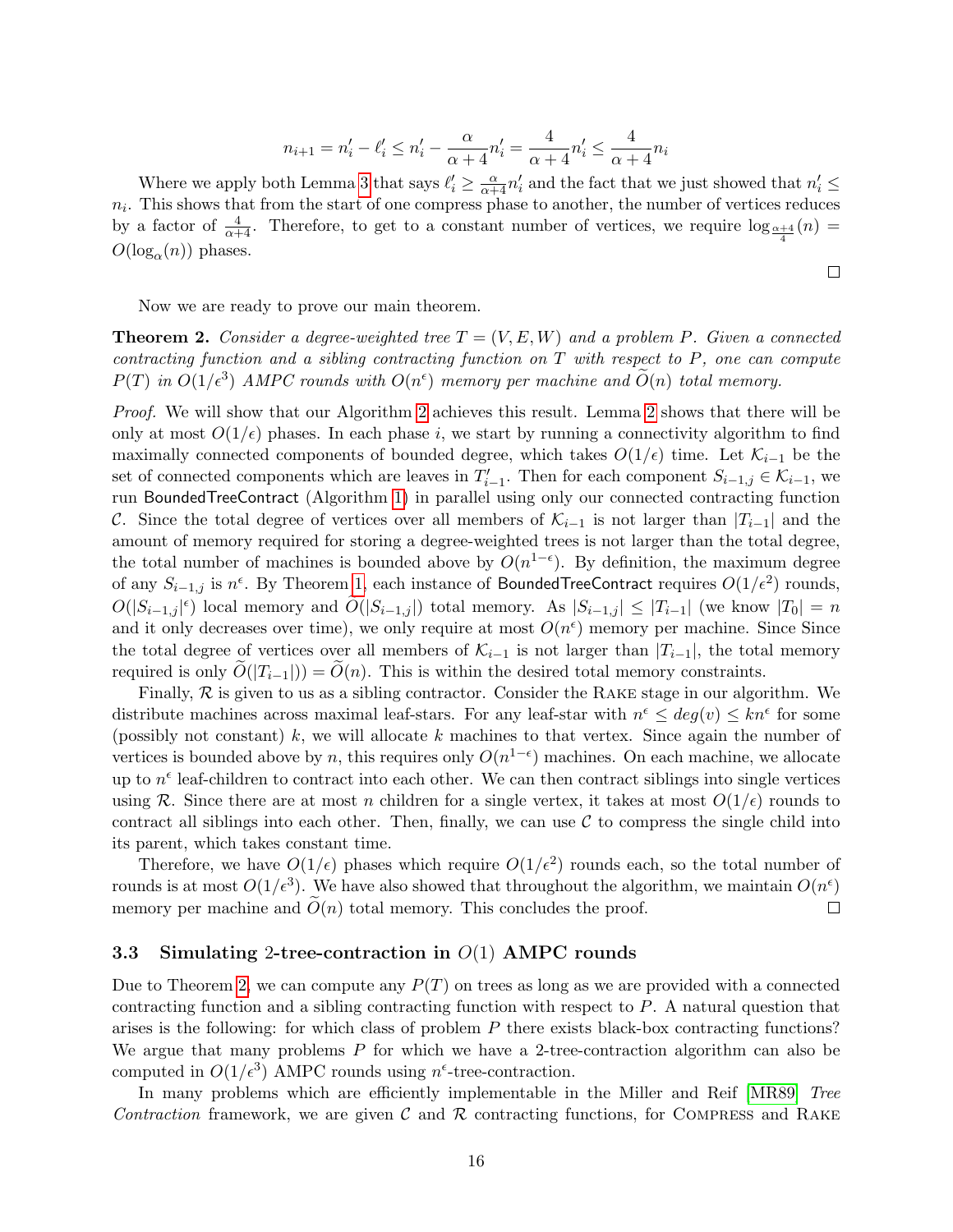$$n_{i+1} = n'_i - \ell'_i \leq n'_i - \frac{\alpha}{\alpha+4} n'_i = \frac{4}{\alpha+4} n'_i \leq \frac{4}{\alpha+4} n_i$$

Where we apply both Lemma 3 that says $\ell'_i \geq \frac{\alpha}{\alpha+4} n'_i$ and the fact that we just showed that $n'_i \leq n_i$. This shows that from the start of one compress phase to another, the number of vertices reduces by a factor of $\frac{4}{\alpha+4}$. Therefore, to get to a constant number of vertices, we require $\log_{\frac{\alpha+4}{4}}(n) = O(\log_\alpha(n))$ phases. □

Now we are ready to prove our main theorem.

**Theorem 2.** *Consider a degree-weighted tree $T = (V, E, W)$ and a problem $P$. Given a connected contracting function and a sibling contracting function on $T$ with respect to $P$, one can compute $P(T)$ in $O(1/\epsilon^3)$ AMPC rounds with $O(n^\epsilon)$ memory per machine and $\widetilde{O}(n)$ total memory.*

*Proof.* We will show that our Algorithm 2 achieves this result. Lemma 2 shows that there will be only at most $O(1/\epsilon)$ phases. In each phase $i$, we start by running a connectivity algorithm to find maximally connected components of bounded degree, which takes $O(1/\epsilon)$ time. Let $\mathcal{K}_{i-1}$ be the set of connected components which are leaves in $T'_{i-1}$. Then for each component $S_{i-1,j} \in \mathcal{K}_{i-1}$, we run BoundedTreeContract (Algorithm 1) in parallel using only our connected contracting function $\mathcal{C}$. Since the total degree of vertices over all members of $\mathcal{K}_{i-1}$ is not larger than $|T_{i-1}|$ and the amount of memory required for storing a degree-weighted trees is not larger than the total degree, the total number of machines is bounded above by $O(n^{1-\epsilon})$. By definition, the maximum degree of any $S_{i-1,j}$ is $n^\epsilon$. By Theorem 1, each instance of BoundedTreeContract requires $O(1/\epsilon^2)$ rounds, $O(|S_{i-1,j}|^\epsilon)$ local memory and $O(|S_{i-1,j}|)$ total memory. As $|S_{i-1,j}| \leq |T_{i-1}|$ (we know $|T_0| = n$ and it only decreases over time), we only require at most $O(n^\epsilon)$ memory per machine. Since Since the total degree of vertices over all members of $\mathcal{K}_{i-1}$ is not larger than $|T_{i-1}|$, the total memory required is only $\widetilde{O}(|T_{i-1}|) = \widetilde{O}(n)$. This is within the desired total memory constraints.

Finally, $\mathcal{R}$ is given to us as a sibling contractor. Consider the RAKE stage in our algorithm. We distribute machines across maximal leaf-stars. For any leaf-star with $n^\epsilon \leq deg(v) \leq kn^\epsilon$ for some (possibly not constant) $k$, we will allocate $k$ machines to that vertex. Since again the number of vertices is bounded above by $n$, this requires only $O(n^{1-\epsilon})$ machines. On each machine, we allocate up to $n^\epsilon$ leaf-children to contract into each other. We can then contract siblings into single vertices using $\mathcal{R}$. Since there are at most $n$ children for a single vertex, it takes at most $O(1/\epsilon)$ rounds to contract all siblings into each other. Then, finally, we can use $\mathcal{C}$ to compress the single child into its parent, which takes constant time.

Therefore, we have $O(1/\epsilon)$ phases which require $O(1/\epsilon^2)$ rounds each, so the total number of rounds is at most $O(1/\epsilon^3)$. We have also showed that throughout the algorithm, we maintain $O(n^\epsilon)$ memory per machine and $\widetilde{O}(n)$ total memory. This concludes the proof. □

### 3.3 Simulating 2-tree-contraction in $O(1)$ AMPC rounds

Due to Theorem 2, we can compute any $P(T)$ on trees as long as we are provided with a connected contracting function and a sibling contracting function with respect to $P$. A natural question that arises is the following: for which class of problem $P$ there exists black-box contracting functions? We argue that many problems $P$ for which we have a 2-tree-contraction algorithm can also be computed in $O(1/\epsilon^3)$ AMPC rounds using $n^\epsilon$-tree-contraction.

In many problems which are efficiently implementable in the Miller and Reif [MR89] *Tree Contraction* framework, we are given $\mathcal{C}$ and $\mathcal{R}$ contracting functions, for COMPRESS and RAKE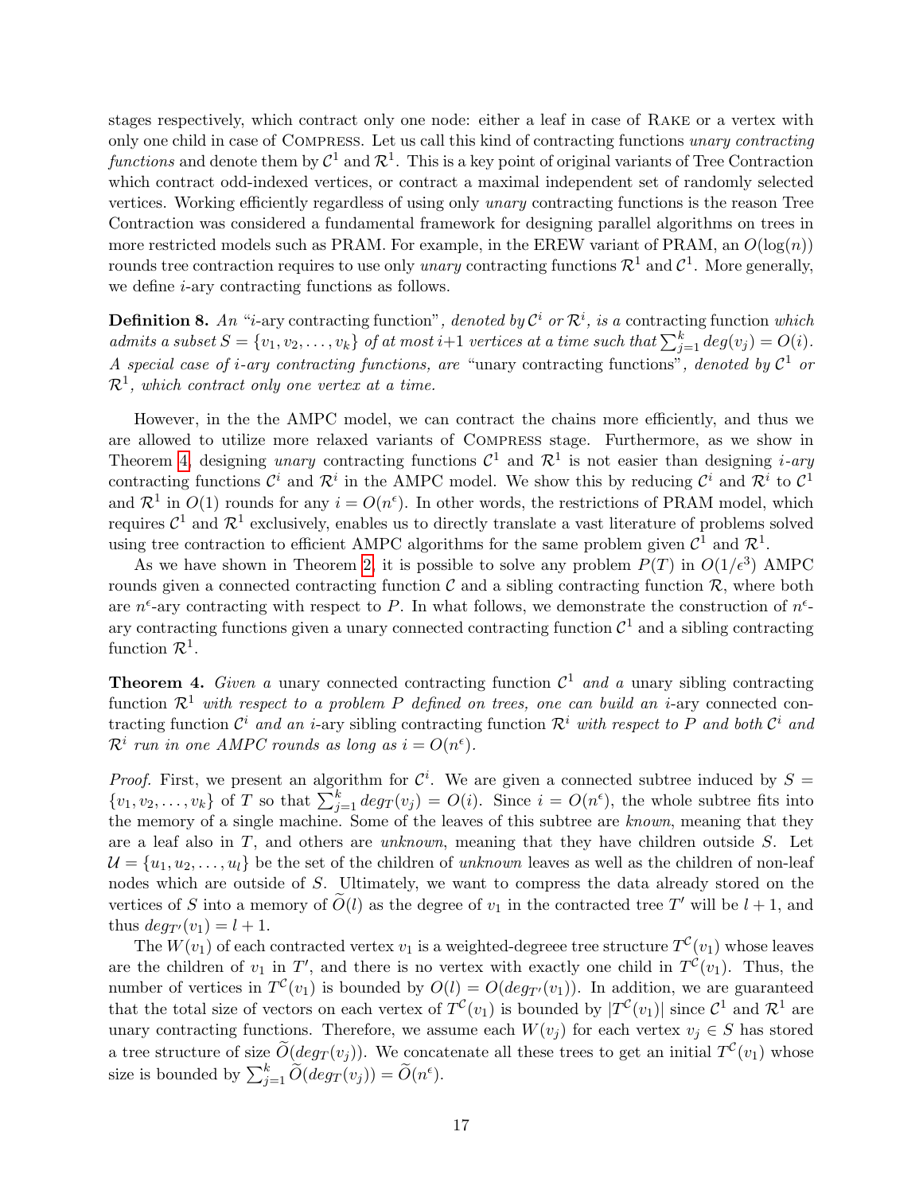stages respectively, which contract only one node: either a leaf in case of Rake or a vertex with only one child in case of Compress. Let us call this kind of contracting functions *unary contracting functions* and denote them by $\mathcal{C}^1$ and $\mathcal{R}^1$. This is a key point of original variants of Tree Contraction which contract odd-indexed vertices, or contract a maximal independent set of randomly selected vertices. Working efficiently regardless of using only *unary* contracting functions is the reason Tree Contraction was considered a fundamental framework for designing parallel algorithms on trees in more restricted models such as PRAM. For example, in the EREW variant of PRAM, an $O(\log(n))$ rounds tree contraction requires to use only *unary* contracting functions $\mathcal{R}^1$ and $\mathcal{C}^1$. More generally, we define $i$-ary contracting functions as follows.

**Definition 8.** *An "$i$-ary contracting function", denoted by $\mathcal{C}^i$ or $\mathcal{R}^i$, is a* contracting function *which admits a subset $S = \{v_1, v_2, \ldots, v_k\}$ of at most $i+1$ vertices at a time such that $\sum_{j=1}^{k} deg(v_j) = O(i)$. A special case of $i$-ary contracting functions, are* "unary contracting functions"*, denoted by $\mathcal{C}^1$ or $\mathcal{R}^1$, which contract only one vertex at a time.*

However, in the the AMPC model, we can contract the chains more efficiently, and thus we are allowed to utilize more relaxed variants of Compress stage. Furthermore, as we show in Theorem 4, designing *unary* contracting functions $\mathcal{C}^1$ and $\mathcal{R}^1$ is not easier than designing *i-ary* contracting functions $\mathcal{C}^i$ and $\mathcal{R}^i$ in the AMPC model. We show this by reducing $\mathcal{C}^i$ and $\mathcal{R}^i$ to $\mathcal{C}^1$ and $\mathcal{R}^1$ in $O(1)$ rounds for any $i = O(n^\epsilon)$. In other words, the restrictions of PRAM model, which requires $\mathcal{C}^1$ and $\mathcal{R}^1$ exclusively, enables us to directly translate a vast literature of problems solved using tree contraction to efficient AMPC algorithms for the same problem given $\mathcal{C}^1$ and $\mathcal{R}^1$.

As we have shown in Theorem 2, it is possible to solve any problem $P(T)$ in $O(1/\epsilon^3)$ AMPC rounds given a connected contracting function $\mathcal{C}$ and a sibling contracting function $\mathcal{R}$, where both are $n^\epsilon$-ary contracting with respect to $P$. In what follows, we demonstrate the construction of $n^\epsilon$-ary contracting functions given a unary connected contracting function $\mathcal{C}^1$ and a sibling contracting function $\mathcal{R}^1$.

**Theorem 4.** *Given a* unary connected contracting function $\mathcal{C}^1$ *and a* unary sibling contracting function $\mathcal{R}^1$ *with respect to a problem $P$ defined on trees, one can build an* $i$-ary connected contracting function $\mathcal{C}^i$ *and an* $i$-ary sibling contracting function $\mathcal{R}^i$ *with respect to $P$ and both $\mathcal{C}^i$ and $\mathcal{R}^i$ run in one AMPC rounds as long as $i = O(n^\epsilon)$.*

*Proof.* First, we present an algorithm for $\mathcal{C}^i$. We are given a connected subtree induced by $S = \{v_1, v_2, \ldots, v_k\}$ of $T$ so that $\sum_{j=1}^{k} deg_T(v_j) = O(i)$. Since $i = O(n^\epsilon)$, the whole subtree fits into the memory of a single machine. Some of the leaves of this subtree are *known*, meaning that they are a leaf also in $T$, and others are *unknown*, meaning that they have children outside $S$. Let $\mathcal{U} = \{u_1, u_2, \ldots, u_l\}$ be the set of the children of *unknown* leaves as well as the children of non-leaf nodes which are outside of $S$. Ultimately, we want to compress the data already stored on the vertices of $S$ into a memory of $\widetilde{O}(l)$ as the degree of $v_1$ in the contracted tree $T'$ will be $l+1$, and thus $deg_{T'}(v_1) = l + 1$.

The $W(v_1)$ of each contracted vertex $v_1$ is a weighted-degreee tree structure $T^{\mathcal{C}}(v_1)$ whose leaves are the children of $v_1$ in $T'$, and there is no vertex with exactly one child in $T^{\mathcal{C}}(v_1)$. Thus, the number of vertices in $T^{\mathcal{C}}(v_1)$ is bounded by $O(l) = O(deg_{T'}(v_1))$. In addition, we are guaranteed that the total size of vectors on each vertex of $T^{\mathcal{C}}(v_1)$ is bounded by $|T^{\mathcal{C}}(v_1)|$ since $\mathcal{C}^1$ and $\mathcal{R}^1$ are unary contracting functions. Therefore, we assume each $W(v_j)$ for each vertex $v_j \in S$ has stored a tree structure of size $\widetilde{O}(deg_T(v_j))$. We concatenate all these trees to get an initial $T^{\mathcal{C}}(v_1)$ whose size is bounded by $\sum_{j=1}^{k} \widetilde{O}(deg_T(v_j)) = \widetilde{O}(n^\epsilon)$.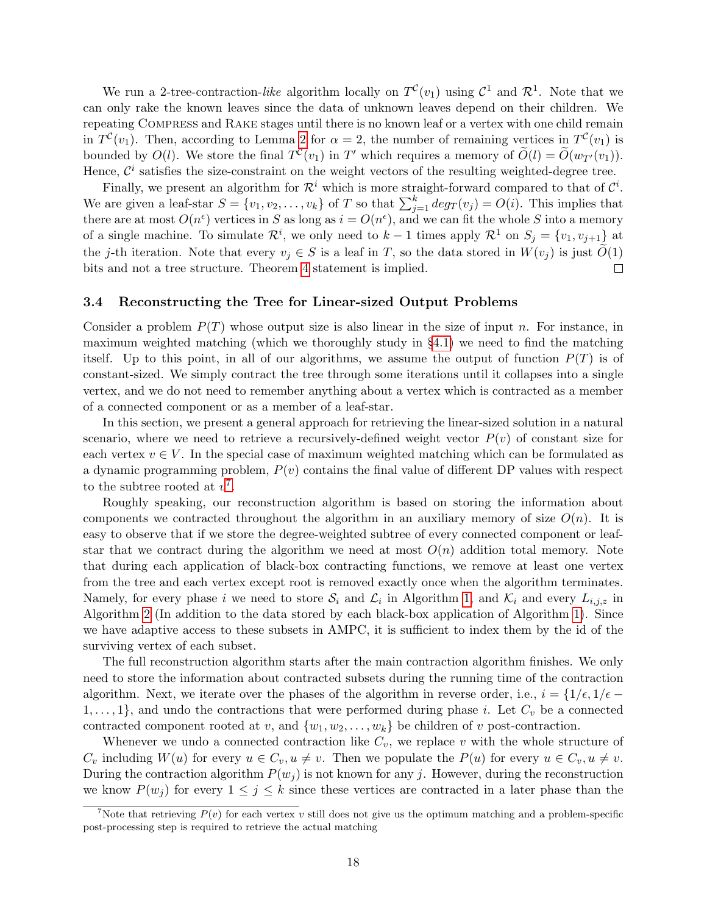We run a 2-tree-contraction-*like* algorithm locally on $T^{\mathcal{C}}(v_1)$ using $\mathcal{C}^1$ and $\mathcal{R}^1$. Note that we can only rake the known leaves since the data of unknown leaves depend on their children. We repeating Compress and Rake stages until there is no known leaf or a vertex with one child remain in $T^{\mathcal{C}}(v_1)$. Then, according to Lemma 2 for $\alpha = 2$, the number of remaining vertices in $T^{\mathcal{C}}(v_1)$ is bounded by $O(l)$. We store the final $T^{\mathcal{C}}(v_1)$ in $T'$ which requires a memory of $\widetilde{O}(l) = \widetilde{O}(w_{T'}(v_1))$. Hence, $\mathcal{C}^i$ satisfies the size-constraint on the weight vectors of the resulting weighted-degree tree.

Finally, we present an algorithm for $\mathcal{R}^i$ which is more straight-forward compared to that of $\mathcal{C}^i$. We are given a leaf-star $S = \{v_1, v_2, \ldots, v_k\}$ of $T$ so that $\sum_{j=1}^{k} deg_T(v_j) = O(i)$. This implies that there are at most $O(n^\epsilon)$ vertices in $S$ as long as $i = O(n^\epsilon)$, and we can fit the whole $S$ into a memory of a single machine. To simulate $\mathcal{R}^i$, we only need to $k-1$ times apply $\mathcal{R}^1$ on $S_j = \{v_1, v_{j+1}\}$ at the $j$-th iteration. Note that every $v_j \in S$ is a leaf in $T$, so the data stored in $W(v_j)$ is just $\widetilde{O}(1)$ bits and not a tree structure. Theorem 4 statement is implied. □

### 3.4 Reconstructing the Tree for Linear-sized Output Problems

Consider a problem $P(T)$ whose output size is also linear in the size of input $n$. For instance, in maximum weighted matching (which we thoroughly study in §4.1) we need to find the matching itself. Up to this point, in all of our algorithms, we assume the output of function $P(T)$ is of constant-sized. We simply contract the tree through some iterations until it collapses into a single vertex, and we do not need to remember anything about a vertex which is contracted as a member of a connected component or as a member of a leaf-star.

In this section, we present a general approach for retrieving the linear-sized solution in a natural scenario, where we need to retrieve a recursively-defined weight vector $P(v)$ of constant size for each vertex $v \in V$. In the special case of maximum weighted matching which can be formulated as a dynamic programming problem, $P(v)$ contains the final value of different DP values with respect to the subtree rooted at $v$[7].

Roughly speaking, our reconstruction algorithm is based on storing the information about components we contracted throughout the algorithm in an auxiliary memory of size $O(n)$. It is easy to observe that if we store the degree-weighted subtree of every connected component or leaf-star that we contract during the algorithm we need at most $O(n)$ addition total memory. Note that during each application of black-box contracting functions, we remove at least one vertex from the tree and each vertex except root is removed exactly once when the algorithm terminates. Namely, for every phase $i$ we need to store $\mathcal{S}_i$ and $\mathcal{L}_i$ in Algorithm 1, and $\mathcal{K}_i$ and every $L_{i,j,z}$ in Algorithm 2 (In addition to the data stored by each black-box application of Algorithm 1). Since we have adaptive access to these subsets in AMPC, it is sufficient to index them by the id of the surviving vertex of each subset.

The full reconstruction algorithm starts after the main contraction algorithm finishes. We only need to store the information about contracted subsets during the running time of the contraction algorithm. Next, we iterate over the phases of the algorithm in reverse order, i.e., $i = \{1/\epsilon, 1/\epsilon - 1, \ldots, 1\}$, and undo the contractions that were performed during phase $i$. Let $C_v$ be a connected contracted component rooted at $v$, and $\{w_1, w_2, \ldots, w_k\}$ be children of $v$ post-contraction.

Whenever we undo a connected contraction like $C_v$, we replace $v$ with the whole structure of $C_v$ including $W(u)$ for every $u \in C_v, u \neq v$. Then we populate the $P(u)$ for every $u \in C_v, u \neq v$. During the contraction algorithm $P(w_j)$ is not known for any $j$. However, during the reconstruction we know $P(w_j)$ for every $1 \leq j \leq k$ since these vertices are contracted in a later phase than the

[7] Note that retrieving $P(v)$ for each vertex $v$ still does not give us the optimum matching and a problem-specific post-processing step is required to retrieve the actual matching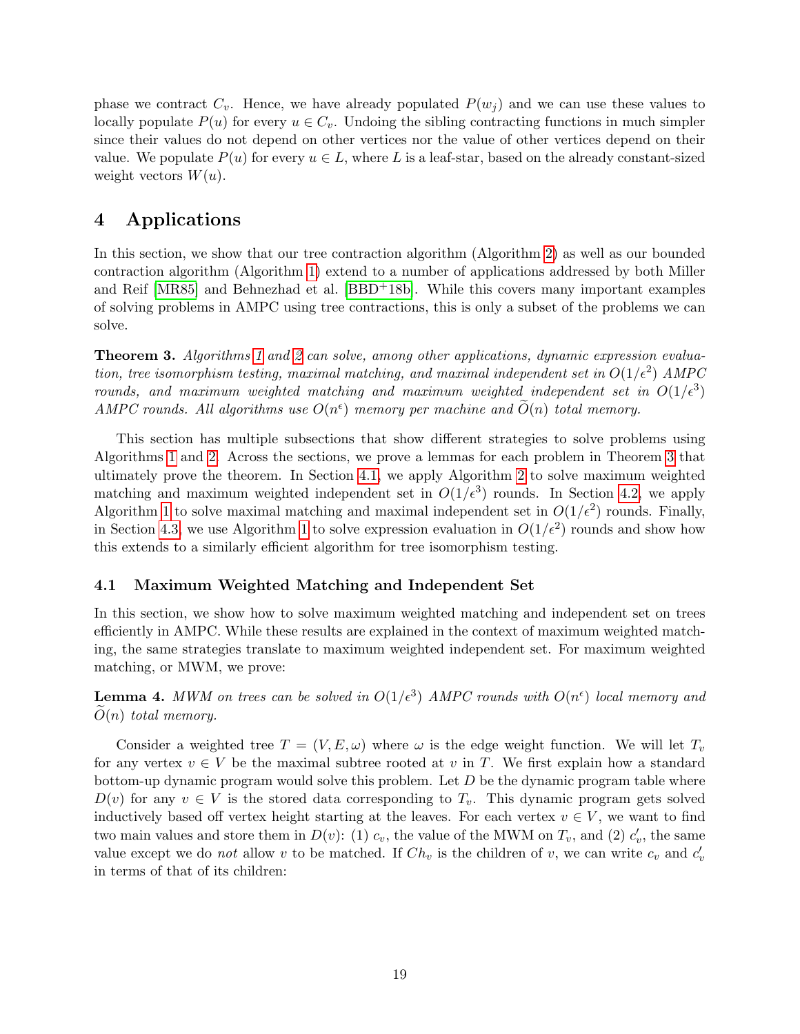phase we contract $C_v$. Hence, we have already populated $P(w_j)$ and we can use these values to locally populate $P(u)$ for every $u \in C_v$. Undoing the sibling contracting functions in much simpler since their values do not depend on other vertices nor the value of other vertices depend on their value. We populate $P(u)$ for every $u \in L$, where $L$ is a leaf-star, based on the already constant-sized weight vectors $W(u)$.

# 4 Applications

In this section, we show that our tree contraction algorithm (Algorithm 2) as well as our bounded contraction algorithm (Algorithm 1) extend to a number of applications addressed by both Miller and Reif [MR85] and Behnezhad et al. [BBD+18b]. While this covers many important examples of solving problems in AMPC using tree contractions, this is only a subset of the problems we can solve.

**Theorem 3.** *Algorithms 1 and 2 can solve, among other applications, dynamic expression evaluation, tree isomorphism testing, maximal matching, and maximal independent set in $O(1/\epsilon^2)$ AMPC rounds, and maximum weighted matching and maximum weighted independent set in $O(1/\epsilon^3)$ AMPC rounds. All algorithms use $O(n^\epsilon)$ memory per machine and $\widetilde{O}(n)$ total memory.*

This section has multiple subsections that show different strategies to solve problems using Algorithms 1 and 2. Across the sections, we prove a lemmas for each problem in Theorem 3 that ultimately prove the theorem. In Section 4.1, we apply Algorithm 2 to solve maximum weighted matching and maximum weighted independent set in $O(1/\epsilon^3)$ rounds. In Section 4.2, we apply Algorithm 1 to solve maximal matching and maximal independent set in $O(1/\epsilon^2)$ rounds. Finally, in Section 4.3, we use Algorithm 1 to solve expression evaluation in $O(1/\epsilon^2)$ rounds and show how this extends to a similarly efficient algorithm for tree isomorphism testing.

## 4.1 Maximum Weighted Matching and Independent Set

In this section, we show how to solve maximum weighted matching and independent set on trees efficiently in AMPC. While these results are explained in the context of maximum weighted matching, the same strategies translate to maximum weighted independent set. For maximum weighted matching, or MWM, we prove:

**Lemma 4.** *MWM on trees can be solved in $O(1/\epsilon^3)$ AMPC rounds with $O(n^\epsilon)$ local memory and $\widetilde{O}(n)$ total memory.*

Consider a weighted tree $T = (V, E, \omega)$ where $\omega$ is the edge weight function. We will let $T_v$ for any vertex $v \in V$ be the maximal subtree rooted at $v$ in $T$. We first explain how a standard bottom-up dynamic program would solve this problem. Let $D$ be the dynamic program table where $D(v)$ for any $v \in V$ is the stored data corresponding to $T_v$. This dynamic program gets solved inductively based off vertex height starting at the leaves. For each vertex $v \in V$, we want to find two main values and store them in $D(v)$: (1) $c_v$, the value of the MWM on $T_v$, and (2) $c'_v$, the same value except we do *not* allow $v$ to be matched. If $Ch_v$ is the children of $v$, we can write $c_v$ and $c'_v$ in terms of that of its children: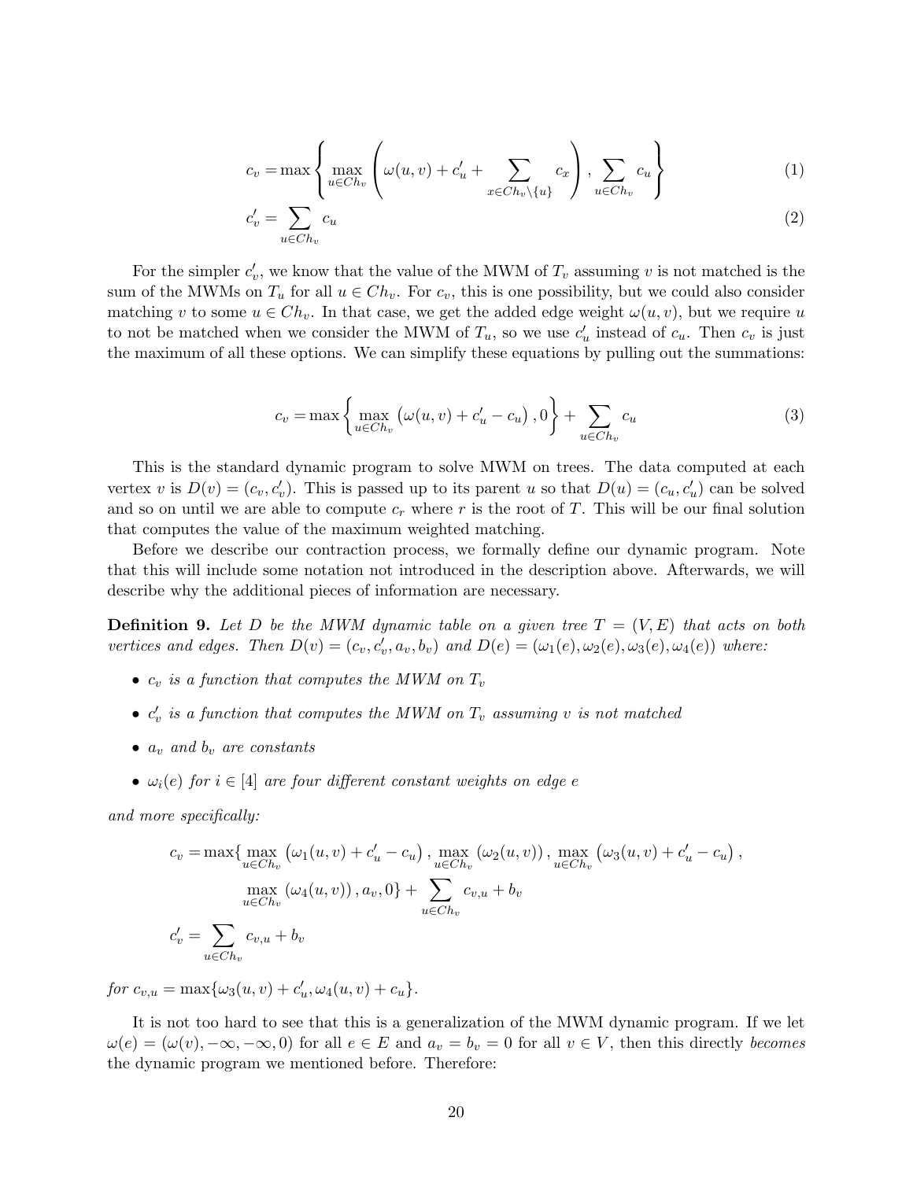$$
c_v = \max \left\{ \max_{u \in Ch_v} \left( \omega(u,v) + c'_u + \sum_{x \in Ch_v \setminus \{u\}} c_x \right), \sum_{u \in Ch_v} c_u \right\} \tag{1}
$$

$$
c'_v = \sum_{u \in Ch_v} c_u \tag{2}
$$

For the simpler $c'_v$, we know that the value of the MWM of $T_v$ assuming $v$ is not matched is the sum of the MWMs on $T_u$ for all $u \in Ch_v$. For $c_v$, this is one possibility, but we could also consider matching $v$ to some $u \in Ch_v$. In that case, we get the added edge weight $\omega(u,v)$, but we require $u$ to not be matched when we consider the MWM of $T_u$, so we use $c'_u$ instead of $c_u$. Then $c_v$ is just the maximum of all these options. We can simplify these equations by pulling out the summations:

$$
c_v = \max \left\{ \max_{u \in Ch_v} \left( \omega(u,v) + c'_u - c_u \right), 0 \right\} + \sum_{u \in Ch_v} c_u \tag{3}
$$

This is the standard dynamic program to solve MWM on trees. The data computed at each vertex $v$ is $D(v) = (c_v, c'_v)$. This is passed up to its parent $u$ so that $D(u) = (c_u, c'_u)$ can be solved and so on until we are able to compute $c_r$ where $r$ is the root of $T$. This will be our final solution that computes the value of the maximum weighted matching.

Before we describe our contraction process, we formally define our dynamic program. Note that this will include some notation not introduced in the description above. Afterwards, we will describe why the additional pieces of information are necessary.

**Definition 9.** *Let $D$ be the MWM dynamic table on a given tree $T = (V, E)$ that acts on both vertices and edges. Then $D(v) = (c_v, c'_v, a_v, b_v)$ and $D(e) = (\omega_1(e), \omega_2(e), \omega_3(e), \omega_4(e))$ where:*

- *$c_v$ is a function that computes the MWM on $T_v$*
- *$c'_v$ is a function that computes the MWM on $T_v$ assuming $v$ is not matched*
- *$a_v$ and $b_v$ are constants*
- *$\omega_i(e)$ for $i \in [4]$ are four different constant weights on edge $e$*

*and more specifically:*

$$
\begin{aligned}
c_v = &\max\{\max_{u \in Ch_v} \left(\omega_1(u,v) + c'_u - c_u\right), \max_{u \in Ch_v} \left(\omega_2(u,v)\right), \max_{u \in Ch_v} \left(\omega_3(u,v) + c'_u - c_u\right), \\
&\max_{u \in Ch_v} \left(\omega_4(u,v)\right), a_v, 0\} + \sum_{u \in Ch_v} c_{v,u} + b_v \\
c'_v = &\sum_{u \in Ch_v} c_{v,u} + b_v
\end{aligned}
$$

*for $c_{v,u} = \max\{\omega_3(u,v) + c'_u, \omega_4(u,v) + c_u\}$.*

It is not too hard to see that this is a generalization of the MWM dynamic program. If we let $\omega(e) = (\omega(v), -\infty, -\infty, 0)$ for all $e \in E$ and $a_v = b_v = 0$ for all $v \in V$, then this directly *becomes* the dynamic program we mentioned before. Therefore: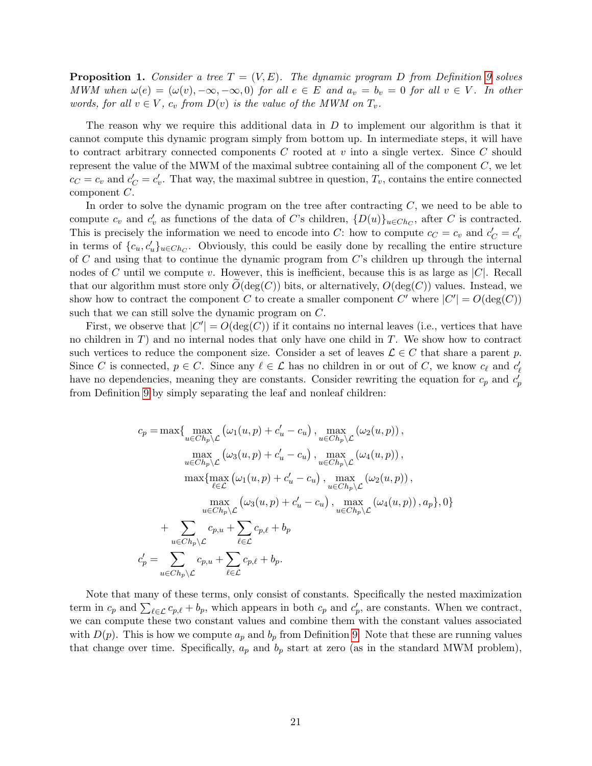**Proposition 1.** *Consider a tree $T = (V, E)$. The dynamic program $D$ from Definition 9 solves MWM when $\omega(e) = (\omega(v), -\infty, -\infty, 0)$ for all $e \in E$ and $a_v = b_v = 0$ for all $v \in V$. In other words, for all $v \in V$, $c_v$ from $D(v)$ is the value of the MWM on $T_v$.*

The reason why we require this additional data in $D$ to implement our algorithm is that it cannot compute this dynamic program simply from bottom up. In intermediate steps, it will have to contract arbitrary connected components $C$ rooted at $v$ into a single vertex. Since $C$ should represent the value of the MWM of the maximal subtree containing all of the component $C$, we let $c_C = c_v$ and $c'_C = c'_v$. That way, the maximal subtree in question, $T_v$, contains the entire connected component $C$.

In order to solve the dynamic program on the tree after contracting $C$, we need to be able to compute $c_v$ and $c'_v$ as functions of the data of $C$'s children, $\{D(u)\}_{u \in Ch_C}$, after $C$ is contracted. This is precisely the information we need to encode into $C$: how to compute $c_C = c_v$ and $c'_C = c'_v$ in terms of $\{c_u, c'_u\}_{u \in Ch_C}$. Obviously, this could be easily done by recalling the entire structure of $C$ and using that to continue the dynamic program from $C$'s children up through the internal nodes of $C$ until we compute $v$. However, this is inefficient, because this is as large as $|C|$. Recall that our algorithm must store only $\widetilde{O}(\deg(C))$ bits, or alternatively, $O(\deg(C))$ values. Instead, we show how to contract the component $C$ to create a smaller component $C'$ where $|C'| = O(\deg(C))$ such that we can still solve the dynamic program on $C$.

First, we observe that $|C'| = O(\deg(C))$ if it contains no internal leaves (i.e., vertices that have no children in $T$) and no internal nodes that only have one child in $T$. We show how to contract such vertices to reduce the component size. Consider a set of leaves $\mathcal{L} \in C$ that share a parent $p$. Since $C$ is connected, $p \in C$. Since any $\ell \in \mathcal{L}$ has no children in or out of $C$, we know $c_\ell$ and $c'_\ell$ have no dependencies, meaning they are constants. Consider rewriting the equation for $c_p$ and $c'_p$ from Definition 9 by simply separating the leaf and nonleaf children:

$$
\begin{aligned}
c_p = \max\{ & \max_{u \in Ch_p \setminus \mathcal{L}} \left(\omega_1(u,p) + c'_u - c_u\right), \max_{u \in Ch_p \setminus \mathcal{L}} \left(\omega_2(u,p)\right), \\
& \max_{u \in Ch_p \setminus \mathcal{L}} \left(\omega_3(u,p) + c'_u - c_u\right), \max_{u \in Ch_p \setminus \mathcal{L}} \left(\omega_4(u,p)\right), \\
& \max\{ \max_{\ell \in \mathcal{L}} \left(\omega_1(u,p) + c'_u - c_u\right), \max_{u \in Ch_p \setminus \mathcal{L}} \left(\omega_2(u,p)\right), \\
& \quad \max_{u \in Ch_p \setminus \mathcal{L}} \left(\omega_3(u,p) + c'_u - c_u\right), \max_{u \in Ch_p \setminus \mathcal{L}} \left(\omega_4(u,p)\right), a_p\}, 0\} \\
& + \sum_{u \in Ch_p \setminus \mathcal{L}} c_{p,u} + \sum_{\ell \in \mathcal{L}} c_{p,\ell} + b_p \\
c'_p = & \sum_{u \in Ch_p \setminus \mathcal{L}} c_{p,u} + \sum_{\ell \in \mathcal{L}} c_{p,\ell} + b_p.
\end{aligned}
$$

Note that many of these terms, only consist of constants. Specifically the nested maximization term in $c_p$ and $\sum_{\ell \in \mathcal{L}} c_{p,\ell} + b_p$, which appears in both $c_p$ and $c'_p$, are constants. When we contract, we can compute these two constant values and combine them with the constant values associated with $D(p)$. This is how we compute $a_p$ and $b_p$ from Definition 9. Note that these are running values that change over time. Specifically, $a_p$ and $b_p$ start at zero (as in the standard MWM problem),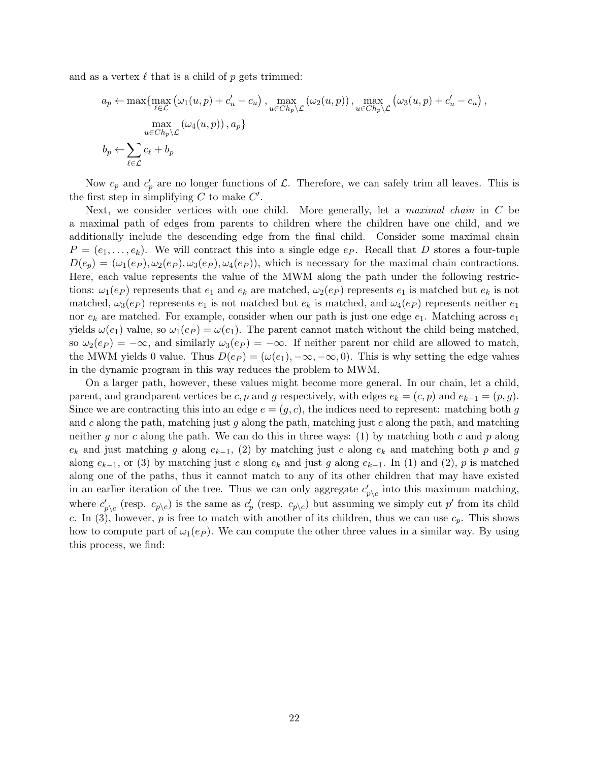and as a vertex $\ell$ that is a child of $p$ gets trimmed:

$$
\begin{aligned}
a_p \leftarrow & \max\{\max_{\ell \in \mathcal{L}} \left(\omega_1(u,p) + c'_u - c_u\right), \max_{u \in Ch_p \setminus \mathcal{L}} \left(\omega_2(u,p)\right), \max_{u \in Ch_p \setminus \mathcal{L}} \left(\omega_3(u,p) + c'_u - c_u\right), \\
& \max_{u \in Ch_p \setminus \mathcal{L}} \left(\omega_4(u,p)\right), a_p\} \\
b_p \leftarrow & \sum_{\ell \in \mathcal{L}} c_\ell + b_p
\end{aligned}
$$

Now $c_p$ and $c'_p$ are no longer functions of $\mathcal{L}$. Therefore, we can safely trim all leaves. This is the first step in simplifying $C$ to make $C'$.

Next, we consider vertices with one child. More generally, let a *maximal chain* in $C$ be a maximal path of edges from parents to children where the children have one child, and we additionally include the descending edge from the final child. Consider some maximal chain $P = (e_1, \ldots, e_k)$. We will contract this into a single edge $e_P$. Recall that $D$ stores a four-tuple $D(e_p) = (\omega_1(e_P), \omega_2(e_P), \omega_3(e_P), \omega_4(e_P))$, which is necessary for the maximal chain contractions. Here, each value represents the value of the MWM along the path under the following restrictions: $\omega_1(e_P)$ represents that $e_1$ and $e_k$ are matched, $\omega_2(e_P)$ represents $e_1$ is matched but $e_k$ is not matched, $\omega_3(e_P)$ represents $e_1$ is not matched but $e_k$ is matched, and $\omega_4(e_P)$ represents neither $e_1$ nor $e_k$ are matched. For example, consider when our path is just one edge $e_1$. Matching across $e_1$ yields $\omega(e_1)$ value, so $\omega_1(e_P) = \omega(e_1)$. The parent cannot match without the child being matched, so $\omega_2(e_P) = -\infty$, and similarly $\omega_3(e_P) = -\infty$. If neither parent nor child are allowed to match, the MWM yields 0 value. Thus $D(e_P) = (\omega(e_1), -\infty, -\infty, 0)$. This is why setting the edge values in the dynamic program in this way reduces the problem to MWM.

On a larger path, however, these values might become more general. In our chain, let a child, parent, and grandparent vertices be $c, p$ and $g$ respectively, with edges $e_k = (c, p)$ and $e_{k-1} = (p, g)$. Since we are contracting this into an edge $e = (g, c)$, the indices need to represent: matching both $g$ and $c$ along the path, matching just $g$ along the path, matching just $c$ along the path, and matching neither $g$ nor $c$ along the path. We can do this in three ways: (1) by matching both $c$ and $p$ along $e_k$ and just matching $g$ along $e_{k-1}$, (2) by matching just $c$ along $e_k$ and matching both $p$ and $g$ along $e_{k-1}$, or (3) by matching just $c$ along $e_k$ and just $g$ along $e_{k-1}$. In (1) and (2), $p$ is matched along one of the paths, thus it cannot match to any of its other children that may have existed in an earlier iteration of the tree. Thus we can only aggregate $c'_{p\setminus c}$ into this maximum matching, where $c'_{p\setminus c}$ (resp. $c_{p\setminus c}$) is the same as $c'_p$ (resp. $c_{p\setminus c}$) but assuming we simply cut $p'$ from its child $c$. In (3), however, $p$ is free to match with another of its children, thus we can use $c_p$. This shows how to compute part of $\omega_1(e_P)$. We can compute the other three values in a similar way. By using this process, we find: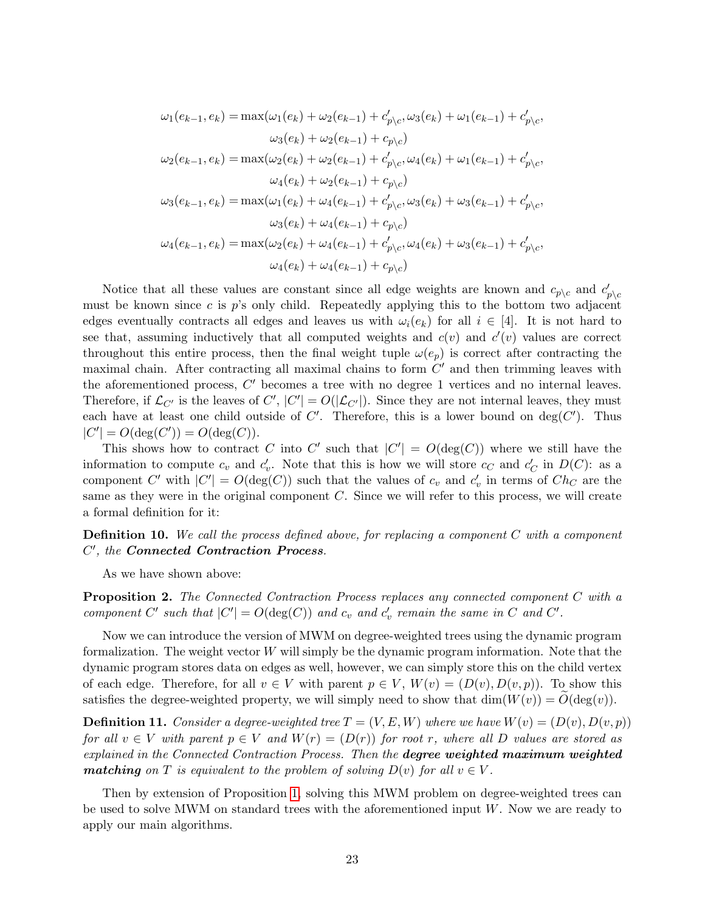$$
\begin{aligned}
\omega_1(e_{k-1}, e_k) = &\max(\omega_1(e_k) + \omega_2(e_{k-1}) + c'_{p\setminus c}, \omega_3(e_k) + \omega_1(e_{k-1}) + c'_{p\setminus c}, \\
&\omega_3(e_k) + \omega_2(e_{k-1}) + c_{p\setminus c}) \\
\omega_2(e_{k-1}, e_k) = &\max(\omega_2(e_k) + \omega_2(e_{k-1}) + c'_{p\setminus c}, \omega_4(e_k) + \omega_1(e_{k-1}) + c'_{p\setminus c}, \\
&\omega_4(e_k) + \omega_2(e_{k-1}) + c_{p\setminus c}) \\
\omega_3(e_{k-1}, e_k) = &\max(\omega_1(e_k) + \omega_4(e_{k-1}) + c'_{p\setminus c}, \omega_3(e_k) + \omega_3(e_{k-1}) + c'_{p\setminus c}, \\
&\omega_3(e_k) + \omega_4(e_{k-1}) + c_{p\setminus c}) \\
\omega_4(e_{k-1}, e_k) = &\max(\omega_2(e_k) + \omega_4(e_{k-1}) + c'_{p\setminus c}, \omega_4(e_k) + \omega_3(e_{k-1}) + c'_{p\setminus c}, \\
&\omega_4(e_k) + \omega_4(e_{k-1}) + c_{p\setminus c})
\end{aligned}
$$

Notice that all these values are constant since all edge weights are known and $c_{p\setminus c}$ and $c'_{p\setminus c}$ must be known since $c$ is $p$'s only child. Repeatedly applying this to the bottom two adjacent edges eventually contracts all edges and leaves us with $\omega_i(e_k)$ for all $i \in [4]$. It is not hard to see that, assuming inductively that all computed weights and $c(v)$ and $c'(v)$ values are correct throughout this entire process, then the final weight tuple $\omega(e_p)$ is correct after contracting the maximal chain. After contracting all maximal chains to form $C'$ and then trimming leaves with the aforementioned process, $C'$ becomes a tree with no degree 1 vertices and no internal leaves. Therefore, if $\mathcal{L}_{C'}$ is the leaves of $C'$, $|C'| = O(|\mathcal{L}_{C'}|)$. Since they are not internal leaves, they must each have at least one child outside of $C'$. Therefore, this is a lower bound on $\deg(C')$. Thus $|C'| = O(\deg(C')) = O(\deg(C))$.

This shows how to contract $C$ into $C'$ such that $|C'| = O(\deg(C))$ where we still have the information to compute $c_v$ and $c'_v$. Note that this is how we will store $c_C$ and $c'_C$ in $D(C)$: as a component $C'$ with $|C'| = O(\deg(C))$ such that the values of $c_v$ and $c'_v$ in terms of $Ch_C$ are the same as they were in the original component $C$. Since we will refer to this process, we will create a formal definition for it:

**Definition 10.** *We call the process defined above, for replacing a component $C$ with a component $C'$, the* ***Connected Contraction Process****.*

As we have shown above:

**Proposition 2.** *The Connected Contraction Process replaces any connected component $C$ with a component $C'$ such that $|C'| = O(\deg(C))$ and $c_v$ and $c'_v$ remain the same in $C$ and $C'$.*

Now we can introduce the version of MWM on degree-weighted trees using the dynamic program formalization. The weight vector $W$ will simply be the dynamic program information. Note that the dynamic program stores data on edges as well, however, we can simply store this on the child vertex of each edge. Therefore, for all $v \in V$ with parent $p \in V$, $W(v) = (D(v), D(v,p))$. To show this satisfies the degree-weighted property, we will simply need to show that $\dim(W(v)) = \widetilde{O}(\deg(v))$.

**Definition 11.** *Consider a degree-weighted tree $T = (V, E, W)$ where we have $W(v) = (D(v), D(v,p))$ for all $v \in V$ with parent $p \in V$ and $W(r) = (D(r))$ for root $r$, where all $D$ values are stored as explained in the Connected Contraction Process. Then the* ***degree weighted maximum weighted matching*** *on $T$ is equivalent to the problem of solving $D(v)$ for all $v \in V$.*

Then by extension of Proposition 1, solving this MWM problem on degree-weighted trees can be used to solve MWM on standard trees with the aforementioned input $W$. Now we are ready to apply our main algorithms.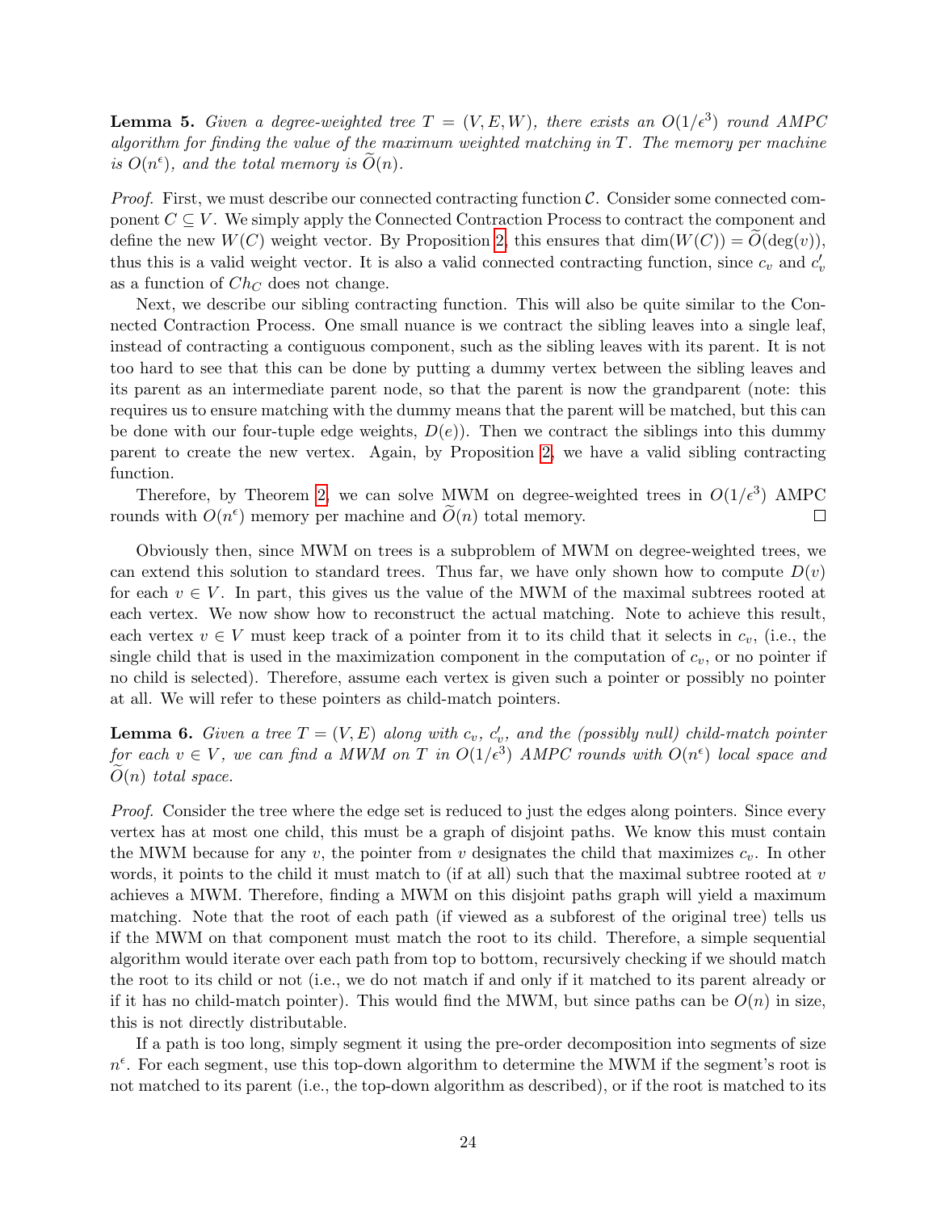**Lemma 5.** *Given a degree-weighted tree $T = (V, E, W)$, there exists an $O(1/\epsilon^3)$ round AMPC algorithm for finding the value of the maximum weighted matching in $T$. The memory per machine is $O(n^\epsilon)$, and the total memory is $\widetilde{O}(n)$.*

*Proof.* First, we must describe our connected contracting function $\mathcal{C}$. Consider some connected component $C \subseteq V$. We simply apply the Connected Contraction Process to contract the component and define the new $W(C)$ weight vector. By Proposition 2, this ensures that $\dim(W(C)) = \widetilde{O}(\deg(v))$, thus this is a valid weight vector. It is also a valid connected contracting function, since $c_v$ and $c'_v$ as a function of $Ch_C$ does not change.

Next, we describe our sibling contracting function. This will also be quite similar to the Connected Contraction Process. One small nuance is we contract the sibling leaves into a single leaf, instead of contracting a contiguous component, such as the sibling leaves with its parent. It is not too hard to see that this can be done by putting a dummy vertex between the sibling leaves and its parent as an intermediate parent node, so that the parent is now the grandparent (note: this requires us to ensure matching with the dummy means that the parent will be matched, but this can be done with our four-tuple edge weights, $D(e)$). Then we contract the siblings into this dummy parent to create the new vertex. Again, by Proposition 2, we have a valid sibling contracting function.

Therefore, by Theorem 2, we can solve MWM on degree-weighted trees in $O(1/\epsilon^3)$ AMPC rounds with $O(n^\epsilon)$ memory per machine and $\widetilde{O}(n)$ total memory. □

Obviously then, since MWM on trees is a subproblem of MWM on degree-weighted trees, we can extend this solution to standard trees. Thus far, we have only shown how to compute $D(v)$ for each $v \in V$. In part, this gives us the value of the MWM of the maximal subtrees rooted at each vertex. We now show how to reconstruct the actual matching. Note to achieve this result, each vertex $v \in V$ must keep track of a pointer from it to its child that it selects in $c_v$, (i.e., the single child that is used in the maximization component in the computation of $c_v$, or no pointer if no child is selected). Therefore, assume each vertex is given such a pointer or possibly no pointer at all. We will refer to these pointers as child-match pointers.

**Lemma 6.** *Given a tree $T = (V, E)$ along with $c_v$, $c'_v$, and the (possibly null) child-match pointer for each $v \in V$, we can find a MWM on $T$ in $O(1/\epsilon^3)$ AMPC rounds with $O(n^\epsilon)$ local space and $\widetilde{O}(n)$ total space.*

*Proof.* Consider the tree where the edge set is reduced to just the edges along pointers. Since every vertex has at most one child, this must be a graph of disjoint paths. We know this must contain the MWM because for any $v$, the pointer from $v$ designates the child that maximizes $c_v$. In other words, it points to the child it must match to (if at all) such that the maximal subtree rooted at $v$ achieves a MWM. Therefore, finding a MWM on this disjoint paths graph will yield a maximum matching. Note that the root of each path (if viewed as a subforest of the original tree) tells us if the MWM on that component must match the root to its child. Therefore, a simple sequential algorithm would iterate over each path from top to bottom, recursively checking if we should match the root to its child or not (i.e., we do not match if and only if it matched to its parent already or if it has no child-match pointer). This would find the MWM, but since paths can be $O(n)$ in size, this is not directly distributable.

If a path is too long, simply segment it using the pre-order decomposition into segments of size $n^\epsilon$. For each segment, use this top-down algorithm to determine the MWM if the segment's root is not matched to its parent (i.e., the top-down algorithm as described), or if the root is matched to its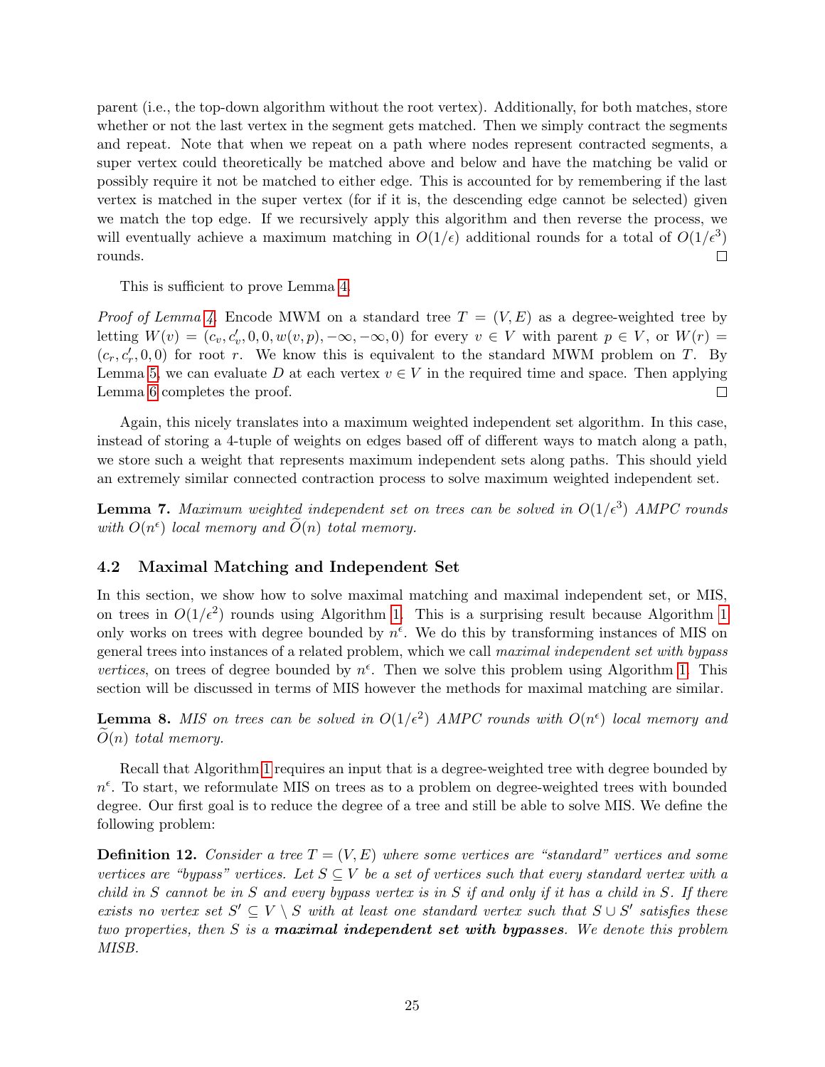parent (i.e., the top-down algorithm without the root vertex). Additionally, for both matches, store whether or not the last vertex in the segment gets matched. Then we simply contract the segments and repeat. Note that when we repeat on a path where nodes represent contracted segments, a super vertex could theoretically be matched above and below and have the matching be valid or possibly require it not be matched to either edge. This is accounted for by remembering if the last vertex is matched in the super vertex (for if it is, the descending edge cannot be selected) given we match the top edge. If we recursively apply this algorithm and then reverse the process, we will eventually achieve a maximum matching in $O(1/\epsilon)$ additional rounds for a total of $O(1/\epsilon^3)$ rounds. ◻

This is sufficient to prove Lemma 4.

*Proof of Lemma 4.* Encode MWM on a standard tree $T = (V, E)$ as a degree-weighted tree by letting $W(v) = (c_v, c'_v, 0, 0, w(v, p), -\infty, -\infty, 0)$ for every $v \in V$ with parent $p \in V$, or $W(r) = (c_r, c'_r, 0, 0)$ for root $r$. We know this is equivalent to the standard MWM problem on $T$. By Lemma 5, we can evaluate $D$ at each vertex $v \in V$ in the required time and space. Then applying Lemma 6 completes the proof. ◻

Again, this nicely translates into a maximum weighted independent set algorithm. In this case, instead of storing a 4-tuple of weights on edges based off of different ways to match along a path, we store such a weight that represents maximum independent sets along paths. This should yield an extremely similar connected contraction process to solve maximum weighted independent set.

**Lemma 7.** *Maximum weighted independent set on trees can be solved in $O(1/\epsilon^3)$ AMPC rounds with $O(n^\epsilon)$ local memory and $\widetilde{O}(n)$ total memory.*

## 4.2 Maximal Matching and Independent Set

In this section, we show how to solve maximal matching and maximal independent set, or MIS, on trees in $O(1/\epsilon^2)$ rounds using Algorithm 1. This is a surprising result because Algorithm 1 only works on trees with degree bounded by $n^\epsilon$. We do this by transforming instances of MIS on general trees into instances of a related problem, which we call *maximal independent set with bypass vertices*, on trees of degree bounded by $n^\epsilon$. Then we solve this problem using Algorithm 1. This section will be discussed in terms of MIS however the methods for maximal matching are similar.

**Lemma 8.** *MIS on trees can be solved in $O(1/\epsilon^2)$ AMPC rounds with $O(n^\epsilon)$ local memory and $\widetilde{O}(n)$ total memory.*

Recall that Algorithm 1 requires an input that is a degree-weighted tree with degree bounded by $n^\epsilon$. To start, we reformulate MIS on trees as to a problem on degree-weighted trees with bounded degree. Our first goal is to reduce the degree of a tree and still be able to solve MIS. We define the following problem:

**Definition 12.** *Consider a tree $T = (V, E)$ where some vertices are "standard" vertices and some vertices are "bypass" vertices. Let $S \subseteq V$ be a set of vertices such that every standard vertex with a child in $S$ cannot be in $S$ and every bypass vertex is in $S$ if and only if it has a child in $S$. If there exists no vertex set $S' \subseteq V \setminus S$ with at least one standard vertex such that $S \cup S'$ satisfies these two properties, then $S$ is a* ***maximal independent set with bypasses****. We denote this problem MISB.*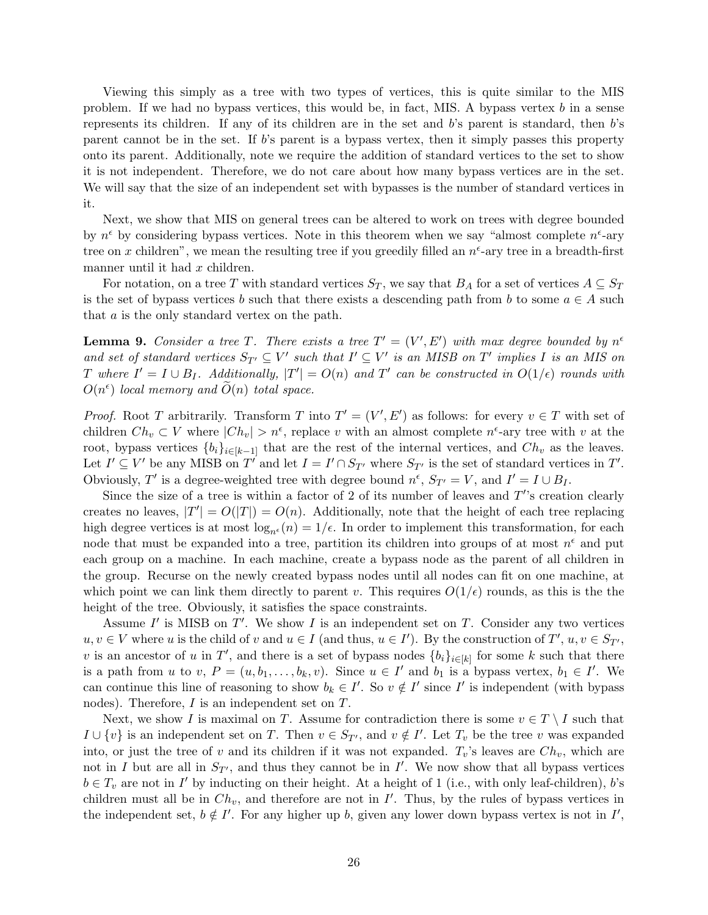Viewing this simply as a tree with two types of vertices, this is quite similar to the MIS problem. If we had no bypass vertices, this would be, in fact, MIS. A bypass vertex $b$ in a sense represents its children. If any of its children are in the set and $b$'s parent is standard, then $b$'s parent cannot be in the set. If $b$'s parent is a bypass vertex, then it simply passes this property onto its parent. Additionally, note we require the addition of standard vertices to the set to show it is not independent. Therefore, we do not care about how many bypass vertices are in the set. We will say that the size of an independent set with bypasses is the number of standard vertices in it.

Next, we show that MIS on general trees can be altered to work on trees with degree bounded by $n^\epsilon$ by considering bypass vertices. Note in this theorem when we say "almost complete $n^\epsilon$-ary tree on $x$ children", we mean the resulting tree if you greedily filled an $n^\epsilon$-ary tree in a breadth-first manner until it had $x$ children.

For notation, on a tree $T$ with standard vertices $S_T$, we say that $B_A$ for a set of vertices $A \subseteq S_T$ is the set of bypass vertices $b$ such that there exists a descending path from $b$ to some $a \in A$ such that $a$ is the only standard vertex on the path.

**Lemma 9.** *Consider a tree $T$. There exists a tree $T' = (V', E')$ with max degree bounded by $n^\epsilon$ and set of standard vertices $S_{T'} \subseteq V'$ such that $I' \subseteq V'$ is an MISB on $T'$ implies $I$ is an MIS on $T$ where $I' = I \cup B_I$. Additionally, $|T'| = O(n)$ and $T'$ can be constructed in $O(1/\epsilon)$ rounds with $O(n^\epsilon)$ local memory and $\widetilde{O}(n)$ total space.*

*Proof.* Root $T$ arbitrarily. Transform $T$ into $T' = (V', E')$ as follows: for every $v \in T$ with set of children $Ch_v \subset V$ where $|Ch_v| > n^\epsilon$, replace $v$ with an almost complete $n^\epsilon$-ary tree with $v$ at the root, bypass vertices $\{b_i\}_{i \in [k-1]}$ that are the rest of the internal vertices, and $Ch_v$ as the leaves. Let $I' \subseteq V'$ be any MISB on $T'$ and let $I = I' \cap S_{T'}$ where $S_{T'}$ is the set of standard vertices in $T'$. Obviously, $T'$ is a degree-weighted tree with degree bound $n^\epsilon$, $S_{T'} = V$, and $I' = I \cup B_I$.

Since the size of a tree is within a factor of 2 of its number of leaves and $T'$'s creation clearly creates no leaves, $|T'| = O(|T|) = O(n)$. Additionally, note that the height of each tree replacing high degree vertices is at most $\log_{n^\epsilon}(n) = 1/\epsilon$. In order to implement this transformation, for each node that must be expanded into a tree, partition its children into groups of at most $n^\epsilon$ and put each group on a machine. In each machine, create a bypass node as the parent of all children in the group. Recurse on the newly created bypass nodes until all nodes can fit on one machine, at which point we can link them directly to parent $v$. This requires $O(1/\epsilon)$ rounds, as this is the the height of the tree. Obviously, it satisfies the space constraints.

Assume $I'$ is MISB on $T'$. We show $I$ is an independent set on $T$. Consider any two vertices $u, v \in V$ where $u$ is the child of $v$ and $u \in I$ (and thus, $u \in I'$). By the construction of $T'$, $u, v \in S_{T'}$, $v$ is an ancestor of $u$ in $T'$, and there is a set of bypass nodes $\{b_i\}_{i \in [k]}$ for some $k$ such that there is a path from $u$ to $v$, $P = (u, b_1, \ldots, b_k, v)$. Since $u \in I'$ and $b_1$ is a bypass vertex, $b_1 \in I'$. We can continue this line of reasoning to show $b_k \in I'$. So $v \notin I'$ since $I'$ is independent (with bypass nodes). Therefore, $I$ is an independent set on $T$.

Next, we show $I$ is maximal on $T$. Assume for contradiction there is some $v \in T \setminus I$ such that $I \cup \{v\}$ is an independent set on $T$. Then $v \in S_{T'}$, and $v \notin I'$. Let $T_v$ be the tree $v$ was expanded into, or just the tree of $v$ and its children if it was not expanded. $T_v$'s leaves are $Ch_v$, which are not in $I$ but are all in $S_{T'}$, and thus they cannot be in $I'$. We now show that all bypass vertices $b \in T_v$ are not in $I'$ by inducting on their height. At a height of 1 (i.e., with only leaf-children), $b$'s children must all be in $Ch_v$, and therefore are not in $I'$. Thus, by the rules of bypass vertices in the independent set, $b \notin I'$. For any higher up $b$, given any lower down bypass vertex is not in $I'$,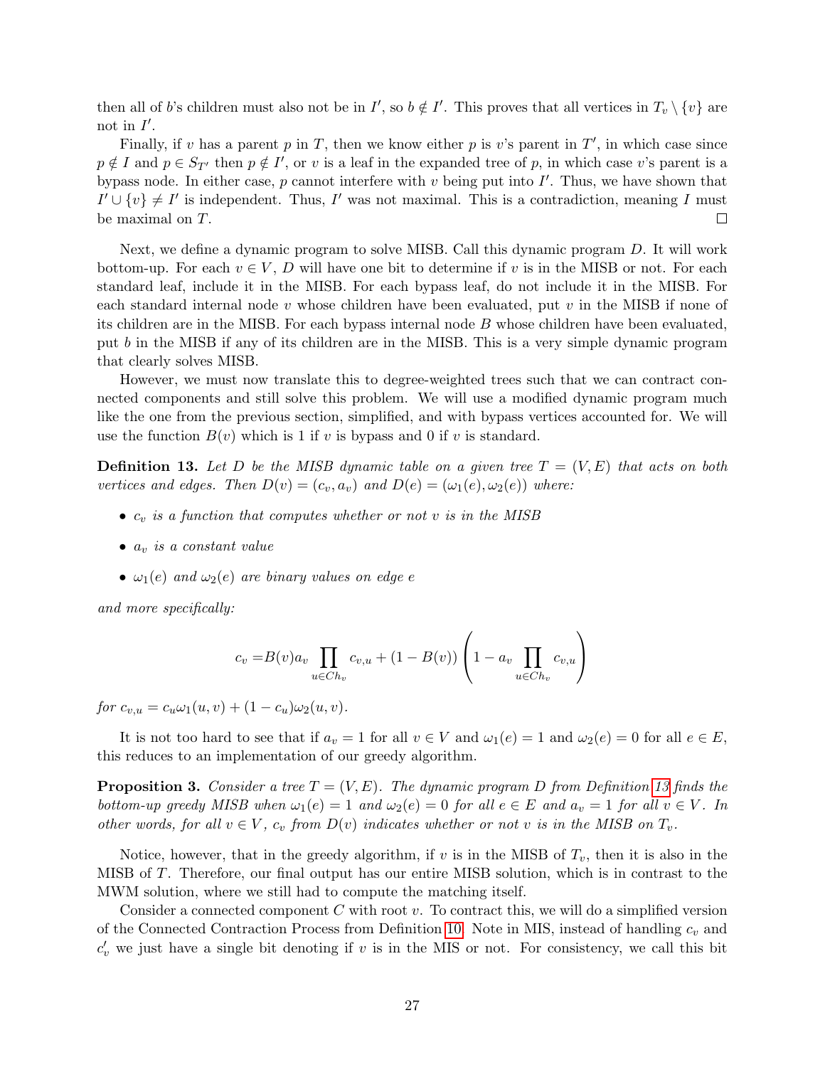then all of $b$'s children must also not be in $I'$, so $b \notin I'$. This proves that all vertices in $T_v \setminus \{v\}$ are not in $I'$.

Finally, if $v$ has a parent $p$ in $T$, then we know either $p$ is $v$'s parent in $T'$, in which case since $p \notin I$ and $p \in S_{T'}$ then $p \notin I'$, or $v$ is a leaf in the expanded tree of $p$, in which case $v$'s parent is a bypass node. In either case, $p$ cannot interfere with $v$ being put into $I'$. Thus, we have shown that $I' \cup \{v\} \neq I'$ is independent. Thus, $I'$ was not maximal. This is a contradiction, meaning $I$ must be maximal on $T$. □

Next, we define a dynamic program to solve MISB. Call this dynamic program $D$. It will work bottom-up. For each $v \in V$, $D$ will have one bit to determine if $v$ is in the MISB or not. For each standard leaf, include it in the MISB. For each bypass leaf, do not include it in the MISB. For each standard internal node $v$ whose children have been evaluated, put $v$ in the MISB if none of its children are in the MISB. For each bypass internal node $B$ whose children have been evaluated, put $b$ in the MISB if any of its children are in the MISB. This is a very simple dynamic program that clearly solves MISB.

However, we must now translate this to degree-weighted trees such that we can contract connected components and still solve this problem. We will use a modified dynamic program much like the one from the previous section, simplified, and with bypass vertices accounted for. We will use the function $B(v)$ which is 1 if $v$ is bypass and 0 if $v$ is standard.

**Definition 13.** *Let $D$ be the MISB dynamic table on a given tree $T = (V, E)$ that acts on both vertices and edges. Then $D(v) = (c_v, a_v)$ and $D(e) = (\omega_1(e), \omega_2(e))$ where:*

- *$c_v$ is a function that computes whether or not $v$ is in the MISB*
- *$a_v$ is a constant value*
- *$\omega_1(e)$ and $\omega_2(e)$ are binary values on edge $e$*

*and more specifically:*

$$c_v = B(v) a_v \prod_{u \in Ch_v} c_{v,u} + (1 - B(v)) \left( 1 - a_v \prod_{u \in Ch_v} c_{v,u} \right)$$

*for $c_{v,u} = c_u \omega_1(u, v) + (1 - c_u)\omega_2(u, v)$.*

It is not too hard to see that if $a_v = 1$ for all $v \in V$ and $\omega_1(e) = 1$ and $\omega_2(e) = 0$ for all $e \in E$, this reduces to an implementation of our greedy algorithm.

**Proposition 3.** *Consider a tree $T = (V, E)$. The dynamic program $D$ from Definition 13 finds the bottom-up greedy MISB when $\omega_1(e) = 1$ and $\omega_2(e) = 0$ for all $e \in E$ and $a_v = 1$ for all $v \in V$. In other words, for all $v \in V$, $c_v$ from $D(v)$ indicates whether or not $v$ is in the MISB on $T_v$.*

Notice, however, that in the greedy algorithm, if $v$ is in the MISB of $T_v$, then it is also in the MISB of $T$. Therefore, our final output has our entire MISB solution, which is in contrast to the MWM solution, where we still had to compute the matching itself.

Consider a connected component $C$ with root $v$. To contract this, we will do a simplified version of the Connected Contraction Process from Definition 10. Note in MIS, instead of handling $c_v$ and $c_v'$ we just have a single bit denoting if $v$ is in the MIS or not. For consistency, we call this bit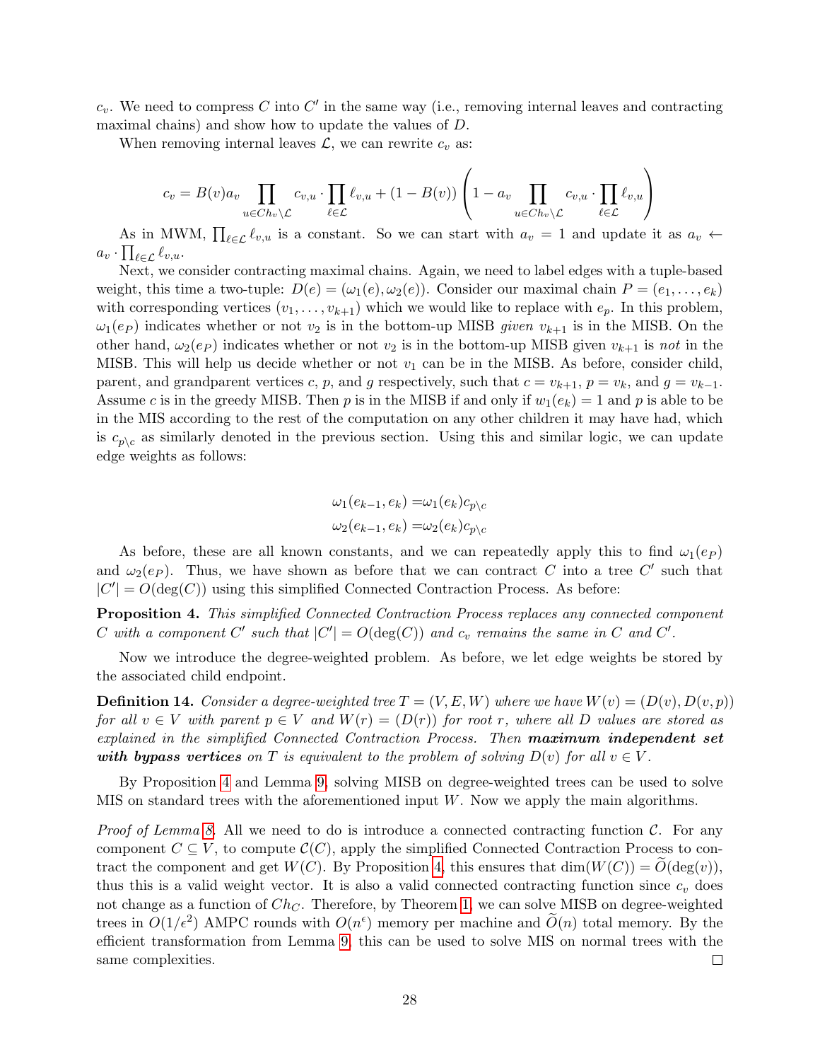$c_v$. We need to compress $C$ into $C'$ in the same way (i.e., removing internal leaves and contracting maximal chains) and show how to update the values of $D$.

When removing internal leaves $\mathcal{L}$, we can rewrite $c_v$ as:

$$c_v = B(v)a_v \prod_{u \in Ch_v \setminus \mathcal{L}} c_{v,u} \cdot \prod_{\ell \in \mathcal{L}} \ell_{v,u} + (1 - B(v)) \left( 1 - a_v \prod_{u \in Ch_v \setminus \mathcal{L}} c_{v,u} \cdot \prod_{\ell \in \mathcal{L}} \ell_{v,u} \right)$$

As in MWM, $\prod_{\ell \in \mathcal{L}} \ell_{v,u}$ is a constant. So we can start with $a_v = 1$ and update it as $a_v \leftarrow a_v \cdot \prod_{\ell \in \mathcal{L}} \ell_{v,u}$.

Next, we consider contracting maximal chains. Again, we need to label edges with a tuple-based weight, this time a two-tuple: $D(e) = (\omega_1(e), \omega_2(e))$. Consider our maximal chain $P = (e_1, \ldots, e_k)$ with corresponding vertices $(v_1, \ldots, v_{k+1})$ which we would like to replace with $e_p$. In this problem, $\omega_1(e_P)$ indicates whether or not $v_2$ is in the bottom-up MISB *given* $v_{k+1}$ is in the MISB. On the other hand, $\omega_2(e_P)$ indicates whether or not $v_2$ is in the bottom-up MISB given $v_{k+1}$ is *not* in the MISB. This will help us decide whether or not $v_1$ can be in the MISB. As before, consider child, parent, and grandparent vertices $c$, $p$, and $g$ respectively, such that $c = v_{k+1}$, $p = v_k$, and $g = v_{k-1}$. Assume $c$ is in the greedy MISB. Then $p$ is in the MISB if and only if $w_1(e_k) = 1$ and $p$ is able to be in the MIS according to the rest of the computation on any other children it may have had, which is $c_{p \setminus c}$ as similarly denoted in the previous section. Using this and similar logic, we can update edge weights as follows:

$$\omega_1(e_{k-1}, e_k) = \omega_1(e_k) c_{p \setminus c}$$
$$\omega_2(e_{k-1}, e_k) = \omega_2(e_k) c_{p \setminus c}$$

As before, these are all known constants, and we can repeatedly apply this to find $\omega_1(e_P)$ and $\omega_2(e_P)$. Thus, we have shown as before that we can contract $C$ into a tree $C'$ such that $|C'| = O(\deg(C))$ using this simplified Connected Contraction Process. As before:

**Proposition 4.** *This simplified Connected Contraction Process replaces any connected component $C$ with a component $C'$ such that $|C'| = O(\deg(C))$ and $c_v$ remains the same in $C$ and $C'$.*

Now we introduce the degree-weighted problem. As before, we let edge weights be stored by the associated child endpoint.

**Definition 14.** *Consider a degree-weighted tree $T = (V, E, W)$ where we have $W(v) = (D(v), D(v, p))$ for all $v \in V$ with parent $p \in V$ and $W(r) = (D(r))$ for root $r$, where all $D$ values are stored as explained in the simplified Connected Contraction Process. Then* ***maximum independent set with bypass vertices*** *on $T$ is equivalent to the problem of solving $D(v)$ for all $v \in V$.*

By Proposition 4 and Lemma 9, solving MISB on degree-weighted trees can be used to solve MIS on standard trees with the aforementioned input $W$. Now we apply the main algorithms.

*Proof of Lemma 8.* All we need to do is introduce a connected contracting function $\mathcal{C}$. For any component $C \subseteq V$, to compute $\mathcal{C}(C)$, apply the simplified Connected Contraction Process to contract the component and get $W(C)$. By Proposition 4, this ensures that $\dim(W(C)) = \widetilde{O}(\deg(v))$, thus this is a valid weight vector. It is also a valid connected contracting function since $c_v$ does not change as a function of $Ch_C$. Therefore, by Theorem 1, we can solve MISB on degree-weighted trees in $O(1/\epsilon^2)$ AMPC rounds with $O(n^\epsilon)$ memory per machine and $\widetilde{O}(n)$ total memory. By the efficient transformation from Lemma 9, this can be used to solve MIS on normal trees with the same complexities. $\square$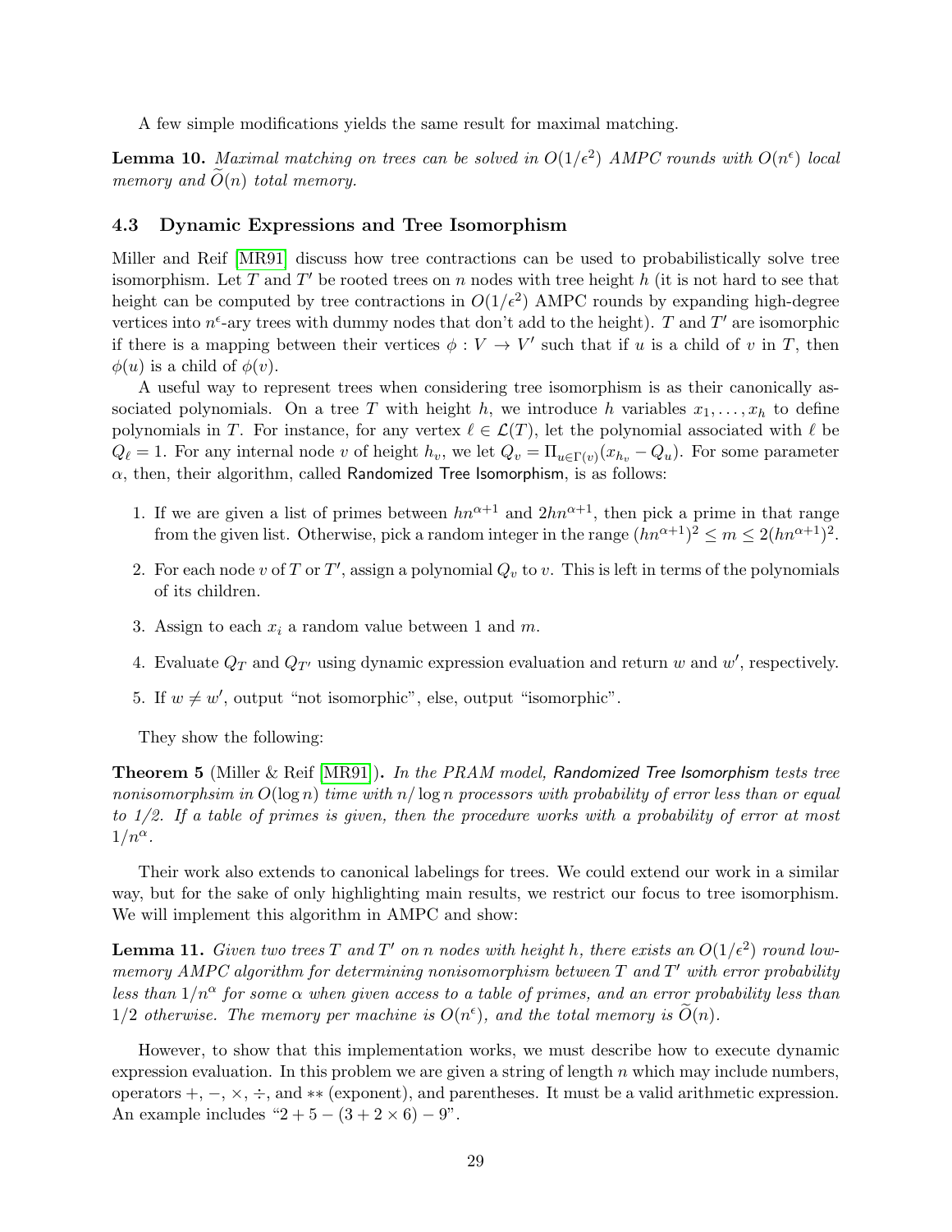A few simple modifications yields the same result for maximal matching.

**Lemma 10.** *Maximal matching on trees can be solved in $O(1/\epsilon^2)$ AMPC rounds with $O(n^\epsilon)$ local memory and $\widetilde{O}(n)$ total memory.*

### 4.3 Dynamic Expressions and Tree Isomorphism

Miller and Reif [MR91] discuss how tree contractions can be used to probabilistically solve tree isomorphism. Let $T$ and $T'$ be rooted trees on $n$ nodes with tree height $h$ (it is not hard to see that height can be computed by tree contractions in $O(1/\epsilon^2)$ AMPC rounds by expanding high-degree vertices into $n^\epsilon$-ary trees with dummy nodes that don't add to the height). $T$ and $T'$ are isomorphic if there is a mapping between their vertices $\phi : V \to V'$ such that if $u$ is a child of $v$ in $T$, then $\phi(u)$ is a child of $\phi(v)$.

A useful way to represent trees when considering tree isomorphism is as their canonically associated polynomials. On a tree $T$ with height $h$, we introduce $h$ variables $x_1, \ldots, x_h$ to define polynomials in $T$. For instance, for any vertex $\ell \in \mathcal{L}(T)$, let the polynomial associated with $\ell$ be $Q_\ell = 1$. For any internal node $v$ of height $h_v$, we let $Q_v = \Pi_{u \in \Gamma(v)}(x_{h_v} - Q_u)$. For some parameter $\alpha$, then, their algorithm, called Randomized Tree Isomorphism, is as follows:

1. If we are given a list of primes between $hn^{\alpha+1}$ and $2hn^{\alpha+1}$, then pick a prime in that range from the given list. Otherwise, pick a random integer in the range $(hn^{\alpha+1})^2 \leq m \leq 2(hn^{\alpha+1})^2$.
2. For each node $v$ of $T$ or $T'$, assign a polynomial $Q_v$ to $v$. This is left in terms of the polynomials of its children.
3. Assign to each $x_i$ a random value between 1 and $m$.
4. Evaluate $Q_T$ and $Q_{T'}$ using dynamic expression evaluation and return $w$ and $w'$, respectively.
5. If $w \neq w'$, output "not isomorphic", else, output "isomorphic".

They show the following:

**Theorem 5** (Miller & Reif [MR91]). *In the PRAM model, Randomized Tree Isomorphism tests tree nonisomorphsim in $O(\log n)$ time with $n/\log n$ processors with probability of error less than or equal to 1/2. If a table of primes is given, then the procedure works with a probability of error at most $1/n^\alpha$.*

Their work also extends to canonical labelings for trees. We could extend our work in a similar way, but for the sake of only highlighting main results, we restrict our focus to tree isomorphism. We will implement this algorithm in AMPC and show:

**Lemma 11.** *Given two trees $T$ and $T'$ on $n$ nodes with height $h$, there exists an $O(1/\epsilon^2)$ round low-memory AMPC algorithm for determining nonisomorphism between $T$ and $T'$ with error probability less than $1/n^\alpha$ for some $\alpha$ when given access to a table of primes, and an error probability less than 1/2 otherwise. The memory per machine is $O(n^\epsilon)$, and the total memory is $\widetilde{O}(n)$.*

However, to show that this implementation works, we must describe how to execute dynamic expression evaluation. In this problem we are given a string of length $n$ which may include numbers, operators $+$, $-$, $\times$, $\div$, and $**$ (exponent), and parentheses. It must be a valid arithmetic expression. An example includes "$2 + 5 - (3 + 2 \times 6) - 9$".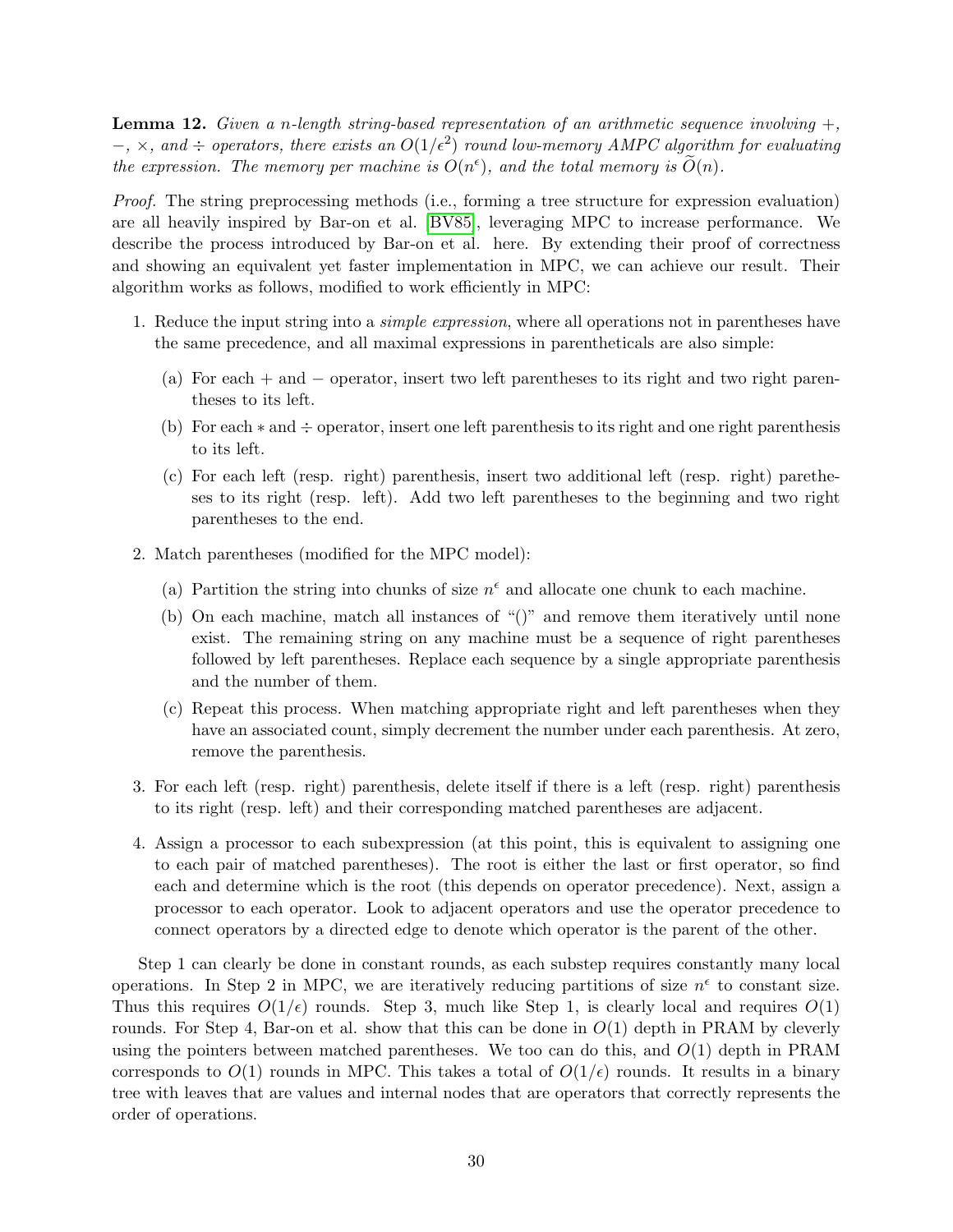**Lemma 12.** *Given a n-length string-based representation of an arithmetic sequence involving $+$, $-$, $\times$, and $\div$ operators, there exists an $O(1/\epsilon^2)$ round low-memory AMPC algorithm for evaluating the expression. The memory per machine is $O(n^\epsilon)$, and the total memory is $\widetilde{O}(n)$.*

*Proof.* The string preprocessing methods (i.e., forming a tree structure for expression evaluation) are all heavily inspired by Bar-on et al. [BV85], leveraging MPC to increase performance. We describe the process introduced by Bar-on et al. here. By extending their proof of correctness and showing an equivalent yet faster implementation in MPC, we can achieve our result. Their algorithm works as follows, modified to work efficiently in MPC:

1. Reduce the input string into a *simple expression*, where all operations not in parentheses have the same precedence, and all maximal expressions in parentheticals are also simple:
   (a) For each $+$ and $-$ operator, insert two left parentheses to its right and two right parentheses to its left.
   (b) For each $*$ and $\div$ operator, insert one left parenthesis to its right and one right parenthesis to its left.
   (c) For each left (resp. right) parenthesis, insert two additional left (resp. right) paretheses to its right (resp. left). Add two left parentheses to the beginning and two right parentheses to the end.
2. Match parentheses (modified for the MPC model):
   (a) Partition the string into chunks of size $n^\epsilon$ and allocate one chunk to each machine.
   (b) On each machine, match all instances of "()" and remove them iteratively until none exist. The remaining string on any machine must be a sequence of right parentheses followed by left parentheses. Replace each sequence by a single appropriate parenthesis and the number of them.
   (c) Repeat this process. When matching appropriate right and left parentheses when they have an associated count, simply decrement the number under each parenthesis. At zero, remove the parenthesis.
3. For each left (resp. right) parenthesis, delete itself if there is a left (resp. right) parenthesis to its right (resp. left) and their corresponding matched parentheses are adjacent.
4. Assign a processor to each subexpression (at this point, this is equivalent to assigning one to each pair of matched parentheses). The root is either the last or first operator, so find each and determine which is the root (this depends on operator precedence). Next, assign a processor to each operator. Look to adjacent operators and use the operator precedence to connect operators by a directed edge to denote which operator is the parent of the other.

Step 1 can clearly be done in constant rounds, as each substep requires constantly many local operations. In Step 2 in MPC, we are iteratively reducing partitions of size $n^\epsilon$ to constant size. Thus this requires $O(1/\epsilon)$ rounds. Step 3, much like Step 1, is clearly local and requires $O(1)$ rounds. For Step 4, Bar-on et al. show that this can be done in $O(1)$ depth in PRAM by cleverly using the pointers between matched parentheses. We too can do this, and $O(1)$ depth in PRAM corresponds to $O(1)$ rounds in MPC. This takes a total of $O(1/\epsilon)$ rounds. It results in a binary tree with leaves that are values and internal nodes that are operators that correctly represents the order of operations.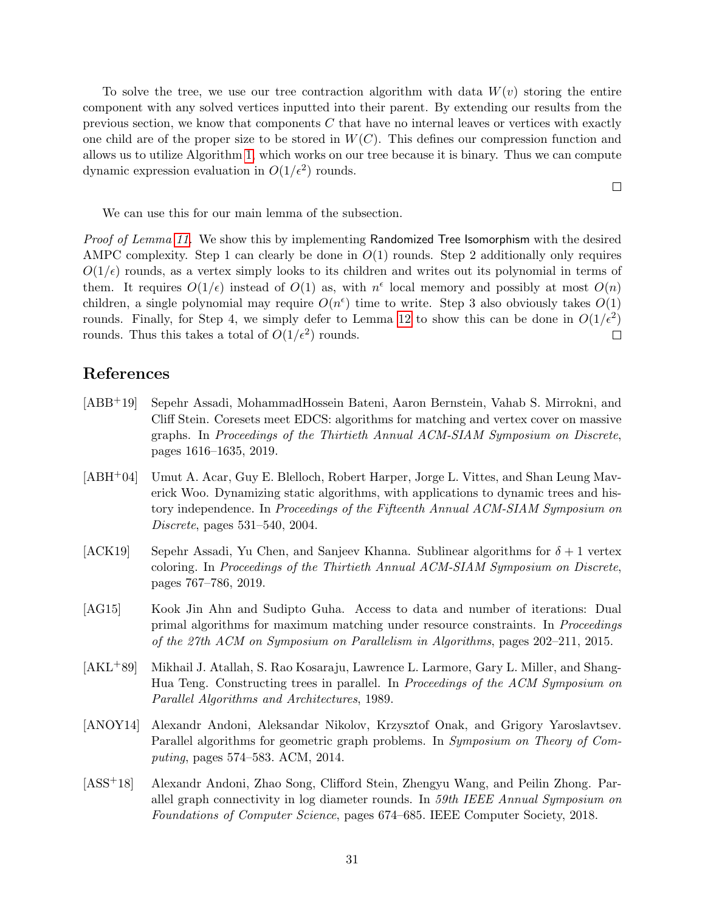To solve the tree, we use our tree contraction algorithm with data $W(v)$ storing the entire component with any solved vertices inputted into their parent. By extending our results from the previous section, we know that components $C$ that have no internal leaves or vertices with exactly one child are of the proper size to be stored in $W(C)$. This defines our compression function and allows us to utilize Algorithm 1, which works on our tree because it is binary. Thus we can compute dynamic expression evaluation in $O(1/\epsilon^2)$ rounds. □

We can use this for our main lemma of the subsection.

*Proof of Lemma 11.* We show this by implementing Randomized Tree Isomorphism with the desired AMPC complexity. Step 1 can clearly be done in $O(1)$ rounds. Step 2 additionally only requires $O(1/\epsilon)$ rounds, as a vertex simply looks to its children and writes out its polynomial in terms of them. It requires $O(1/\epsilon)$ instead of $O(1)$ as, with $n^\epsilon$ local memory and possibly at most $O(n)$ children, a single polynomial may require $O(n^\epsilon)$ time to write. Step 3 also obviously takes $O(1)$ rounds. Finally, for Step 4, we simply defer to Lemma 12 to show this can be done in $O(1/\epsilon^2)$ rounds. Thus this takes a total of $O(1/\epsilon^2)$ rounds. □

## References

[ABB+19] Sepehr Assadi, MohammadHossein Bateni, Aaron Bernstein, Vahab S. Mirrokni, and Cliff Stein. Coresets meet EDCS: algorithms for matching and vertex cover on massive graphs. In *Proceedings of the Thirtieth Annual ACM-SIAM Symposium on Discrete*, pages 1616–1635, 2019.

[ABH+04] Umut A. Acar, Guy E. Blelloch, Robert Harper, Jorge L. Vittes, and Shan Leung Maverick Woo. Dynamizing static algorithms, with applications to dynamic trees and history independence. In *Proceedings of the Fifteenth Annual ACM-SIAM Symposium on Discrete*, pages 531–540, 2004.

[ACK19] Sepehr Assadi, Yu Chen, and Sanjeev Khanna. Sublinear algorithms for $\delta + 1$ vertex coloring. In *Proceedings of the Thirtieth Annual ACM-SIAM Symposium on Discrete*, pages 767–786, 2019.

[AG15] Kook Jin Ahn and Sudipto Guha. Access to data and number of iterations: Dual primal algorithms for maximum matching under resource constraints. In *Proceedings of the 27th ACM on Symposium on Parallelism in Algorithms*, pages 202–211, 2015.

[AKL+89] Mikhail J. Atallah, S. Rao Kosaraju, Lawrence L. Larmore, Gary L. Miller, and Shang-Hua Teng. Constructing trees in parallel. In *Proceedings of the ACM Symposium on Parallel Algorithms and Architectures*, 1989.

[ANOY14] Alexandr Andoni, Aleksandar Nikolov, Krzysztof Onak, and Grigory Yaroslavtsev. Parallel algorithms for geometric graph problems. In *Symposium on Theory of Computing*, pages 574–583. ACM, 2014.

[ASS+18] Alexandr Andoni, Zhao Song, Clifford Stein, Zhengyu Wang, and Peilin Zhong. Parallel graph connectivity in log diameter rounds. In *59th IEEE Annual Symposium on Foundations of Computer Science*, pages 674–685. IEEE Computer Society, 2018.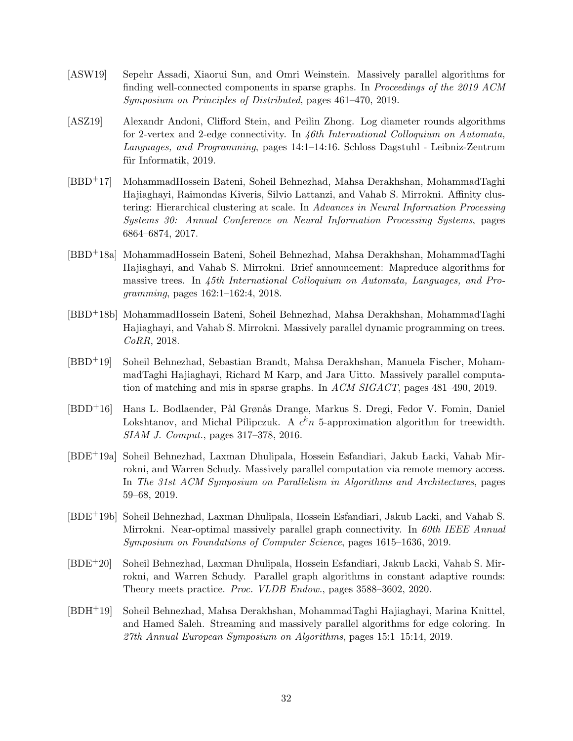[ASW19] Sepehr Assadi, Xiaorui Sun, and Omri Weinstein. Massively parallel algorithms for finding well-connected components in sparse graphs. In *Proceedings of the 2019 ACM Symposium on Principles of Distributed*, pages 461–470, 2019.

[ASZ19] Alexandr Andoni, Clifford Stein, and Peilin Zhong. Log diameter rounds algorithms for 2-vertex and 2-edge connectivity. In *46th International Colloquium on Automata, Languages, and Programming*, pages 14:1–14:16. Schloss Dagstuhl - Leibniz-Zentrum für Informatik, 2019.

[BBD+17] MohammadHossein Bateni, Soheil Behnezhad, Mahsa Derakhshan, MohammadTaghi Hajiaghayi, Raimondas Kiveris, Silvio Lattanzi, and Vahab S. Mirrokni. Affinity clustering: Hierarchical clustering at scale. In *Advances in Neural Information Processing Systems 30: Annual Conference on Neural Information Processing Systems*, pages 6864–6874, 2017.

[BBD+18a] MohammadHossein Bateni, Soheil Behnezhad, Mahsa Derakhshan, MohammadTaghi Hajiaghayi, and Vahab S. Mirrokni. Brief announcement: Mapreduce algorithms for massive trees. In *45th International Colloquium on Automata, Languages, and Programming*, pages 162:1–162:4, 2018.

[BBD+18b] MohammadHossein Bateni, Soheil Behnezhad, Mahsa Derakhshan, MohammadTaghi Hajiaghayi, and Vahab S. Mirrokni. Massively parallel dynamic programming on trees. *CoRR*, 2018.

[BBD+19] Soheil Behnezhad, Sebastian Brandt, Mahsa Derakhshan, Manuela Fischer, MohammadTaghi Hajiaghayi, Richard M Karp, and Jara Uitto. Massively parallel computation of matching and mis in sparse graphs. In *ACM SIGACT*, pages 481–490, 2019.

[BDD+16] Hans L. Bodlaender, Pål Grønås Drange, Markus S. Dregi, Fedor V. Fomin, Daniel Lokshtanov, and Michal Pilipczuk. A $c^k n$ 5-approximation algorithm for treewidth. *SIAM J. Comput.*, pages 317–378, 2016.

[BDE+19a] Soheil Behnezhad, Laxman Dhulipala, Hossein Esfandiari, Jakub Łacki, Vahab Mirrokni, and Warren Schudy. Massively parallel computation via remote memory access. In *The 31st ACM Symposium on Parallelism in Algorithms and Architectures*, pages 59–68, 2019.

[BDE+19b] Soheil Behnezhad, Laxman Dhulipala, Hossein Esfandiari, Jakub Lacki, and Vahab S. Mirrokni. Near-optimal massively parallel graph connectivity. In *60th IEEE Annual Symposium on Foundations of Computer Science*, pages 1615–1636, 2019.

[BDE+20] Soheil Behnezhad, Laxman Dhulipala, Hossein Esfandiari, Jakub Lacki, Vahab S. Mirrokni, and Warren Schudy. Parallel graph algorithms in constant adaptive rounds: Theory meets practice. *Proc. VLDB Endow.*, pages 3588–3602, 2020.

[BDH+19] Soheil Behnezhad, Mahsa Derakhshan, MohammadTaghi Hajiaghayi, Marina Knittel, and Hamed Saleh. Streaming and massively parallel algorithms for edge coloring. In *27th Annual European Symposium on Algorithms*, pages 15:1–15:14, 2019.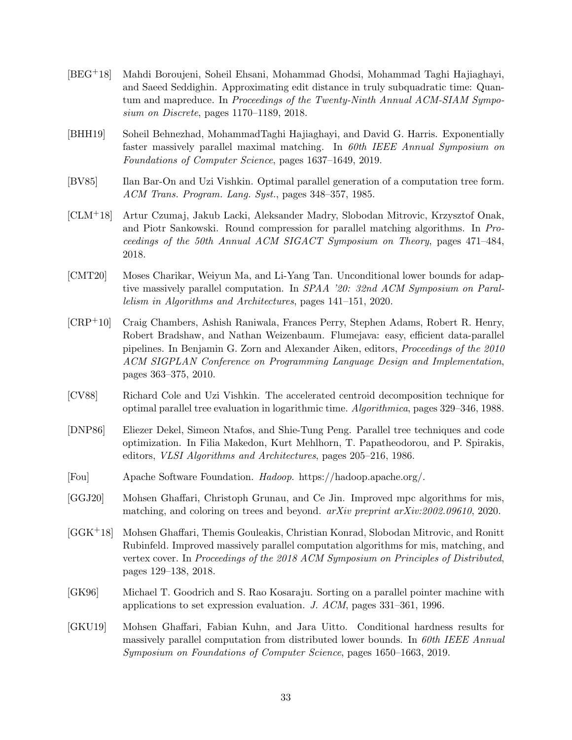[BEG+18] Mahdi Boroujeni, Soheil Ehsani, Mohammad Ghodsi, Mohammad Taghi Hajiaghayi, and Saeed Seddighin. Approximating edit distance in truly subquadratic time: Quantum and mapreduce. In *Proceedings of the Twenty-Ninth Annual ACM-SIAM Symposium on Discrete*, pages 1170–1189, 2018.

[BHH19] Soheil Behnezhad, MohammadTaghi Hajiaghayi, and David G. Harris. Exponentially faster massively parallel maximal matching. In *60th IEEE Annual Symposium on Foundations of Computer Science*, pages 1637–1649, 2019.

[BV85] Ilan Bar-On and Uzi Vishkin. Optimal parallel generation of a computation tree form. *ACM Trans. Program. Lang. Syst.*, pages 348–357, 1985.

[CLM+18] Artur Czumaj, Jakub Lacki, Aleksander Madry, Slobodan Mitrovic, Krzysztof Onak, and Piotr Sankowski. Round compression for parallel matching algorithms. In *Proceedings of the 50th Annual ACM SIGACT Symposium on Theory*, pages 471–484, 2018.

[CMT20] Moses Charikar, Weiyun Ma, and Li-Yang Tan. Unconditional lower bounds for adaptive massively parallel computation. In *SPAA '20: 32nd ACM Symposium on Parallelism in Algorithms and Architectures*, pages 141–151, 2020.

[CRP+10] Craig Chambers, Ashish Raniwala, Frances Perry, Stephen Adams, Robert R. Henry, Robert Bradshaw, and Nathan Weizenbaum. Flumejava: easy, efficient data-parallel pipelines. In Benjamin G. Zorn and Alexander Aiken, editors, *Proceedings of the 2010 ACM SIGPLAN Conference on Programming Language Design and Implementation*, pages 363–375, 2010.

[CV88] Richard Cole and Uzi Vishkin. The accelerated centroid decomposition technique for optimal parallel tree evaluation in logarithmic time. *Algorithmica*, pages 329–346, 1988.

[DNP86] Eliezer Dekel, Simeon Ntafos, and Shie-Tung Peng. Parallel tree techniques and code optimization. In Filia Makedon, Kurt Mehlhorn, T. Papatheodorou, and P. Spirakis, editors, *VLSI Algorithms and Architectures*, pages 205–216, 1986.

[Fou] Apache Software Foundation. *Hadoop*. https://hadoop.apache.org/.

[GGJ20] Mohsen Ghaffari, Christoph Grunau, and Ce Jin. Improved mpc algorithms for mis, matching, and coloring on trees and beyond. *arXiv preprint arXiv:2002.09610*, 2020.

[GGK+18] Mohsen Ghaffari, Themis Gouleakis, Christian Konrad, Slobodan Mitrovic, and Ronitt Rubinfeld. Improved massively parallel computation algorithms for mis, matching, and vertex cover. In *Proceedings of the 2018 ACM Symposium on Principles of Distributed*, pages 129–138, 2018.

[GK96] Michael T. Goodrich and S. Rao Kosaraju. Sorting on a parallel pointer machine with applications to set expression evaluation. *J. ACM*, pages 331–361, 1996.

[GKU19] Mohsen Ghaffari, Fabian Kuhn, and Jara Uitto. Conditional hardness results for massively parallel computation from distributed lower bounds. In *60th IEEE Annual Symposium on Foundations of Computer Science*, pages 1650–1663, 2019.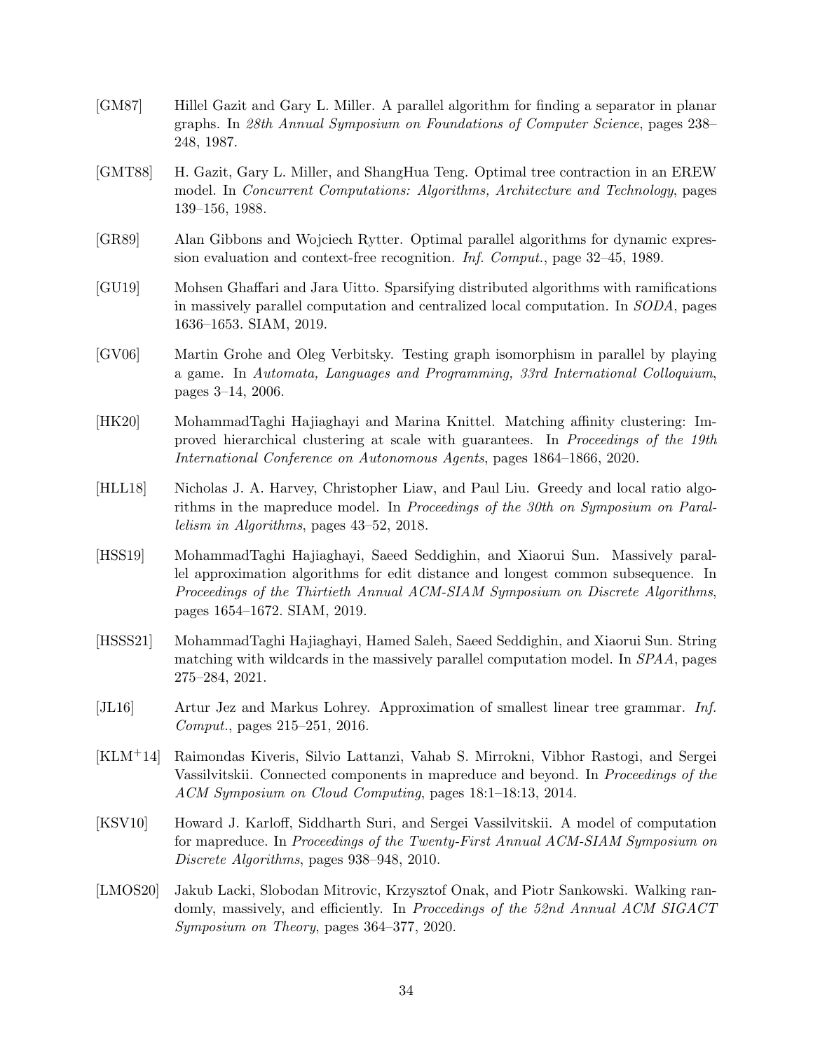[GM87] Hillel Gazit and Gary L. Miller. A parallel algorithm for finding a separator in planar graphs. In *28th Annual Symposium on Foundations of Computer Science*, pages 238–248, 1987.

[GMT88] H. Gazit, Gary L. Miller, and ShangHua Teng. Optimal tree contraction in an EREW model. In *Concurrent Computations: Algorithms, Architecture and Technology*, pages 139–156, 1988.

[GR89] Alan Gibbons and Wojciech Rytter. Optimal parallel algorithms for dynamic expression evaluation and context-free recognition. *Inf. Comput.*, page 32–45, 1989.

[GU19] Mohsen Ghaffari and Jara Uitto. Sparsifying distributed algorithms with ramifications in massively parallel computation and centralized local computation. In *SODA*, pages 1636–1653. SIAM, 2019.

[GV06] Martin Grohe and Oleg Verbitsky. Testing graph isomorphism in parallel by playing a game. In *Automata, Languages and Programming, 33rd International Colloquium*, pages 3–14, 2006.

[HK20] MohammadTaghi Hajiaghayi and Marina Knittel. Matching affinity clustering: Improved hierarchical clustering at scale with guarantees. In *Proceedings of the 19th International Conference on Autonomous Agents*, pages 1864–1866, 2020.

[HLL18] Nicholas J. A. Harvey, Christopher Liaw, and Paul Liu. Greedy and local ratio algorithms in the mapreduce model. In *Proceedings of the 30th on Symposium on Parallelism in Algorithms*, pages 43–52, 2018.

[HSS19] MohammadTaghi Hajiaghayi, Saeed Seddighin, and Xiaorui Sun. Massively parallel approximation algorithms for edit distance and longest common subsequence. In *Proceedings of the Thirtieth Annual ACM-SIAM Symposium on Discrete Algorithms*, pages 1654–1672. SIAM, 2019.

[HSSS21] MohammadTaghi Hajiaghayi, Hamed Saleh, Saeed Seddighin, and Xiaorui Sun. String matching with wildcards in the massively parallel computation model. In *SPAA*, pages 275–284, 2021.

[JL16] Artur Jez and Markus Lohrey. Approximation of smallest linear tree grammar. *Inf. Comput.*, pages 215–251, 2016.

[KLM+14] Raimondas Kiveris, Silvio Lattanzi, Vahab S. Mirrokni, Vibhor Rastogi, and Sergei Vassilvitskii. Connected components in mapreduce and beyond. In *Proceedings of the ACM Symposium on Cloud Computing*, pages 18:1–18:13, 2014.

[KSV10] Howard J. Karloff, Siddharth Suri, and Sergei Vassilvitskii. A model of computation for mapreduce. In *Proceedings of the Twenty-First Annual ACM-SIAM Symposium on Discrete Algorithms*, pages 938–948, 2010.

[LMOS20] Jakub Lacki, Slobodan Mitrovic, Krzysztof Onak, and Piotr Sankowski. Walking randomly, massively, and efficiently. In *Proccedings of the 52nd Annual ACM SIGACT Symposium on Theory*, pages 364–377, 2020.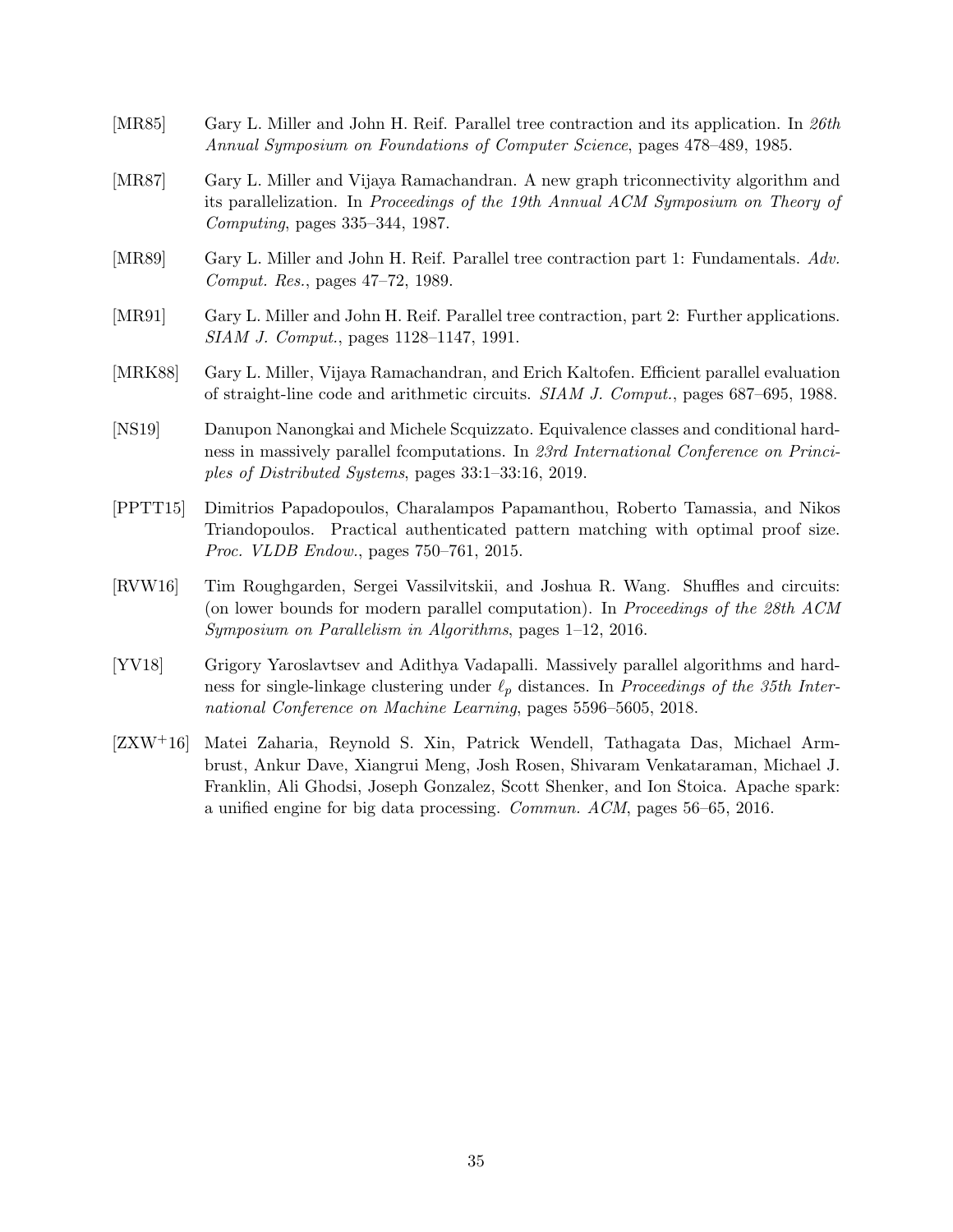[MR85] Gary L. Miller and John H. Reif. Parallel tree contraction and its application. In *26th Annual Symposium on Foundations of Computer Science*, pages 478–489, 1985.

[MR87] Gary L. Miller and Vijaya Ramachandran. A new graph triconnectivity algorithm and its parallelization. In *Proceedings of the 19th Annual ACM Symposium on Theory of Computing*, pages 335–344, 1987.

[MR89] Gary L. Miller and John H. Reif. Parallel tree contraction part 1: Fundamentals. *Adv. Comput. Res.*, pages 47–72, 1989.

[MR91] Gary L. Miller and John H. Reif. Parallel tree contraction, part 2: Further applications. *SIAM J. Comput.*, pages 1128–1147, 1991.

[MRK88] Gary L. Miller, Vijaya Ramachandran, and Erich Kaltofen. Efficient parallel evaluation of straight-line code and arithmetic circuits. *SIAM J. Comput.*, pages 687–695, 1988.

[NS19] Danupon Nanongkai and Michele Scquizzato. Equivalence classes and conditional hardness in massively parallel fcomputations. In *23rd International Conference on Principles of Distributed Systems*, pages 33:1–33:16, 2019.

[PPTT15] Dimitrios Papadopoulos, Charalampos Papamanthou, Roberto Tamassia, and Nikos Triandopoulos. Practical authenticated pattern matching with optimal proof size. *Proc. VLDB Endow.*, pages 750–761, 2015.

[RVW16] Tim Roughgarden, Sergei Vassilvitskii, and Joshua R. Wang. Shuffles and circuits: (on lower bounds for modern parallel computation). In *Proceedings of the 28th ACM Symposium on Parallelism in Algorithms*, pages 1–12, 2016.

[YV18] Grigory Yaroslavtsev and Adithya Vadapalli. Massively parallel algorithms and hardness for single-linkage clustering under $\ell_p$ distances. In *Proceedings of the 35th International Conference on Machine Learning*, pages 5596–5605, 2018.

[ZXW+16] Matei Zaharia, Reynold S. Xin, Patrick Wendell, Tathagata Das, Michael Armbrust, Ankur Dave, Xiangrui Meng, Josh Rosen, Shivaram Venkataraman, Michael J. Franklin, Ali Ghodsi, Joseph Gonzalez, Scott Shenker, and Ion Stoica. Apache spark: a unified engine for big data processing. *Commun. ACM*, pages 56–65, 2016.